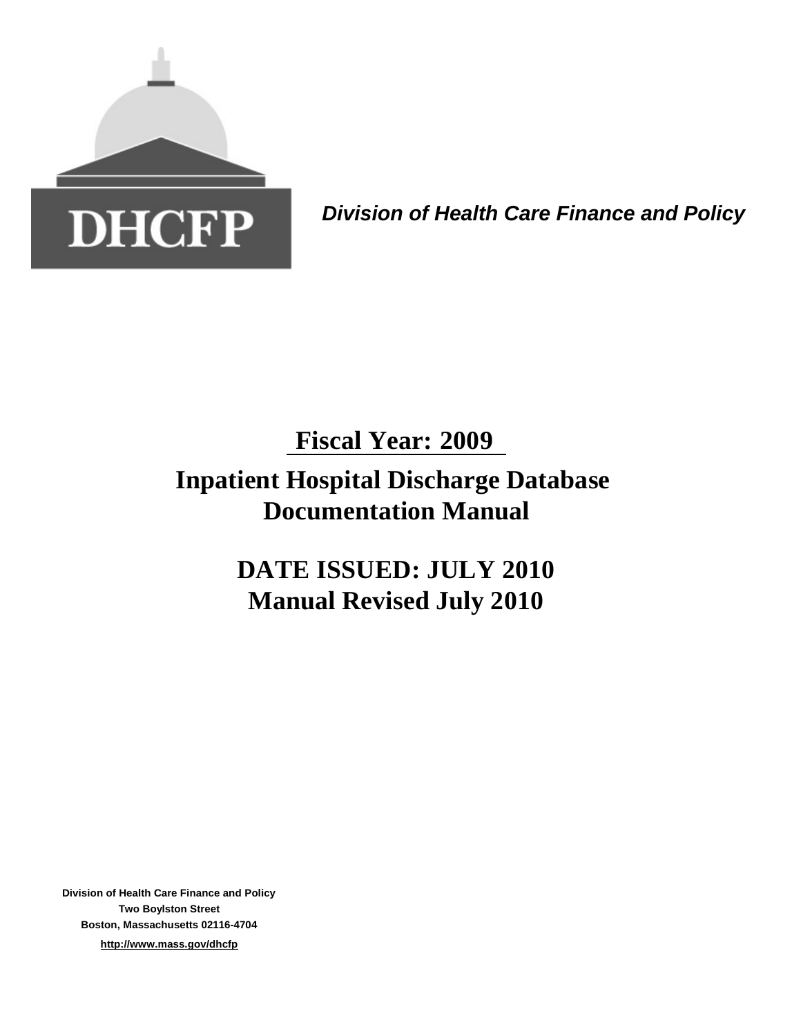DHCFP

*Division of Health Care Finance and Policy*

# Fiscal Year: 2009

# Inpatient Hospital Discharge Database Documentation Manual

## DATE ISSUED: JULY 2010

## Manual Revised July 2010

**Division of Health Care Finance and Policy**
**Two Boylston Street**
**Boston, Massachusetts 02116-4704**
**http://www.mass.gov/dhcfp**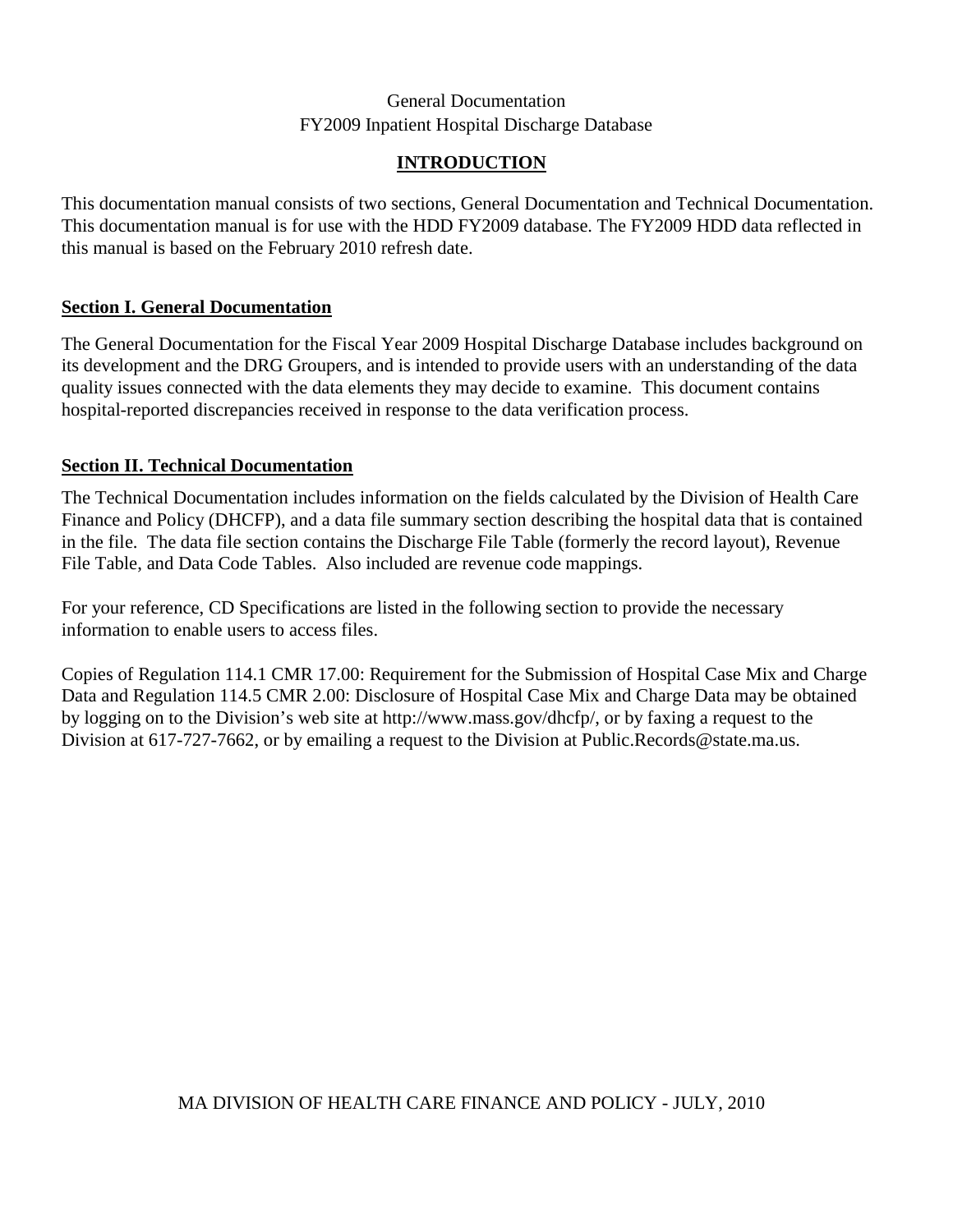General Documentation
FY2009 Inpatient Hospital Discharge Database

# INTRODUCTION

This documentation manual consists of two sections, General Documentation and Technical Documentation. This documentation manual is for use with the HDD FY2009 database. The FY2009 HDD data reflected in this manual is based on the February 2010 refresh date.

## Section I. General Documentation

The General Documentation for the Fiscal Year 2009 Hospital Discharge Database includes background on its development and the DRG Groupers, and is intended to provide users with an understanding of the data quality issues connected with the data elements they may decide to examine. This document contains hospital-reported discrepancies received in response to the data verification process.

## Section II. Technical Documentation

The Technical Documentation includes information on the fields calculated by the Division of Health Care Finance and Policy (DHCFP), and a data file summary section describing the hospital data that is contained in the file. The data file section contains the Discharge File Table (formerly the record layout), Revenue File Table, and Data Code Tables. Also included are revenue code mappings.

For your reference, CD Specifications are listed in the following section to provide the necessary information to enable users to access files.

Copies of Regulation 114.1 CMR 17.00: Requirement for the Submission of Hospital Case Mix and Charge Data and Regulation 114.5 CMR 2.00: Disclosure of Hospital Case Mix and Charge Data may be obtained by logging on to the Division's web site at http://www.mass.gov/dhcfp/, or by faxing a request to the Division at 617-727-7662, or by emailing a request to the Division at Public.Records@state.ma.us.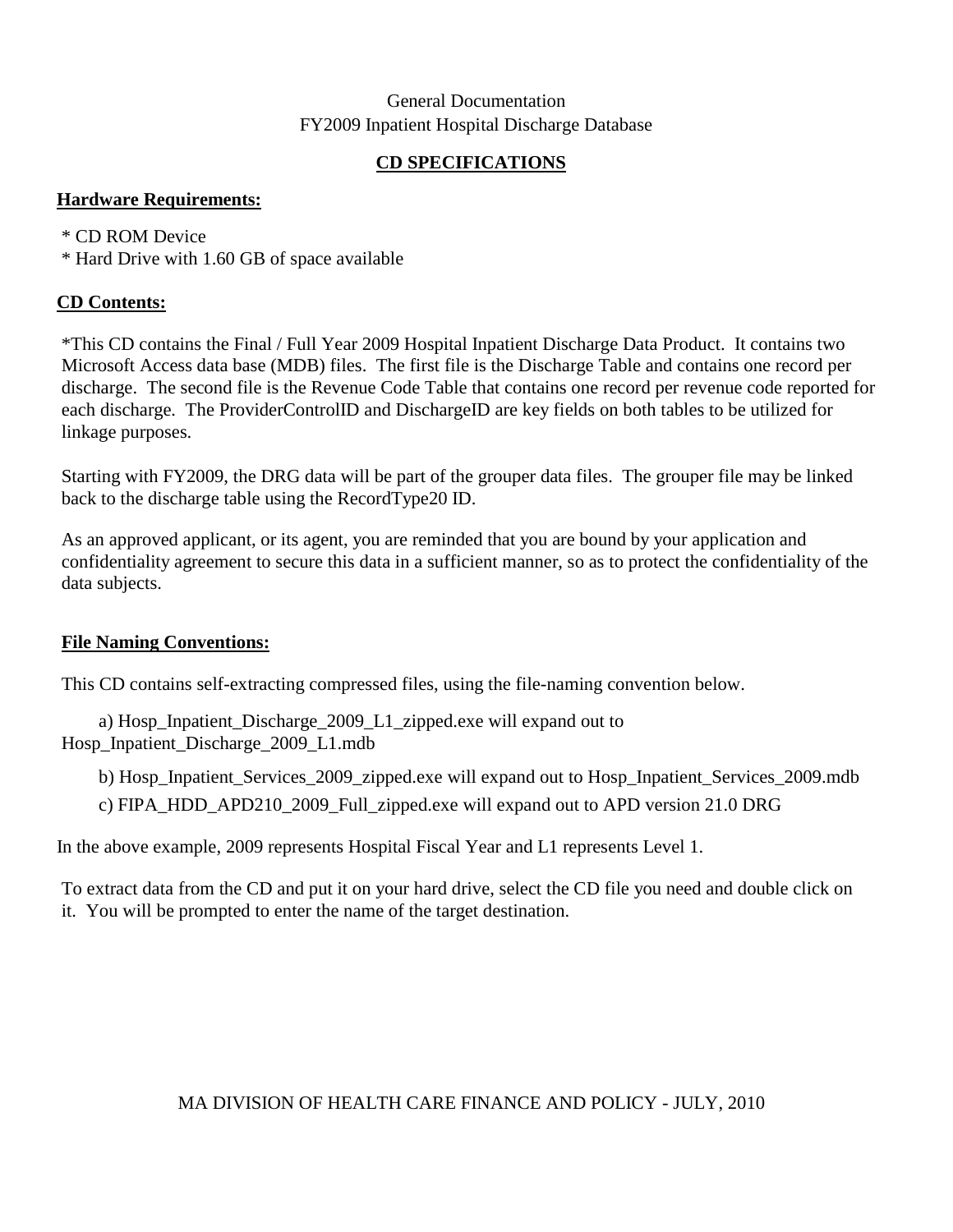General Documentation
FY2009 Inpatient Hospital Discharge Database

## CD SPECIFICATIONS

### Hardware Requirements:

* CD ROM Device
* Hard Drive with 1.60 GB of space available

### CD Contents:

*This CD contains the Final / Full Year 2009 Hospital Inpatient Discharge Data Product. It contains two Microsoft Access data base (MDB) files. The first file is the Discharge Table and contains one record per discharge. The second file is the Revenue Code Table that contains one record per revenue code reported for each discharge. The ProviderControlID and DischargeID are key fields on both tables to be utilized for linkage purposes.

Starting with FY2009, the DRG data will be part of the grouper data files. The grouper file may be linked back to the discharge table using the RecordType20 ID.

As an approved applicant, or its agent, you are reminded that you are bound by your application and confidentiality agreement to secure this data in a sufficient manner, so as to protect the confidentiality of the data subjects.

### File Naming Conventions:

This CD contains self-extracting compressed files, using the file-naming convention below.

a) Hosp_Inpatient_Discharge_2009_L1_zipped.exe will expand out to Hosp_Inpatient_Discharge_2009_L1.mdb

b) Hosp_Inpatient_Services_2009_zipped.exe will expand out to Hosp_Inpatient_Services_2009.mdb

c) FIPA_HDD_APD210_2009_Full_zipped.exe will expand out to APD version 21.0 DRG

In the above example, 2009 represents Hospital Fiscal Year and L1 represents Level 1.

To extract data from the CD and put it on your hard drive, select the CD file you need and double click on it. You will be prompted to enter the name of the target destination.

MA DIVISION OF HEALTH CARE FINANCE AND POLICY - JULY, 2010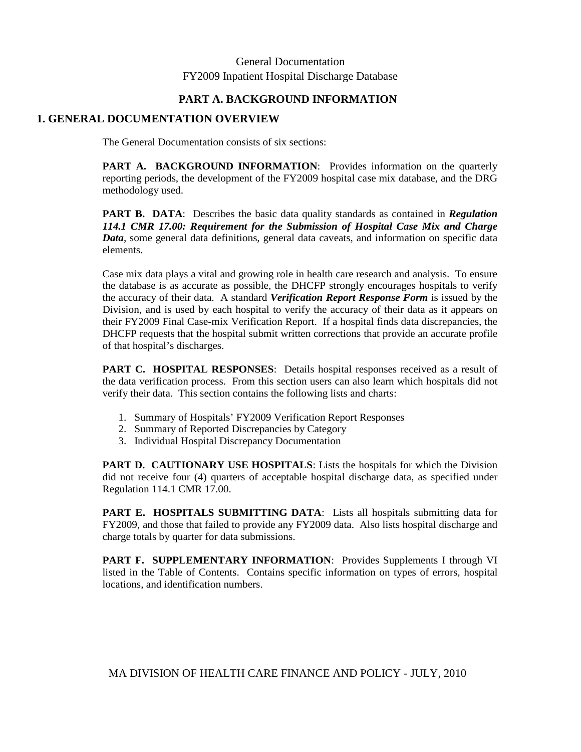General Documentation
FY2009 Inpatient Hospital Discharge Database

## PART A. BACKGROUND INFORMATION

### 1. GENERAL DOCUMENTATION OVERVIEW

The General Documentation consists of six sections:

**PART A. BACKGROUND INFORMATION**: Provides information on the quarterly reporting periods, the development of the FY2009 hospital case mix database, and the DRG methodology used.

**PART B. DATA**: Describes the basic data quality standards as contained in ***Regulation 114.1 CMR 17.00: Requirement for the Submission of Hospital Case Mix and Charge Data***, some general data definitions, general data caveats, and information on specific data elements.

Case mix data plays a vital and growing role in health care research and analysis. To ensure the database is as accurate as possible, the DHCFP strongly encourages hospitals to verify the accuracy of their data. A standard ***Verification Report Response Form*** is issued by the Division, and is used by each hospital to verify the accuracy of their data as it appears on their FY2009 Final Case-mix Verification Report. If a hospital finds data discrepancies, the DHCFP requests that the hospital submit written corrections that provide an accurate profile of that hospital's discharges.

**PART C. HOSPITAL RESPONSES**: Details hospital responses received as a result of the data verification process. From this section users can also learn which hospitals did not verify their data. This section contains the following lists and charts:

1. Summary of Hospitals' FY2009 Verification Report Responses
2. Summary of Reported Discrepancies by Category
3. Individual Hospital Discrepancy Documentation

**PART D. CAUTIONARY USE HOSPITALS**: Lists the hospitals for which the Division did not receive four (4) quarters of acceptable hospital discharge data, as specified under Regulation 114.1 CMR 17.00.

**PART E. HOSPITALS SUBMITTING DATA**: Lists all hospitals submitting data for FY2009, and those that failed to provide any FY2009 data. Also lists hospital discharge and charge totals by quarter for data submissions.

**PART F. SUPPLEMENTARY INFORMATION**: Provides Supplements I through VI listed in the Table of Contents. Contains specific information on types of errors, hospital locations, and identification numbers.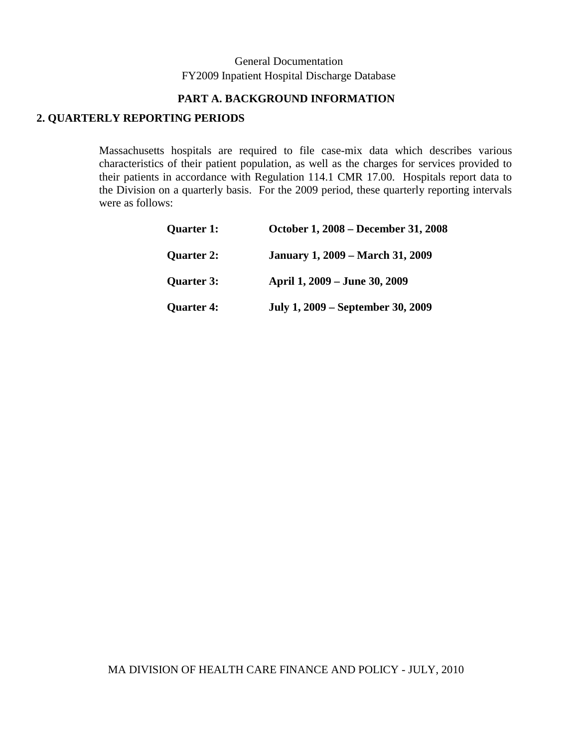## PART A. BACKGROUND INFORMATION

### 2. QUARTERLY REPORTING PERIODS

Massachusetts hospitals are required to file case-mix data which describes various characteristics of their patient population, as well as the charges for services provided to their patients in accordance with Regulation 114.1 CMR 17.00. Hospitals report data to the Division on a quarterly basis. For the 2009 period, these quarterly reporting intervals were as follows:

**Quarter 1:** **October 1, 2008 – December 31, 2008**

**Quarter 2:** **January 1, 2009 – March 31, 2009**

**Quarter 3:** **April 1, 2009 – June 30, 2009**

**Quarter 4:** **July 1, 2009 – September 30, 2009**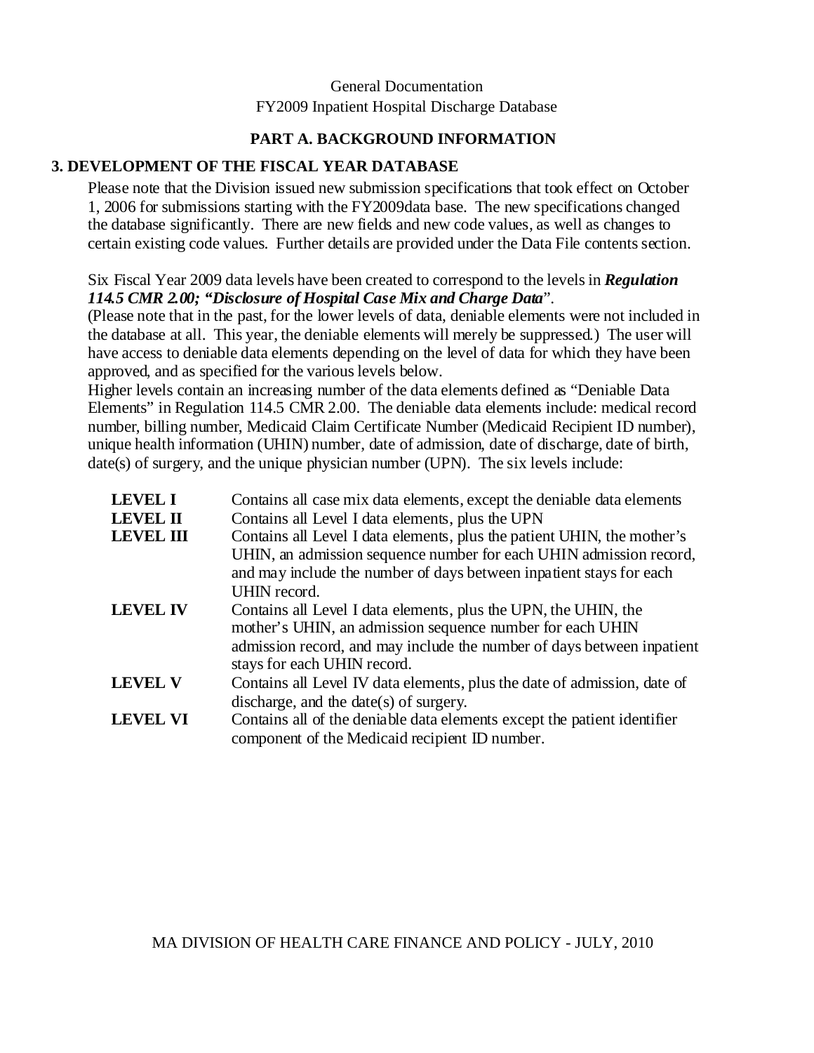General Documentation
FY2009 Inpatient Hospital Discharge Database

## PART A. BACKGROUND INFORMATION

### 3. DEVELOPMENT OF THE FISCAL YEAR DATABASE

Please note that the Division issued new submission specifications that took effect on October 1, 2006 for submissions starting with the FY2009data base. The new specifications changed the database significantly. There are new fields and new code values, as well as changes to certain existing code values. Further details are provided under the Data File contents section.

Six Fiscal Year 2009 data levels have been created to correspond to the levels in ***Regulation 114.5 CMR 2.00; "Disclosure of Hospital Case Mix and Charge Data***".
(Please note that in the past, for the lower levels of data, deniable elements were not included in the database at all. This year, the deniable elements will merely be suppressed.) The user will have access to deniable data elements depending on the level of data for which they have been approved, and as specified for the various levels below.
Higher levels contain an increasing number of the data elements defined as "Deniable Data Elements" in Regulation 114.5 CMR 2.00. The deniable data elements include: medical record number, billing number, Medicaid Claim Certificate Number (Medicaid Recipient ID number), unique health information (UHIN) number, date of admission, date of discharge, date of birth, date(s) of surgery, and the unique physician number (UPN). The six levels include:

| | |
|---|---|
| **LEVEL I** | Contains all case mix data elements, except the deniable data elements |
| **LEVEL II** | Contains all Level I data elements, plus the UPN |
| **LEVEL III** | Contains all Level I data elements, plus the patient UHIN, the mother's UHIN, an admission sequence number for each UHIN admission record, and may include the number of days between inpatient stays for each UHIN record. |
| **LEVEL IV** | Contains all Level I data elements, plus the UPN, the UHIN, the mother's UHIN, an admission sequence number for each UHIN admission record, and may include the number of days between inpatient stays for each UHIN record. |
| **LEVEL V** | Contains all Level IV data elements, plus the date of admission, date of discharge, and the date(s) of surgery. |
| **LEVEL VI** | Contains all of the deniable data elements except the patient identifier component of the Medicaid recipient ID number. |

MA DIVISION OF HEALTH CARE FINANCE AND POLICY - JULY, 2010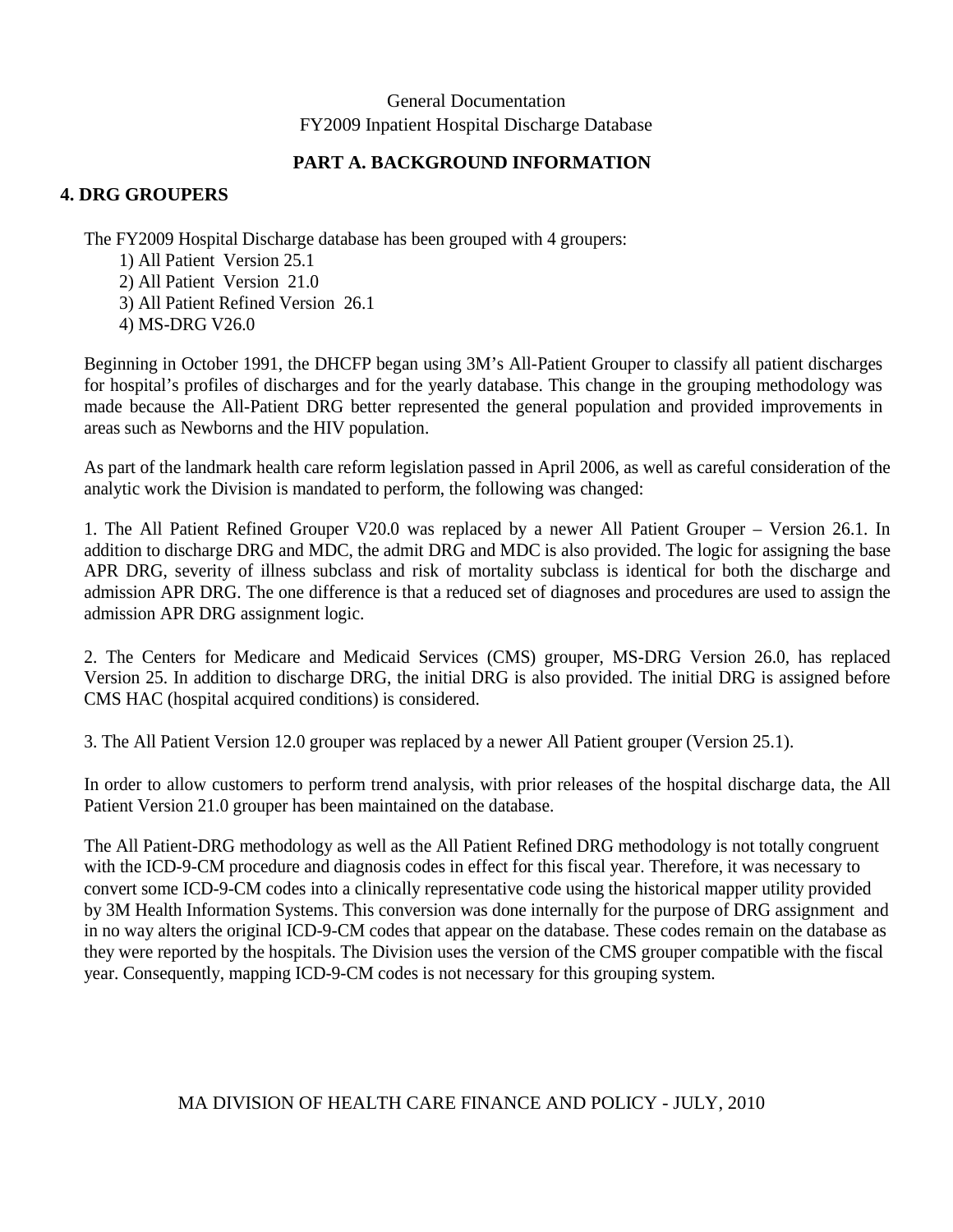General Documentation
FY2009 Inpatient Hospital Discharge Database

## PART A. BACKGROUND INFORMATION

### 4. DRG GROUPERS

The FY2009 Hospital Discharge database has been grouped with 4 groupers:

1) All Patient Version 25.1
2) All Patient Version 21.0
3) All Patient Refined Version 26.1
4) MS-DRG V26.0

Beginning in October 1991, the DHCFP began using 3M's All-Patient Grouper to classify all patient discharges for hospital's profiles of discharges and for the yearly database. This change in the grouping methodology was made because the All-Patient DRG better represented the general population and provided improvements in areas such as Newborns and the HIV population.

As part of the landmark health care reform legislation passed in April 2006, as well as careful consideration of the analytic work the Division is mandated to perform, the following was changed:

1. The All Patient Refined Grouper V20.0 was replaced by a newer All Patient Grouper – Version 26.1. In addition to discharge DRG and MDC, the admit DRG and MDC is also provided. The logic for assigning the base APR DRG, severity of illness subclass and risk of mortality subclass is identical for both the discharge and admission APR DRG. The one difference is that a reduced set of diagnoses and procedures are used to assign the admission APR DRG assignment logic.

2. The Centers for Medicare and Medicaid Services (CMS) grouper, MS-DRG Version 26.0, has replaced Version 25. In addition to discharge DRG, the initial DRG is also provided. The initial DRG is assigned before CMS HAC (hospital acquired conditions) is considered.

3. The All Patient Version 12.0 grouper was replaced by a newer All Patient grouper (Version 25.1).

In order to allow customers to perform trend analysis, with prior releases of the hospital discharge data, the All Patient Version 21.0 grouper has been maintained on the database.

The All Patient-DRG methodology as well as the All Patient Refined DRG methodology is not totally congruent with the ICD-9-CM procedure and diagnosis codes in effect for this fiscal year. Therefore, it was necessary to convert some ICD-9-CM codes into a clinically representative code using the historical mapper utility provided by 3M Health Information Systems. This conversion was done internally for the purpose of DRG assignment and in no way alters the original ICD-9-CM codes that appear on the database. These codes remain on the database as they were reported by the hospitals. The Division uses the version of the CMS grouper compatible with the fiscal year. Consequently, mapping ICD-9-CM codes is not necessary for this grouping system.

MA DIVISION OF HEALTH CARE FINANCE AND POLICY - JULY, 2010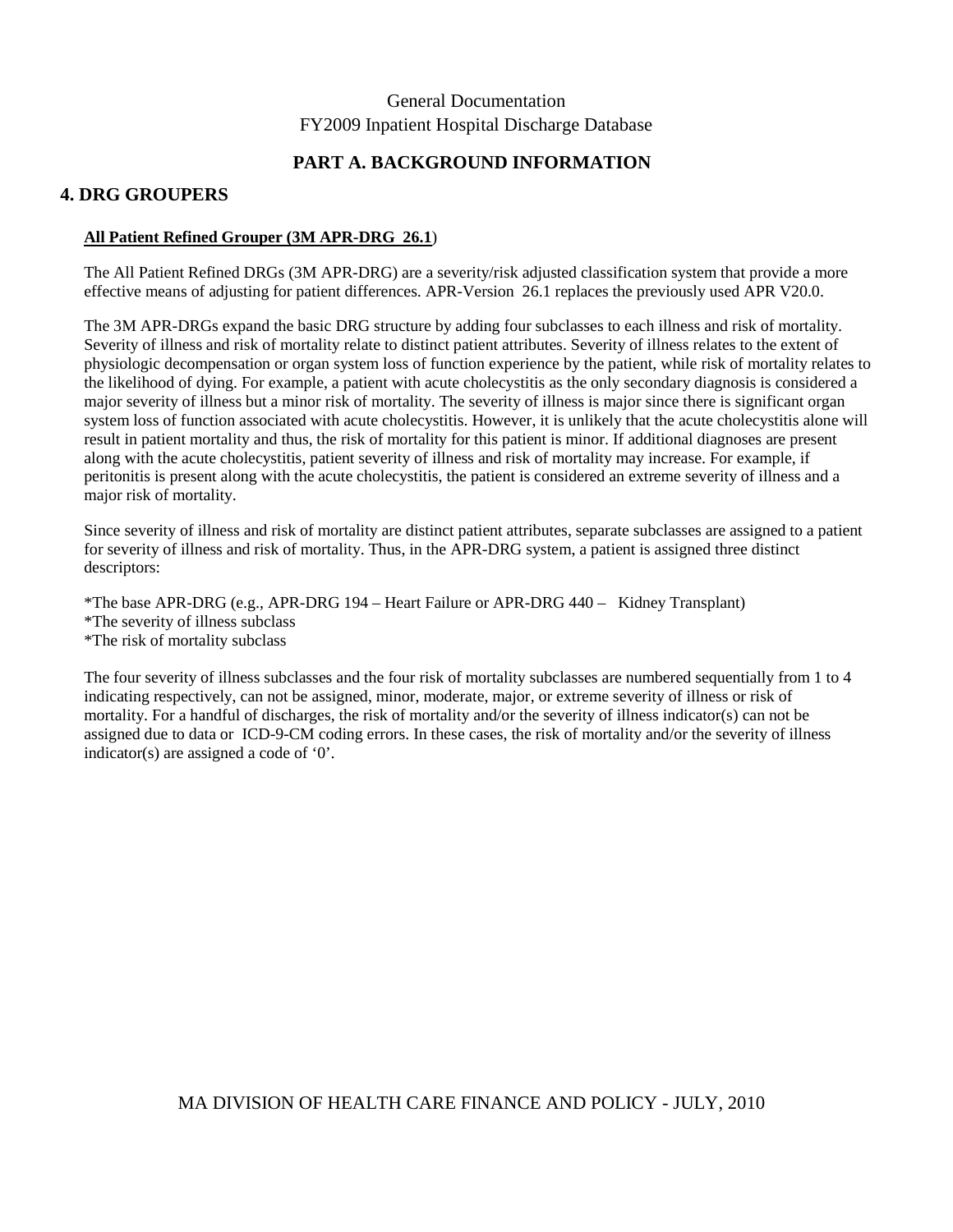General Documentation
FY2009 Inpatient Hospital Discharge Database

## PART A. BACKGROUND INFORMATION

## 4. DRG GROUPERS

**All Patient Refined Grouper (3M APR-DRG 26.1**)

The All Patient Refined DRGs (3M APR-DRG) are a severity/risk adjusted classification system that provide a more effective means of adjusting for patient differences. APR-Version 26.1 replaces the previously used APR V20.0.

The 3M APR-DRGs expand the basic DRG structure by adding four subclasses to each illness and risk of mortality. Severity of illness and risk of mortality relate to distinct patient attributes. Severity of illness relates to the extent of physiologic decompensation or organ system loss of function experience by the patient, while risk of mortality relates to the likelihood of dying. For example, a patient with acute cholecystitis as the only secondary diagnosis is considered a major severity of illness but a minor risk of mortality. The severity of illness is major since there is significant organ system loss of function associated with acute cholecystitis. However, it is unlikely that the acute cholecystitis alone will result in patient mortality and thus, the risk of mortality for this patient is minor. If additional diagnoses are present along with the acute cholecystitis, patient severity of illness and risk of mortality may increase. For example, if peritonitis is present along with the acute cholecystitis, the patient is considered an extreme severity of illness and a major risk of mortality.

Since severity of illness and risk of mortality are distinct patient attributes, separate subclasses are assigned to a patient for severity of illness and risk of mortality. Thus, in the APR-DRG system, a patient is assigned three distinct descriptors:

*The base APR-DRG (e.g., APR-DRG 194 – Heart Failure or APR-DRG 440 – Kidney Transplant)
*The severity of illness subclass
*The risk of mortality subclass

The four severity of illness subclasses and the four risk of mortality subclasses are numbered sequentially from 1 to 4 indicating respectively, can not be assigned, minor, moderate, major, or extreme severity of illness or risk of mortality. For a handful of discharges, the risk of mortality and/or the severity of illness indicator(s) can not be assigned due to data or ICD-9-CM coding errors. In these cases, the risk of mortality and/or the severity of illness indicator(s) are assigned a code of '0'.

MA DIVISION OF HEALTH CARE FINANCE AND POLICY - JULY, 2010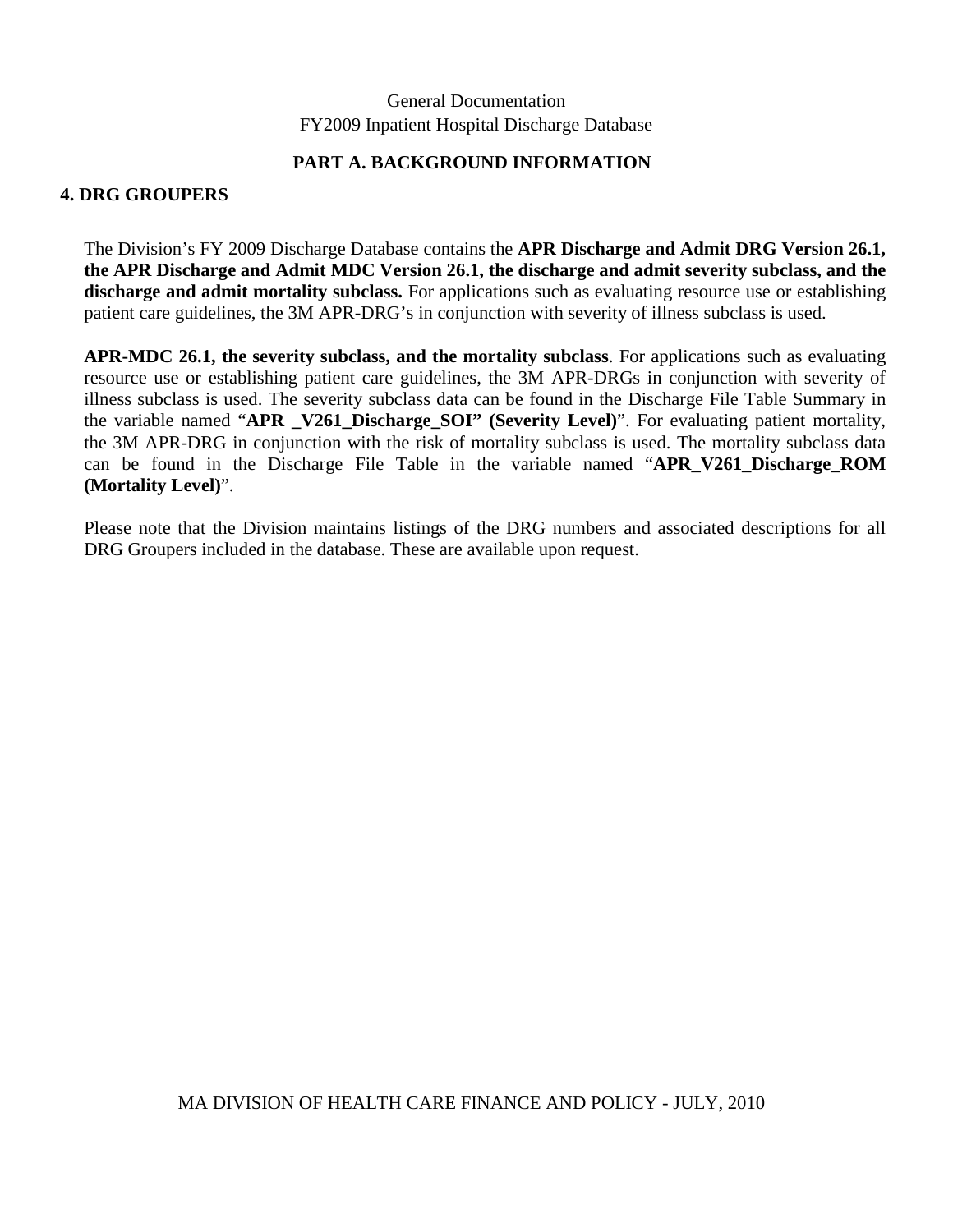General Documentation
FY2009 Inpatient Hospital Discharge Database

## PART A. BACKGROUND INFORMATION

### 4. DRG GROUPERS

The Division's FY 2009 Discharge Database contains the **APR Discharge and Admit DRG Version 26.1, the APR Discharge and Admit MDC Version 26.1, the discharge and admit severity subclass, and the discharge and admit mortality subclass.** For applications such as evaluating resource use or establishing patient care guidelines, the 3M APR-DRG's in conjunction with severity of illness subclass is used.

**APR-MDC 26.1, the severity subclass, and the mortality subclass**. For applications such as evaluating resource use or establishing patient care guidelines, the 3M APR-DRGs in conjunction with severity of illness subclass is used. The severity subclass data can be found in the Discharge File Table Summary in the variable named "**APR _V261_Discharge_SOI" (Severity Level)**". For evaluating patient mortality, the 3M APR-DRG in conjunction with the risk of mortality subclass is used. The mortality subclass data can be found in the Discharge File Table in the variable named "**APR_V261_Discharge_ROM (Mortality Level)**".

Please note that the Division maintains listings of the DRG numbers and associated descriptions for all DRG Groupers included in the database. These are available upon request.

MA DIVISION OF HEALTH CARE FINANCE AND POLICY - JULY, 2010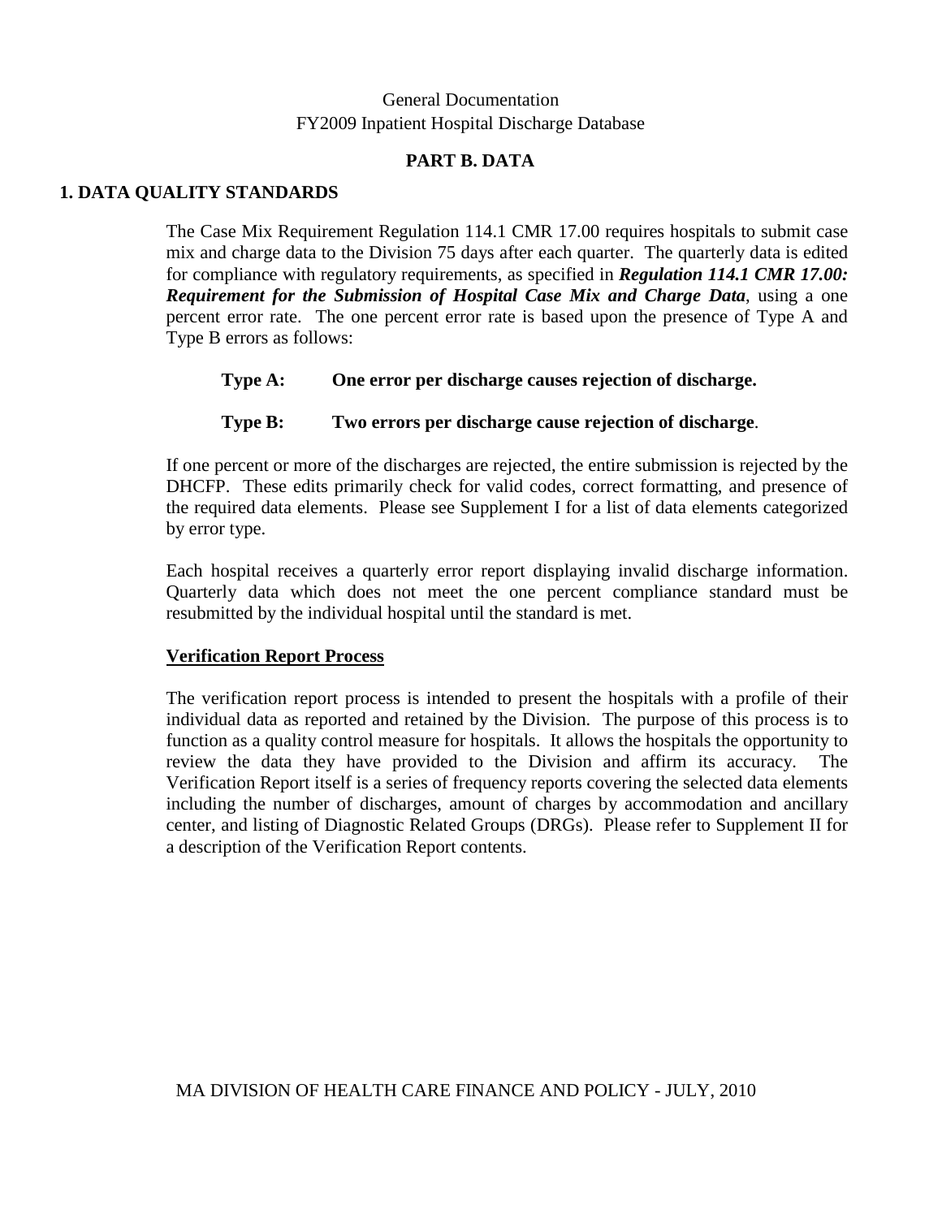General Documentation
FY2009 Inpatient Hospital Discharge Database

## PART B. DATA

### 1. DATA QUALITY STANDARDS

The Case Mix Requirement Regulation 114.1 CMR 17.00 requires hospitals to submit case mix and charge data to the Division 75 days after each quarter. The quarterly data is edited for compliance with regulatory requirements, as specified in ***Regulation 114.1 CMR 17.00: Requirement for the Submission of Hospital Case Mix and Charge Data***, using a one percent error rate. The one percent error rate is based upon the presence of Type A and Type B errors as follows:

**Type A: One error per discharge causes rejection of discharge.**

**Type B: Two errors per discharge cause rejection of discharge**.

If one percent or more of the discharges are rejected, the entire submission is rejected by the DHCFP. These edits primarily check for valid codes, correct formatting, and presence of the required data elements. Please see Supplement I for a list of data elements categorized by error type.

Each hospital receives a quarterly error report displaying invalid discharge information. Quarterly data which does not meet the one percent compliance standard must be resubmitted by the individual hospital until the standard is met.

**Verification Report Process**

The verification report process is intended to present the hospitals with a profile of their individual data as reported and retained by the Division. The purpose of this process is to function as a quality control measure for hospitals. It allows the hospitals the opportunity to review the data they have provided to the Division and affirm its accuracy. The Verification Report itself is a series of frequency reports covering the selected data elements including the number of discharges, amount of charges by accommodation and ancillary center, and listing of Diagnostic Related Groups (DRGs). Please refer to Supplement II for a description of the Verification Report contents.

MA DIVISION OF HEALTH CARE FINANCE AND POLICY - JULY, 2010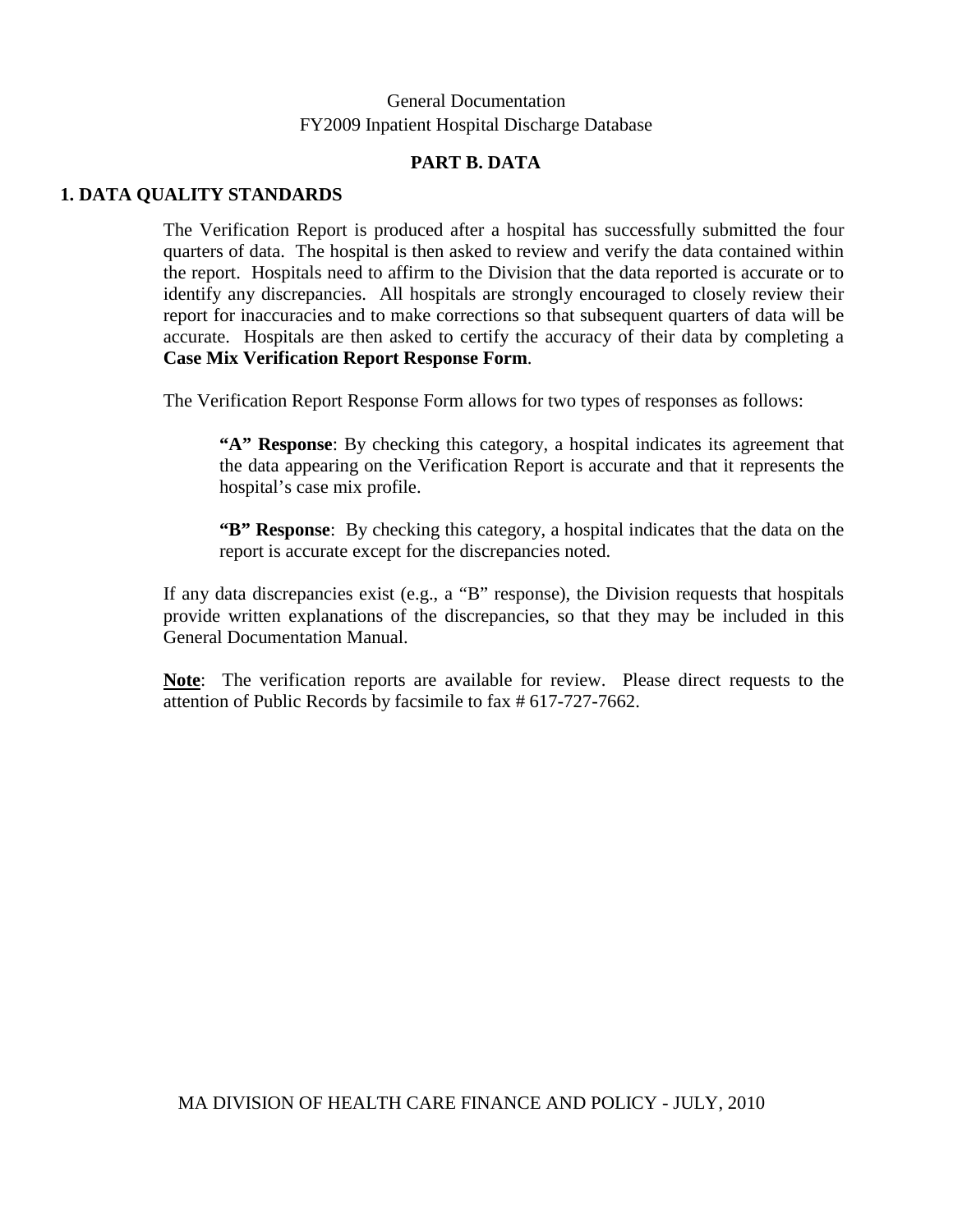General Documentation
FY2009 Inpatient Hospital Discharge Database

## PART B. DATA

### 1. DATA QUALITY STANDARDS

The Verification Report is produced after a hospital has successfully submitted the four quarters of data. The hospital is then asked to review and verify the data contained within the report. Hospitals need to affirm to the Division that the data reported is accurate or to identify any discrepancies. All hospitals are strongly encouraged to closely review their report for inaccuracies and to make corrections so that subsequent quarters of data will be accurate. Hospitals are then asked to certify the accuracy of their data by completing a **Case Mix Verification Report Response Form**.

The Verification Report Response Form allows for two types of responses as follows:

> **"A" Response**: By checking this category, a hospital indicates its agreement that the data appearing on the Verification Report is accurate and that it represents the hospital's case mix profile.
>
> **"B" Response**: By checking this category, a hospital indicates that the data on the report is accurate except for the discrepancies noted.

If any data discrepancies exist (e.g., a "B" response), the Division requests that hospitals provide written explanations of the discrepancies, so that they may be included in this General Documentation Manual.

**Note**: The verification reports are available for review. Please direct requests to the attention of Public Records by facsimile to fax # 617-727-7662.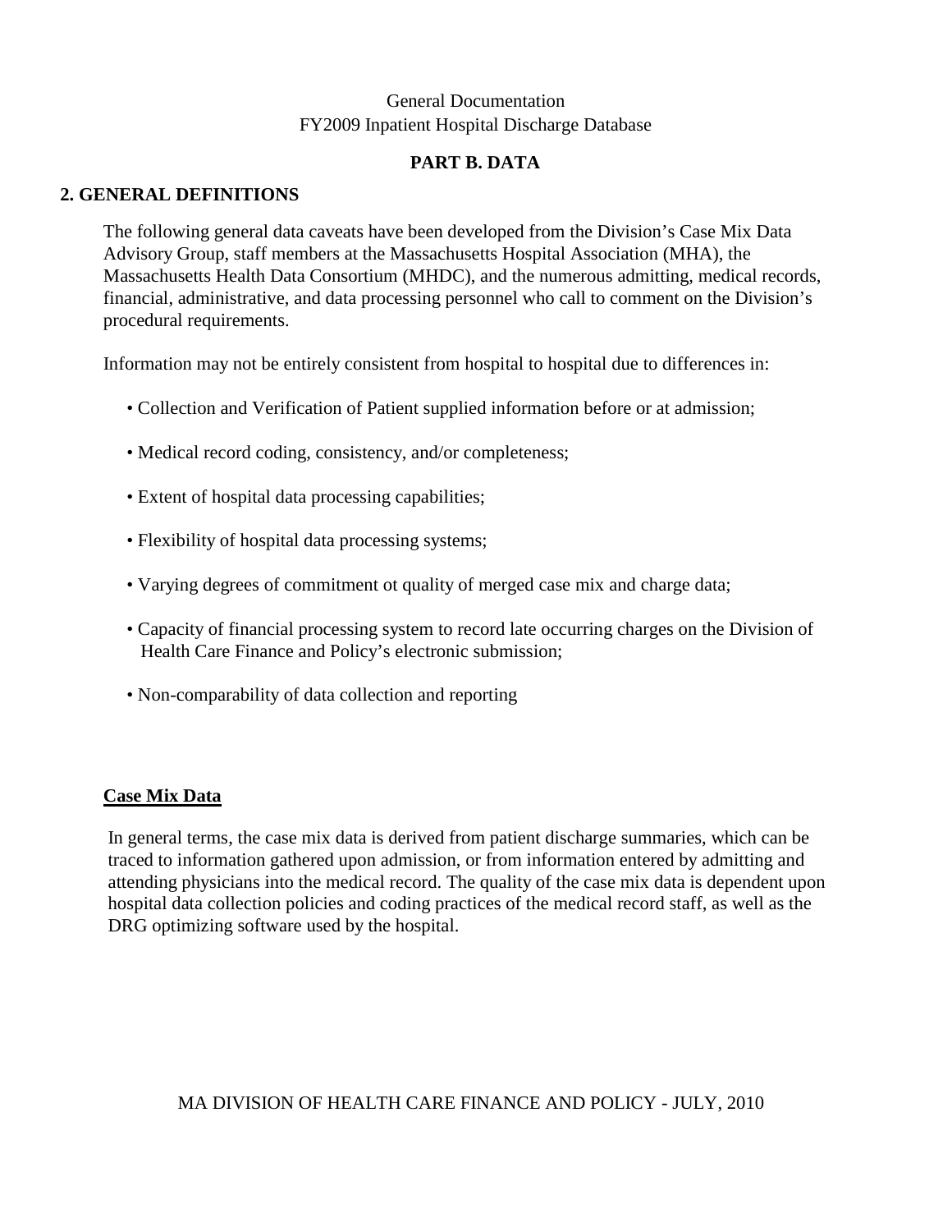General Documentation
FY2009 Inpatient Hospital Discharge Database

## PART B. DATA

## 2. GENERAL DEFINITIONS

The following general data caveats have been developed from the Division's Case Mix Data Advisory Group, staff members at the Massachusetts Hospital Association (MHA), the Massachusetts Health Data Consortium (MHDC), and the numerous admitting, medical records, financial, administrative, and data processing personnel who call to comment on the Division's procedural requirements.

Information may not be entirely consistent from hospital to hospital due to differences in:

- Collection and Verification of Patient supplied information before or at admission;
- Medical record coding, consistency, and/or completeness;
- Extent of hospital data processing capabilities;
- Flexibility of hospital data processing systems;
- Varying degrees of commitment ot quality of merged case mix and charge data;
- Capacity of financial processing system to record late occurring charges on the Division of Health Care Finance and Policy's electronic submission;
- Non-comparability of data collection and reporting

### Case Mix Data

In general terms, the case mix data is derived from patient discharge summaries, which can be traced to information gathered upon admission, or from information entered by admitting and attending physicians into the medical record. The quality of the case mix data is dependent upon hospital data collection policies and coding practices of the medical record staff, as well as the DRG optimizing software used by the hospital.

MA DIVISION OF HEALTH CARE FINANCE AND POLICY - JULY, 2010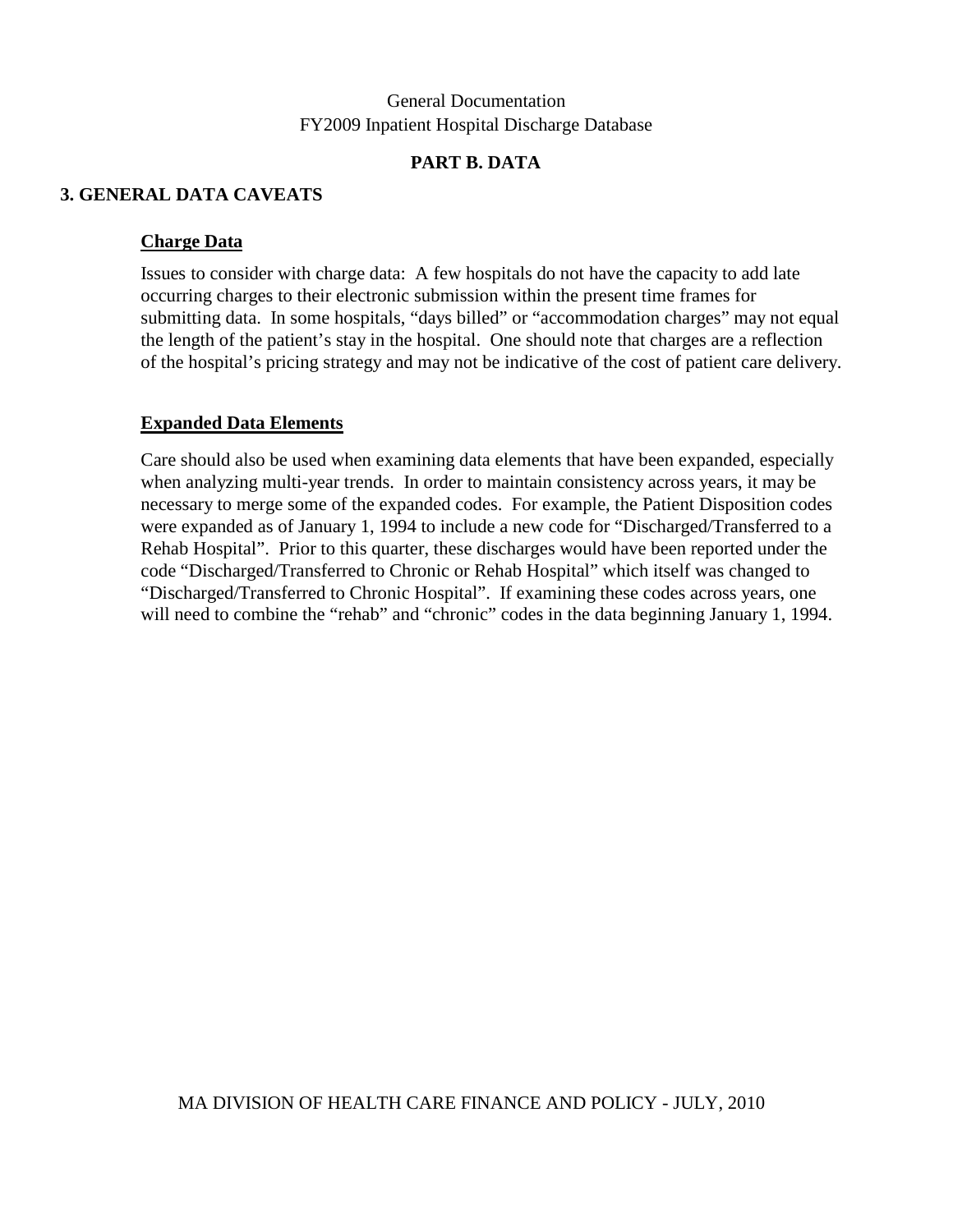## PART B. DATA

### 3. GENERAL DATA CAVEATS

**Charge Data**

Issues to consider with charge data: A few hospitals do not have the capacity to add late occurring charges to their electronic submission within the present time frames for submitting data. In some hospitals, "days billed" or "accommodation charges" may not equal the length of the patient's stay in the hospital. One should note that charges are a reflection of the hospital's pricing strategy and may not be indicative of the cost of patient care delivery.

**Expanded Data Elements**

Care should also be used when examining data elements that have been expanded, especially when analyzing multi-year trends. In order to maintain consistency across years, it may be necessary to merge some of the expanded codes. For example, the Patient Disposition codes were expanded as of January 1, 1994 to include a new code for "Discharged/Transferred to a Rehab Hospital". Prior to this quarter, these discharges would have been reported under the code "Discharged/Transferred to Chronic or Rehab Hospital" which itself was changed to "Discharged/Transferred to Chronic Hospital". If examining these codes across years, one will need to combine the "rehab" and "chronic" codes in the data beginning January 1, 1994.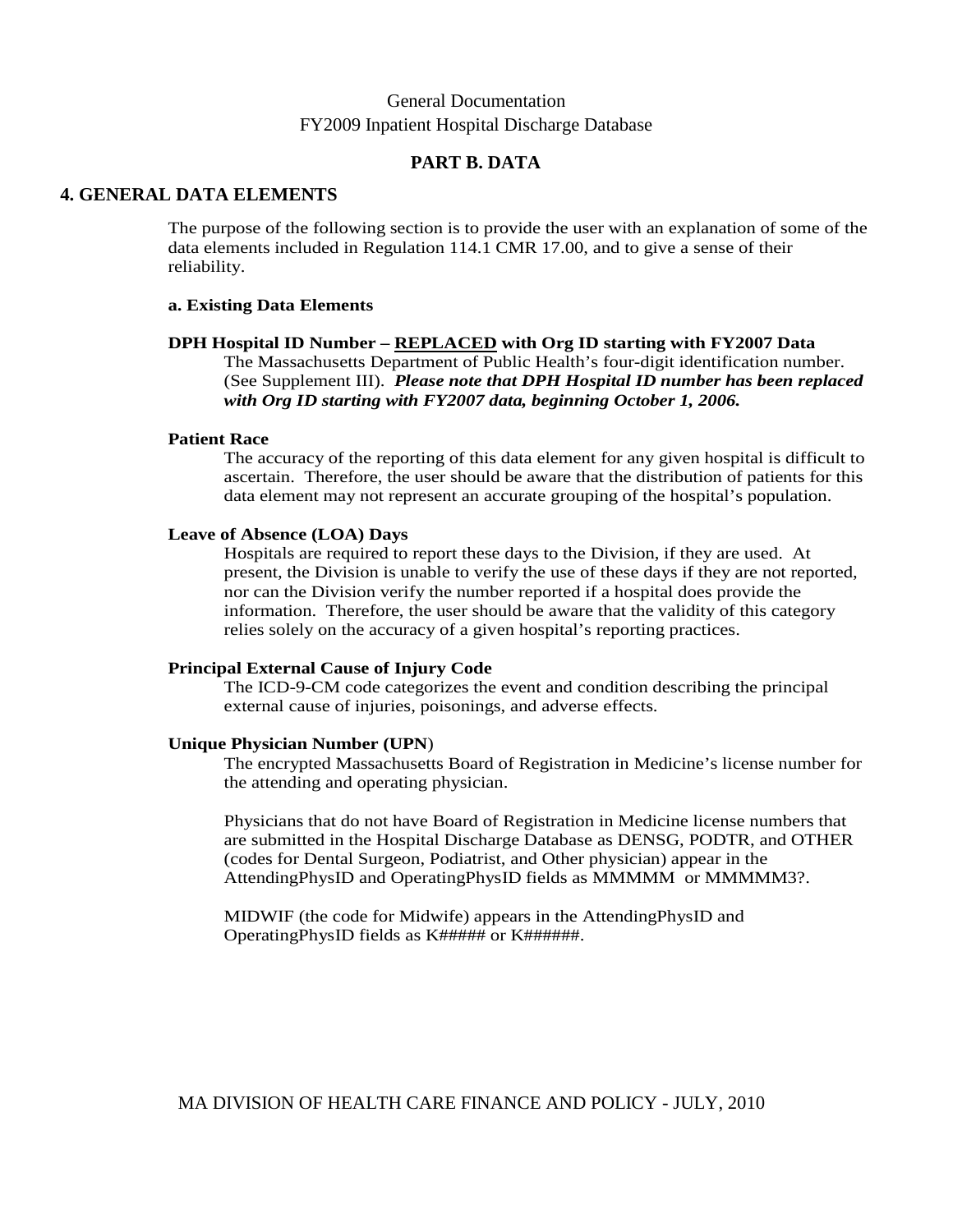General Documentation
FY2009 Inpatient Hospital Discharge Database

## PART B. DATA

## 4. GENERAL DATA ELEMENTS

The purpose of the following section is to provide the user with an explanation of some of the data elements included in Regulation 114.1 CMR 17.00, and to give a sense of their reliability.

### a. Existing Data Elements

**DPH Hospital ID Number – REPLACED with Org ID starting with FY2007 Data**

The Massachusetts Department of Public Health's four-digit identification number. (See Supplement III). ***Please note that DPH Hospital ID number has been replaced with Org ID starting with FY2007 data, beginning October 1, 2006.***

**Patient Race**

The accuracy of the reporting of this data element for any given hospital is difficult to ascertain. Therefore, the user should be aware that the distribution of patients for this data element may not represent an accurate grouping of the hospital's population.

**Leave of Absence (LOA) Days**

Hospitals are required to report these days to the Division, if they are used. At present, the Division is unable to verify the use of these days if they are not reported, nor can the Division verify the number reported if a hospital does provide the information. Therefore, the user should be aware that the validity of this category relies solely on the accuracy of a given hospital's reporting practices.

**Principal External Cause of Injury Code**

The ICD-9-CM code categorizes the event and condition describing the principal external cause of injuries, poisonings, and adverse effects.

**Unique Physician Number (UPN)**

The encrypted Massachusetts Board of Registration in Medicine's license number for the attending and operating physician.

Physicians that do not have Board of Registration in Medicine license numbers that are submitted in the Hospital Discharge Database as DENSG, PODTR, and OTHER (codes for Dental Surgeon, Podiatrist, and Other physician) appear in the AttendingPhysID and OperatingPhysID fields as MMMMM or MMMMM3?.

MIDWIF (the code for Midwife) appears in the AttendingPhysID and OperatingPhysID fields as K##### or K######.

MA DIVISION OF HEALTH CARE FINANCE AND POLICY - JULY, 2010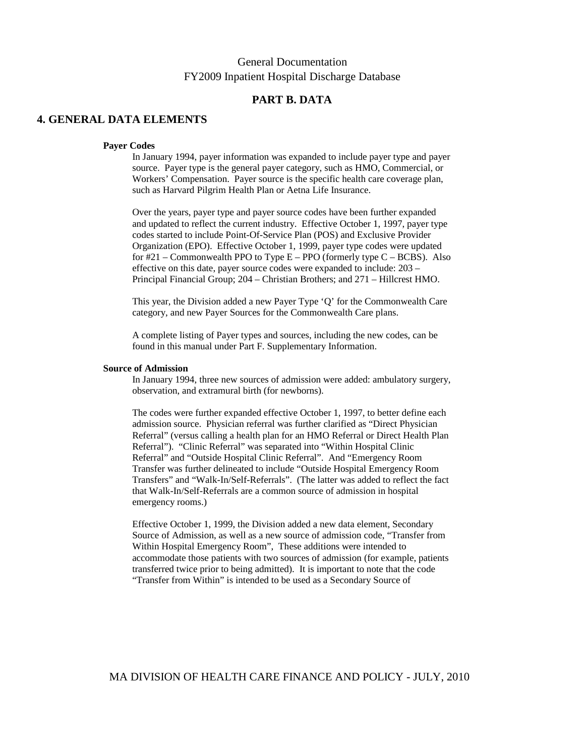General Documentation
FY2009 Inpatient Hospital Discharge Database

## PART B. DATA

## 4. GENERAL DATA ELEMENTS

### Payer Codes

In January 1994, payer information was expanded to include payer type and payer source. Payer type is the general payer category, such as HMO, Commercial, or Workers' Compensation. Payer source is the specific health care coverage plan, such as Harvard Pilgrim Health Plan or Aetna Life Insurance.

Over the years, payer type and payer source codes have been further expanded and updated to reflect the current industry. Effective October 1, 1997, payer type codes started to include Point-Of-Service Plan (POS) and Exclusive Provider Organization (EPO). Effective October 1, 1999, payer type codes were updated for #21 – Commonwealth PPO to Type E – PPO (formerly type C – BCBS). Also effective on this date, payer source codes were expanded to include: 203 – Principal Financial Group; 204 – Christian Brothers; and 271 – Hillcrest HMO.

This year, the Division added a new Payer Type 'Q' for the Commonwealth Care category, and new Payer Sources for the Commonwealth Care plans.

A complete listing of Payer types and sources, including the new codes, can be found in this manual under Part F. Supplementary Information.

### Source of Admission

In January 1994, three new sources of admission were added: ambulatory surgery, observation, and extramural birth (for newborns).

The codes were further expanded effective October 1, 1997, to better define each admission source. Physician referral was further clarified as "Direct Physician Referral" (versus calling a health plan for an HMO Referral or Direct Health Plan Referral"). "Clinic Referral" was separated into "Within Hospital Clinic Referral" and "Outside Hospital Clinic Referral". And "Emergency Room Transfer was further delineated to include "Outside Hospital Emergency Room Transfers" and "Walk-In/Self-Referrals". (The latter was added to reflect the fact that Walk-In/Self-Referrals are a common source of admission in hospital emergency rooms.)

Effective October 1, 1999, the Division added a new data element, Secondary Source of Admission, as well as a new source of admission code, "Transfer from Within Hospital Emergency Room", These additions were intended to accommodate those patients with two sources of admission (for example, patients transferred twice prior to being admitted). It is important to note that the code "Transfer from Within" is intended to be used as a Secondary Source of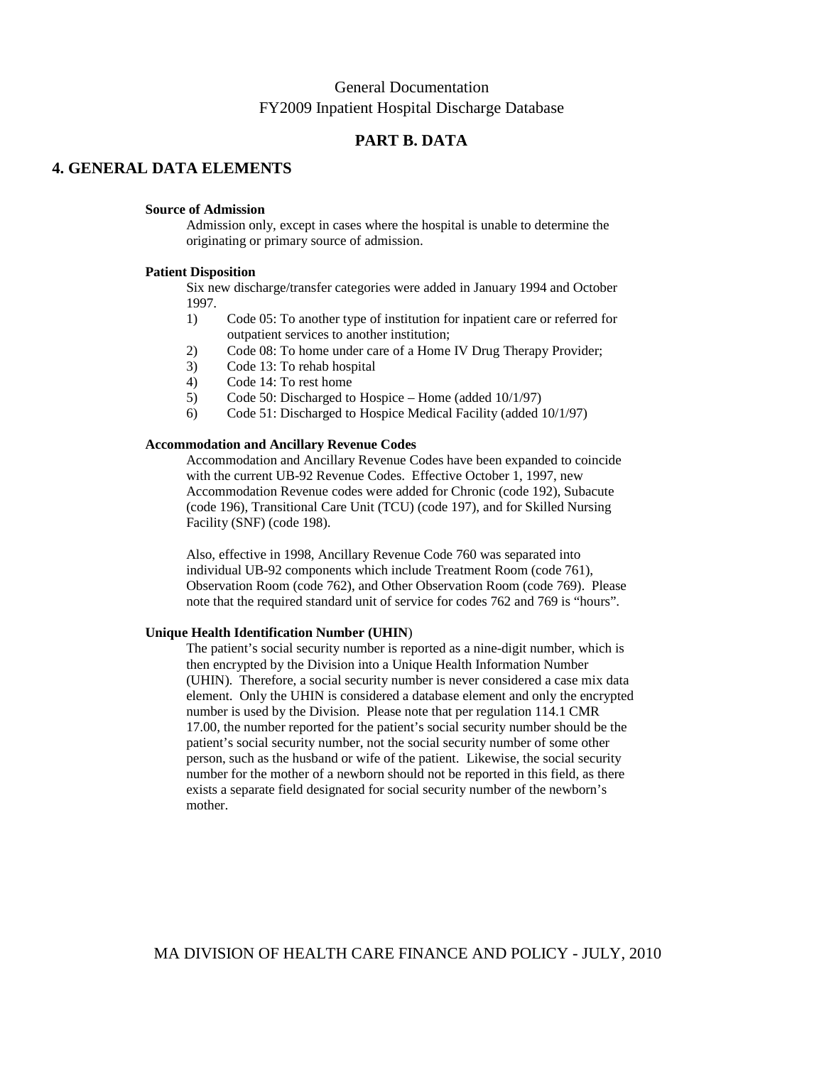General Documentation
FY2009 Inpatient Hospital Discharge Database

## PART B. DATA

## 4. GENERAL DATA ELEMENTS

**Source of Admission**

Admission only, except in cases where the hospital is unable to determine the originating or primary source of admission.

**Patient Disposition**

Six new discharge/transfer categories were added in January 1994 and October 1997.

1) Code 05: To another type of institution for inpatient care or referred for outpatient services to another institution;
2) Code 08: To home under care of a Home IV Drug Therapy Provider;
3) Code 13: To rehab hospital
4) Code 14: To rest home
5) Code 50: Discharged to Hospice – Home (added 10/1/97)
6) Code 51: Discharged to Hospice Medical Facility (added 10/1/97)

**Accommodation and Ancillary Revenue Codes**

Accommodation and Ancillary Revenue Codes have been expanded to coincide with the current UB-92 Revenue Codes. Effective October 1, 1997, new Accommodation Revenue codes were added for Chronic (code 192), Subacute (code 196), Transitional Care Unit (TCU) (code 197), and for Skilled Nursing Facility (SNF) (code 198).

Also, effective in 1998, Ancillary Revenue Code 760 was separated into individual UB-92 components which include Treatment Room (code 761), Observation Room (code 762), and Other Observation Room (code 769). Please note that the required standard unit of service for codes 762 and 769 is "hours".

**Unique Health Identification Number (UHIN)**

The patient's social security number is reported as a nine-digit number, which is then encrypted by the Division into a Unique Health Information Number (UHIN). Therefore, a social security number is never considered a case mix data element. Only the UHIN is considered a database element and only the encrypted number is used by the Division. Please note that per regulation 114.1 CMR 17.00, the number reported for the patient's social security number should be the patient's social security number, not the social security number of some other person, such as the husband or wife of the patient. Likewise, the social security number for the mother of a newborn should not be reported in this field, as there exists a separate field designated for social security number of the newborn's mother.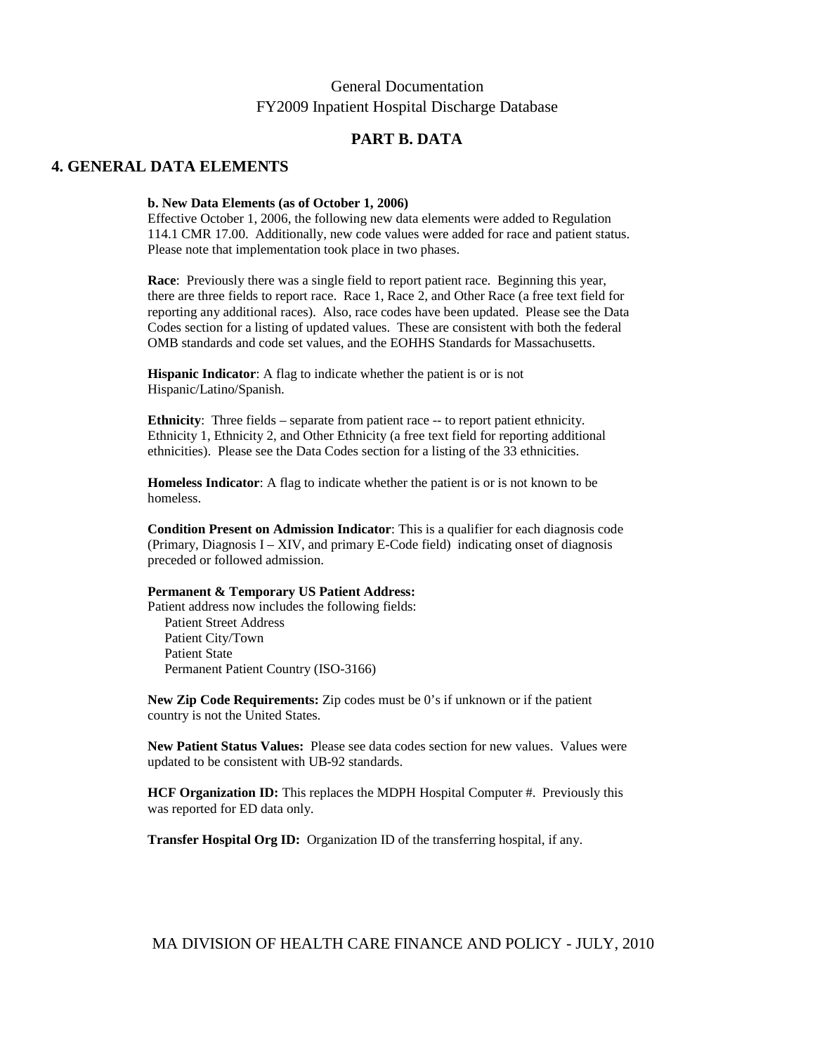General Documentation
FY2009 Inpatient Hospital Discharge Database

## PART B. DATA

## 4. GENERAL DATA ELEMENTS

**b. New Data Elements (as of October 1, 2006)**
Effective October 1, 2006, the following new data elements were added to Regulation 114.1 CMR 17.00. Additionally, new code values were added for race and patient status. Please note that implementation took place in two phases.

**Race**: Previously there was a single field to report patient race. Beginning this year, there are three fields to report race. Race 1, Race 2, and Other Race (a free text field for reporting any additional races). Also, race codes have been updated. Please see the Data Codes section for a listing of updated values. These are consistent with both the federal OMB standards and code set values, and the EOHHS Standards for Massachusetts.

**Hispanic Indicator**: A flag to indicate whether the patient is or is not Hispanic/Latino/Spanish.

**Ethnicity**: Three fields – separate from patient race -- to report patient ethnicity. Ethnicity 1, Ethnicity 2, and Other Ethnicity (a free text field for reporting additional ethnicities). Please see the Data Codes section for a listing of the 33 ethnicities.

**Homeless Indicator**: A flag to indicate whether the patient is or is not known to be homeless.

**Condition Present on Admission Indicator**: This is a qualifier for each diagnosis code (Primary, Diagnosis I – XIV, and primary E-Code field) indicating onset of diagnosis preceded or followed admission.

**Permanent & Temporary US Patient Address:**
Patient address now includes the following fields:
- Patient Street Address
- Patient City/Town
- Patient State
- Permanent Patient Country (ISO-3166)

**New Zip Code Requirements:** Zip codes must be 0's if unknown or if the patient country is not the United States.

**New Patient Status Values:** Please see data codes section for new values. Values were updated to be consistent with UB-92 standards.

**HCF Organization ID:** This replaces the MDPH Hospital Computer #. Previously this was reported for ED data only.

**Transfer Hospital Org ID:** Organization ID of the transferring hospital, if any.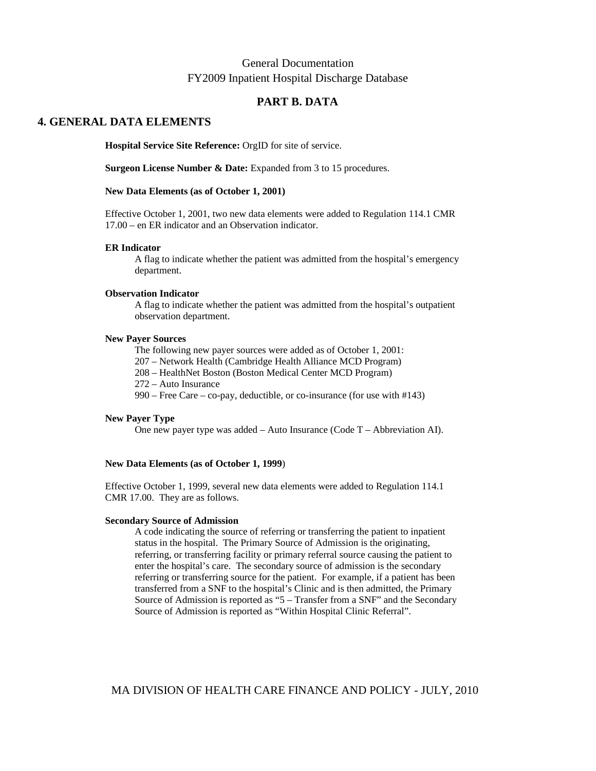## PART B. DATA

## 4. GENERAL DATA ELEMENTS

**Hospital Service Site Reference:** OrgID for site of service.

**Surgeon License Number & Date:** Expanded from 3 to 15 procedures.

**New Data Elements (as of October 1, 2001)**

Effective October 1, 2001, two new data elements were added to Regulation 114.1 CMR 17.00 – en ER indicator and an Observation indicator.

**ER Indicator**

A flag to indicate whether the patient was admitted from the hospital's emergency department.

**Observation Indicator**

A flag to indicate whether the patient was admitted from the hospital's outpatient observation department.

**New Payer Sources**

The following new payer sources were added as of October 1, 2001:
207 – Network Health (Cambridge Health Alliance MCD Program)
208 – HealthNet Boston (Boston Medical Center MCD Program)
272 – Auto Insurance
990 – Free Care – co-pay, deductible, or co-insurance (for use with #143)

**New Payer Type**

One new payer type was added – Auto Insurance (Code T – Abbreviation AI).

**New Data Elements (as of October 1, 1999)**

Effective October 1, 1999, several new data elements were added to Regulation 114.1 CMR 17.00. They are as follows.

**Secondary Source of Admission**

A code indicating the source of referring or transferring the patient to inpatient status in the hospital. The Primary Source of Admission is the originating, referring, or transferring facility or primary referral source causing the patient to enter the hospital's care. The secondary source of admission is the secondary referring or transferring source for the patient. For example, if a patient has been transferred from a SNF to the hospital's Clinic and is then admitted, the Primary Source of Admission is reported as "5 – Transfer from a SNF" and the Secondary Source of Admission is reported as "Within Hospital Clinic Referral".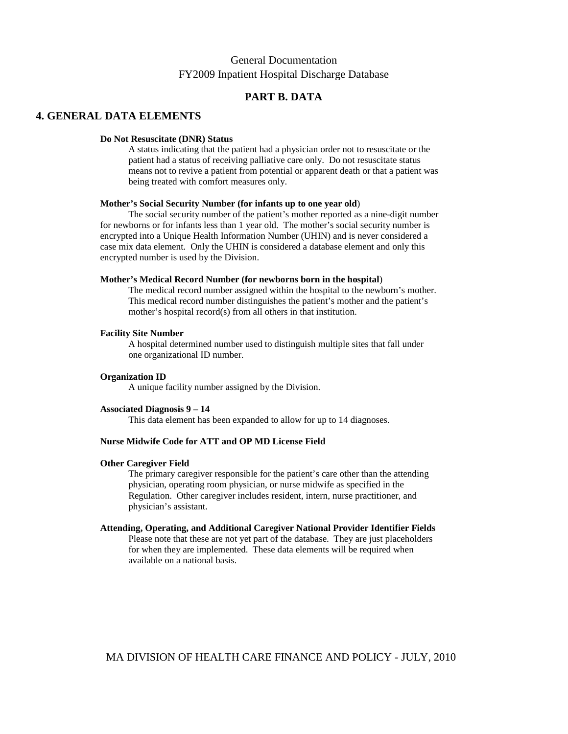# PART B. DATA

## 4. GENERAL DATA ELEMENTS

**Do Not Resuscitate (DNR) Status**

A status indicating that the patient had a physician order not to resuscitate or the patient had a status of receiving palliative care only. Do not resuscitate status means not to revive a patient from potential or apparent death or that a patient was being treated with comfort measures only.

**Mother's Social Security Number (for infants up to one year old)**

The social security number of the patient's mother reported as a nine-digit number for newborns or for infants less than 1 year old. The mother's social security number is encrypted into a Unique Health Information Number (UHIN) and is never considered a case mix data element. Only the UHIN is considered a database element and only this encrypted number is used by the Division.

**Mother's Medical Record Number (for newborns born in the hospital)**

The medical record number assigned within the hospital to the newborn's mother. This medical record number distinguishes the patient's mother and the patient's mother's hospital record(s) from all others in that institution.

**Facility Site Number**

A hospital determined number used to distinguish multiple sites that fall under one organizational ID number.

**Organization ID**

A unique facility number assigned by the Division.

**Associated Diagnosis 9 – 14**

This data element has been expanded to allow for up to 14 diagnoses.

**Nurse Midwife Code for ATT and OP MD License Field**

**Other Caregiver Field**

The primary caregiver responsible for the patient's care other than the attending physician, operating room physician, or nurse midwife as specified in the Regulation. Other caregiver includes resident, intern, nurse practitioner, and physician's assistant.

**Attending, Operating, and Additional Caregiver National Provider Identifier Fields**

Please note that these are not yet part of the database. They are just placeholders for when they are implemented. These data elements will be required when available on a national basis.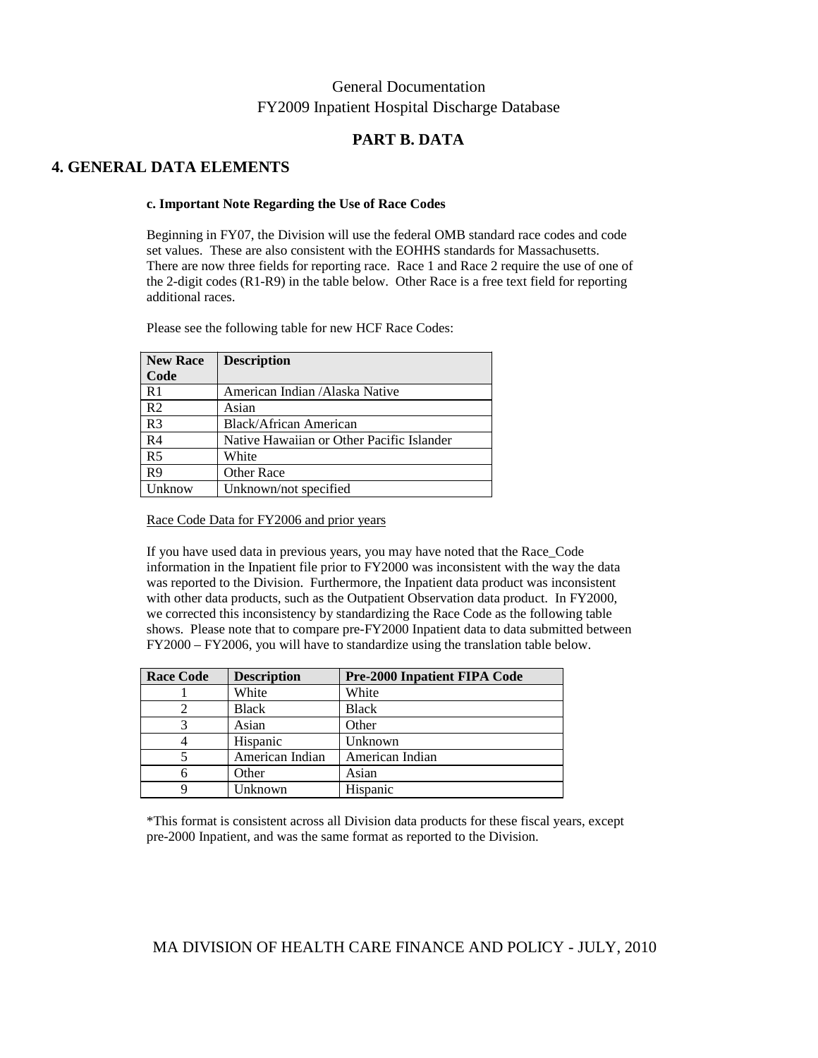General Documentation
FY2009 Inpatient Hospital Discharge Database

## PART B. DATA

## 4. GENERAL DATA ELEMENTS

**c. Important Note Regarding the Use of Race Codes**

Beginning in FY07, the Division will use the federal OMB standard race codes and code set values. These are also consistent with the EOHHS standards for Massachusetts. There are now three fields for reporting race. Race 1 and Race 2 require the use of one of the 2-digit codes (R1-R9) in the table below. Other Race is a free text field for reporting additional races.

Please see the following table for new HCF Race Codes:

| New Race Code | Description |
|---|---|
| R1 | American Indian /Alaska Native |
| R2 | Asian |
| R3 | Black/African American |
| R4 | Native Hawaiian or Other Pacific Islander |
| R5 | White |
| R9 | Other Race |
| Unknow | Unknown/not specified |

Race Code Data for FY2006 and prior years

If you have used data in previous years, you may have noted that the Race_Code information in the Inpatient file prior to FY2000 was inconsistent with the way the data was reported to the Division. Furthermore, the Inpatient data product was inconsistent with other data products, such as the Outpatient Observation data product. In FY2000, we corrected this inconsistency by standardizing the Race Code as the following table shows. Please note that to compare pre-FY2000 Inpatient data to data submitted between FY2000 – FY2006, you will have to standardize using the translation table below.

| Race Code | Description | Pre-2000 Inpatient FIPA Code |
|---|---|---|
| 1 | White | White |
| 2 | Black | Black |
| 3 | Asian | Other |
| 4 | Hispanic | Unknown |
| 5 | American Indian | American Indian |
| 6 | Other | Asian |
| 9 | Unknown | Hispanic |

*This format is consistent across all Division data products for these fiscal years, except pre-2000 Inpatient, and was the same format as reported to the Division.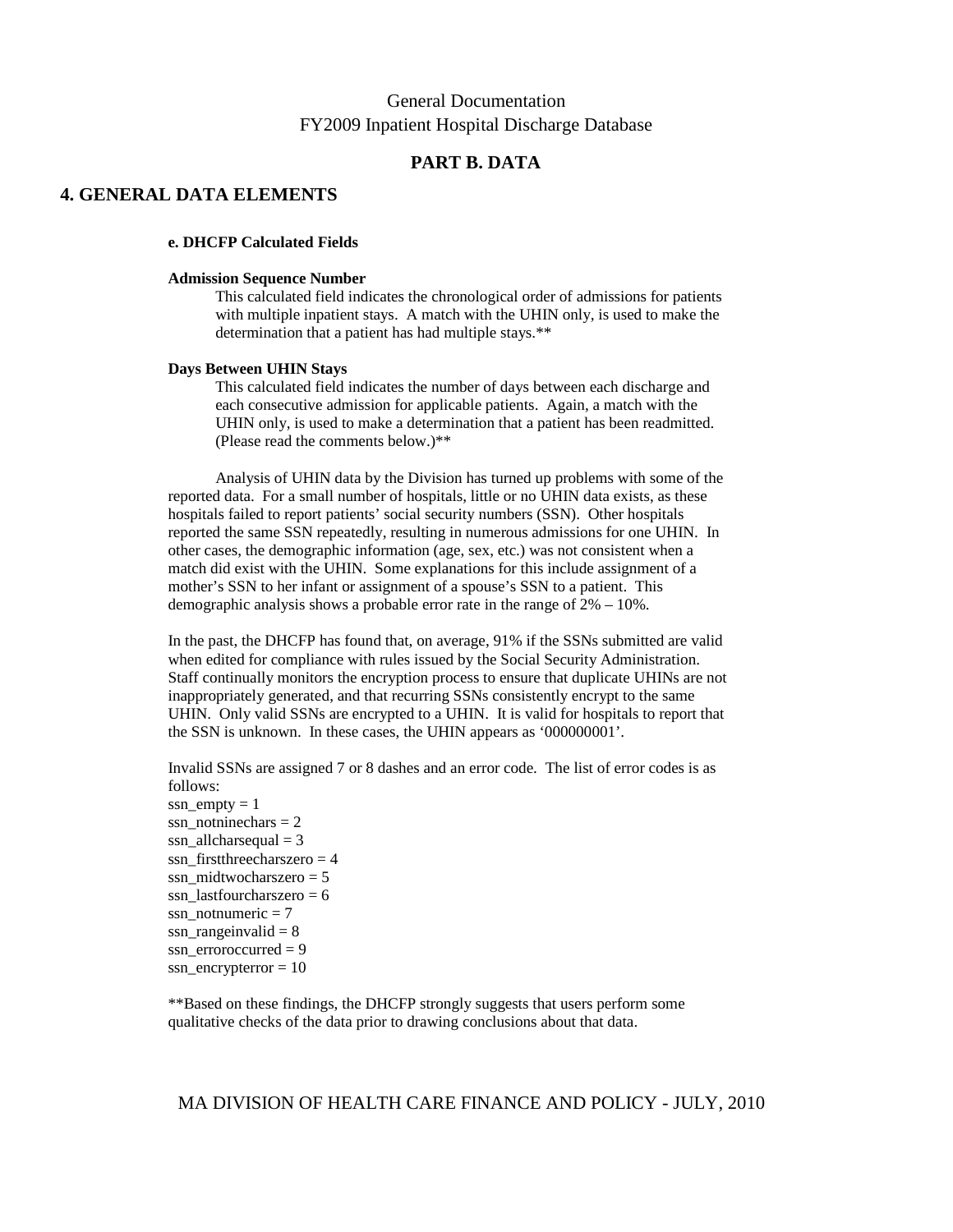General Documentation
FY2009 Inpatient Hospital Discharge Database

## PART B. DATA

## 4. GENERAL DATA ELEMENTS

**e. DHCFP Calculated Fields**

**Admission Sequence Number**

This calculated field indicates the chronological order of admissions for patients with multiple inpatient stays. A match with the UHIN only, is used to make the determination that a patient has had multiple stays.**

**Days Between UHIN Stays**

This calculated field indicates the number of days between each discharge and each consecutive admission for applicable patients. Again, a match with the UHIN only, is used to make a determination that a patient has been readmitted. (Please read the comments below.)**

Analysis of UHIN data by the Division has turned up problems with some of the reported data. For a small number of hospitals, little or no UHIN data exists, as these hospitals failed to report patients' social security numbers (SSN). Other hospitals reported the same SSN repeatedly, resulting in numerous admissions for one UHIN. In other cases, the demographic information (age, sex, etc.) was not consistent when a match did exist with the UHIN. Some explanations for this include assignment of a mother's SSN to her infant or assignment of a spouse's SSN to a patient. This demographic analysis shows a probable error rate in the range of 2% – 10%.

In the past, the DHCFP has found that, on average, 91% if the SSNs submitted are valid when edited for compliance with rules issued by the Social Security Administration. Staff continually monitors the encryption process to ensure that duplicate UHINs are not inappropriately generated, and that recurring SSNs consistently encrypt to the same UHIN. Only valid SSNs are encrypted to a UHIN. It is valid for hospitals to report that the SSN is unknown. In these cases, the UHIN appears as '000000001'.

Invalid SSNs are assigned 7 or 8 dashes and an error code. The list of error codes is as follows:
ssn_empty = 1
ssn_notninechars = 2
ssn_allcharsequal = 3
ssn_firstthreecharszero = 4
ssn_midtwocharszero = 5
ssn_lastfourcharszero = 6
ssn_notnumeric = 7
ssn_rangeinvalid = 8
ssn_erroroccurred = 9
ssn_encrypterror = 10

**Based on these findings, the DHCFP strongly suggests that users perform some qualitative checks of the data prior to drawing conclusions about that data.

MA DIVISION OF HEALTH CARE FINANCE AND POLICY - JULY, 2010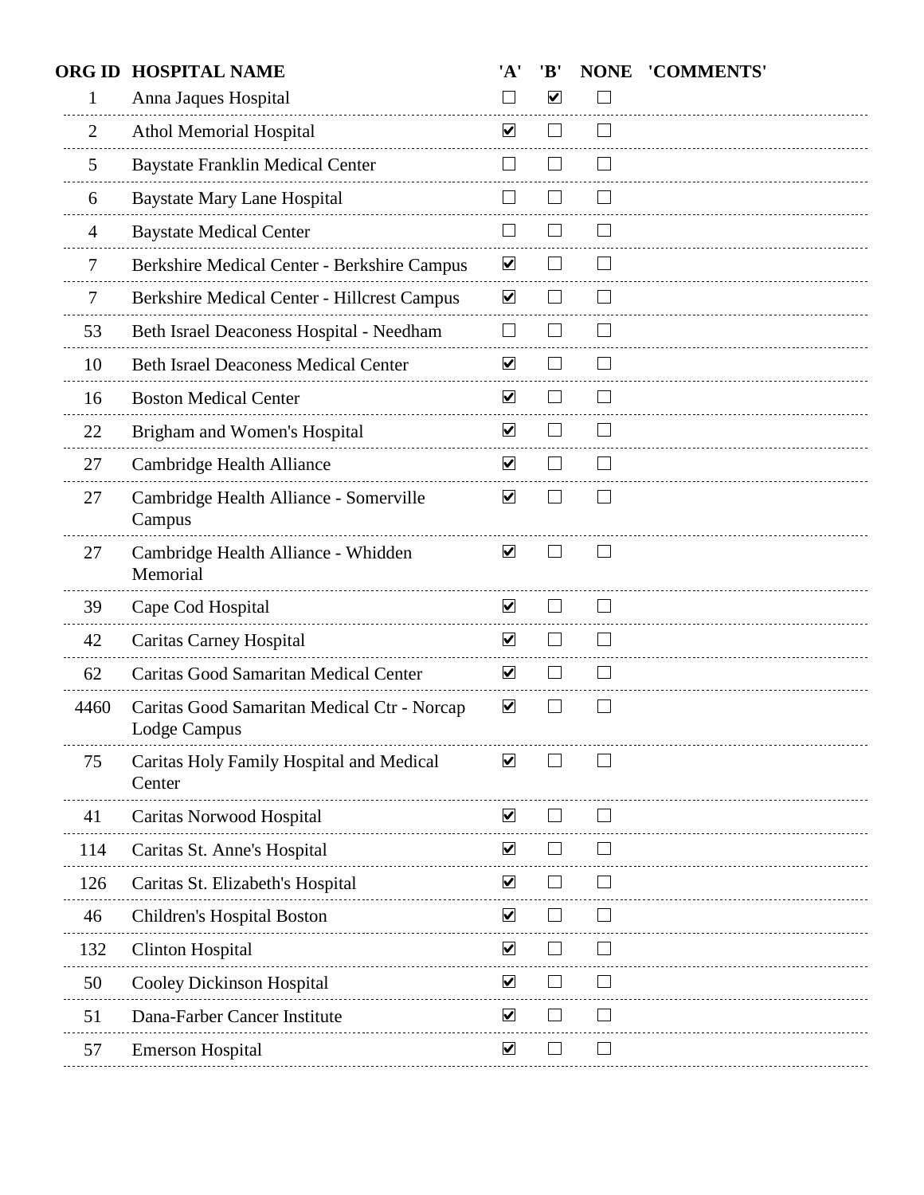| ORG ID | HOSPITAL NAME | 'A' | 'B' | NONE | 'COMMENTS' |
|---|---|---|---|---|---|
| 1 | Anna Jaques Hospital | ☐ | ☑ | ☐ | |
| 2 | Athol Memorial Hospital | ☑ | ☐ | ☐ | |
| 5 | Baystate Franklin Medical Center | ☐ | ☐ | ☐ | |
| 6 | Baystate Mary Lane Hospital | ☐ | ☐ | ☐ | |
| 4 | Baystate Medical Center | ☐ | ☐ | ☐ | |
| 7 | Berkshire Medical Center - Berkshire Campus | ☑ | ☐ | ☐ | |
| 7 | Berkshire Medical Center - Hillcrest Campus | ☑ | ☐ | ☐ | |
| 53 | Beth Israel Deaconess Hospital - Needham | ☐ | ☐ | ☐ | |
| 10 | Beth Israel Deaconess Medical Center | ☑ | ☐ | ☐ | |
| 16 | Boston Medical Center | ☑ | ☐ | ☐ | |
| 22 | Brigham and Women's Hospital | ☑ | ☐ | ☐ | |
| 27 | Cambridge Health Alliance | ☑ | ☐ | ☐ | |
| 27 | Cambridge Health Alliance - Somerville Campus | ☑ | ☐ | ☐ | |
| 27 | Cambridge Health Alliance - Whidden Memorial | ☑ | ☐ | ☐ | |
| 39 | Cape Cod Hospital | ☑ | ☐ | ☐ | |
| 42 | Caritas Carney Hospital | ☑ | ☐ | ☐ | |
| 62 | Caritas Good Samaritan Medical Center | ☑ | ☐ | ☐ | |
| 4460 | Caritas Good Samaritan Medical Ctr - Norcap Lodge Campus | ☑ | ☐ | ☐ | |
| 75 | Caritas Holy Family Hospital and Medical Center | ☑ | ☐ | ☐ | |
| 41 | Caritas Norwood Hospital | ☑ | ☐ | ☐ | |
| 114 | Caritas St. Anne's Hospital | ☑ | ☐ | ☐ | |
| 126 | Caritas St. Elizabeth's Hospital | ☑ | ☐ | ☐ | |
| 46 | Children's Hospital Boston | ☑ | ☐ | ☐ | |
| 132 | Clinton Hospital | ☑ | ☐ | ☐ | |
| 50 | Cooley Dickinson Hospital | ☑ | ☐ | ☐ | |
| 51 | Dana-Farber Cancer Institute | ☑ | ☐ | ☐ | |
| 57 | Emerson Hospital | ☑ | ☐ | ☐ | |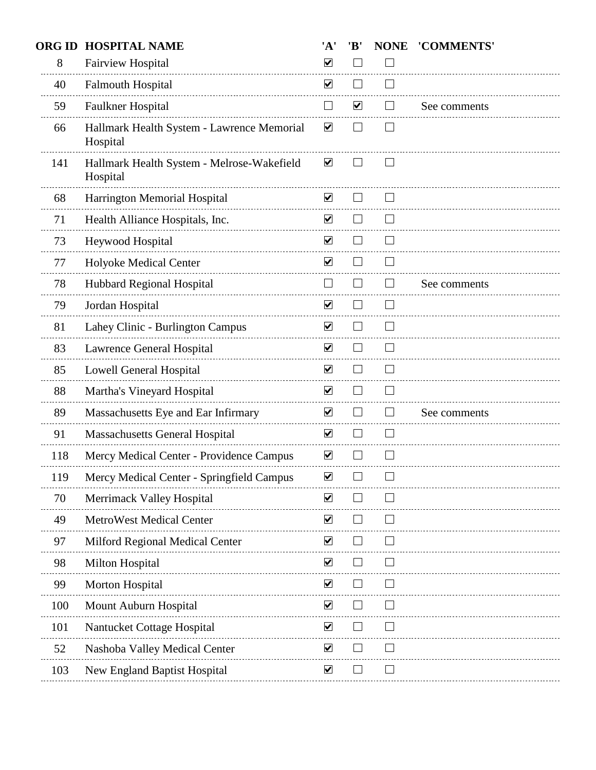| ORG ID | HOSPITAL NAME | 'A' | 'B' | NONE | 'COMMENTS' |
|---|---|---|---|---|---|
| 8 | Fairview Hospital | ☑ | ☐ | ☐ | |
| 40 | Falmouth Hospital | ☑ | ☐ | ☐ | |
| 59 | Faulkner Hospital | ☐ | ☑ | ☐ | See comments |
| 66 | Hallmark Health System - Lawrence Memorial Hospital | ☑ | ☐ | ☐ | |
| 141 | Hallmark Health System - Melrose-Wakefield Hospital | ☑ | ☐ | ☐ | |
| 68 | Harrington Memorial Hospital | ☑ | ☐ | ☐ | |
| 71 | Health Alliance Hospitals, Inc. | ☑ | ☐ | ☐ | |
| 73 | Heywood Hospital | ☑ | ☐ | ☐ | |
| 77 | Holyoke Medical Center | ☑ | ☐ | ☐ | |
| 78 | Hubbard Regional Hospital | ☐ | ☐ | ☐ | See comments |
| 79 | Jordan Hospital | ☑ | ☐ | ☐ | |
| 81 | Lahey Clinic - Burlington Campus | ☑ | ☐ | ☐ | |
| 83 | Lawrence General Hospital | ☑ | ☐ | ☐ | |
| 85 | Lowell General Hospital | ☑ | ☐ | ☐ | |
| 88 | Martha's Vineyard Hospital | ☑ | ☐ | ☐ | |
| 89 | Massachusetts Eye and Ear Infirmary | ☑ | ☐ | ☐ | See comments |
| 91 | Massachusetts General Hospital | ☑ | ☐ | ☐ | |
| 118 | Mercy Medical Center - Providence Campus | ☑ | ☐ | ☐ | |
| 119 | Mercy Medical Center - Springfield Campus | ☑ | ☐ | ☐ | |
| 70 | Merrimack Valley Hospital | ☑ | ☐ | ☐ | |
| 49 | MetroWest Medical Center | ☑ | ☐ | ☐ | |
| 97 | Milford Regional Medical Center | ☑ | ☐ | ☐ | |
| 98 | Milton Hospital | ☑ | ☐ | ☐ | |
| 99 | Morton Hospital | ☑ | ☐ | ☐ | |
| 100 | Mount Auburn Hospital | ☑ | ☐ | ☐ | |
| 101 | Nantucket Cottage Hospital | ☑ | ☐ | ☐ | |
| 52 | Nashoba Valley Medical Center | ☑ | ☐ | ☐ | |
| 103 | New England Baptist Hospital | ☑ | ☐ | ☐ | |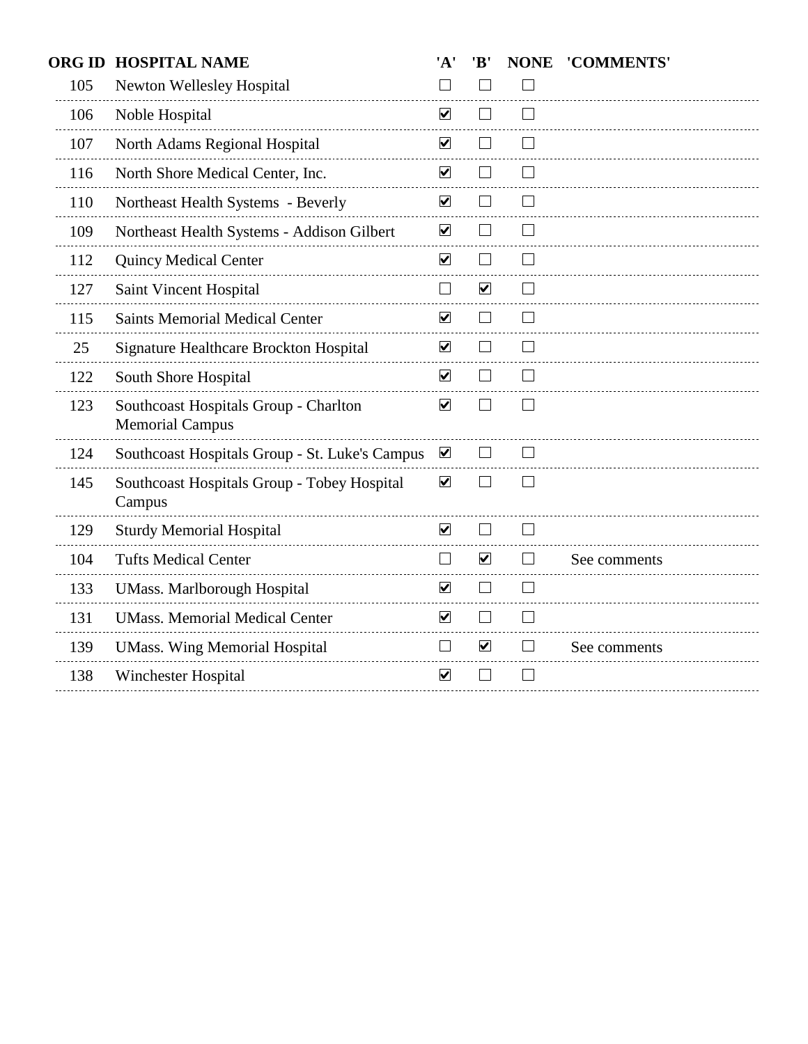| ORG ID | HOSPITAL NAME | 'A' | 'B' | NONE | 'COMMENTS' |
|---|---|---|---|---|---|
| 105 | Newton Wellesley Hospital | ☐ | ☐ | ☐ | |
| 106 | Noble Hospital | ☑ | ☐ | ☐ | |
| 107 | North Adams Regional Hospital | ☑ | ☐ | ☐ | |
| 116 | North Shore Medical Center, Inc. | ☑ | ☐ | ☐ | |
| 110 | Northeast Health Systems - Beverly | ☑ | ☐ | ☐ | |
| 109 | Northeast Health Systems - Addison Gilbert | ☑ | ☐ | ☐ | |
| 112 | Quincy Medical Center | ☑ | ☐ | ☐ | |
| 127 | Saint Vincent Hospital | ☐ | ☑ | ☐ | |
| 115 | Saints Memorial Medical Center | ☑ | ☐ | ☐ | |
| 25 | Signature Healthcare Brockton Hospital | ☑ | ☐ | ☐ | |
| 122 | South Shore Hospital | ☑ | ☐ | ☐ | |
| 123 | Southcoast Hospitals Group - Charlton Memorial Campus | ☑ | ☐ | ☐ | |
| 124 | Southcoast Hospitals Group - St. Luke's Campus | ☑ | ☐ | ☐ | |
| 145 | Southcoast Hospitals Group - Tobey Hospital Campus | ☑ | ☐ | ☐ | |
| 129 | Sturdy Memorial Hospital | ☑ | ☐ | ☐ | |
| 104 | Tufts Medical Center | ☐ | ☑ | ☐ | See comments |
| 133 | UMass. Marlborough Hospital | ☑ | ☐ | ☐ | |
| 131 | UMass. Memorial Medical Center | ☑ | ☐ | ☐ | |
| 139 | UMass. Wing Memorial Hospital | ☐ | ☑ | ☐ | See comments |
| 138 | Winchester Hospital | ☑ | ☐ | ☐ | |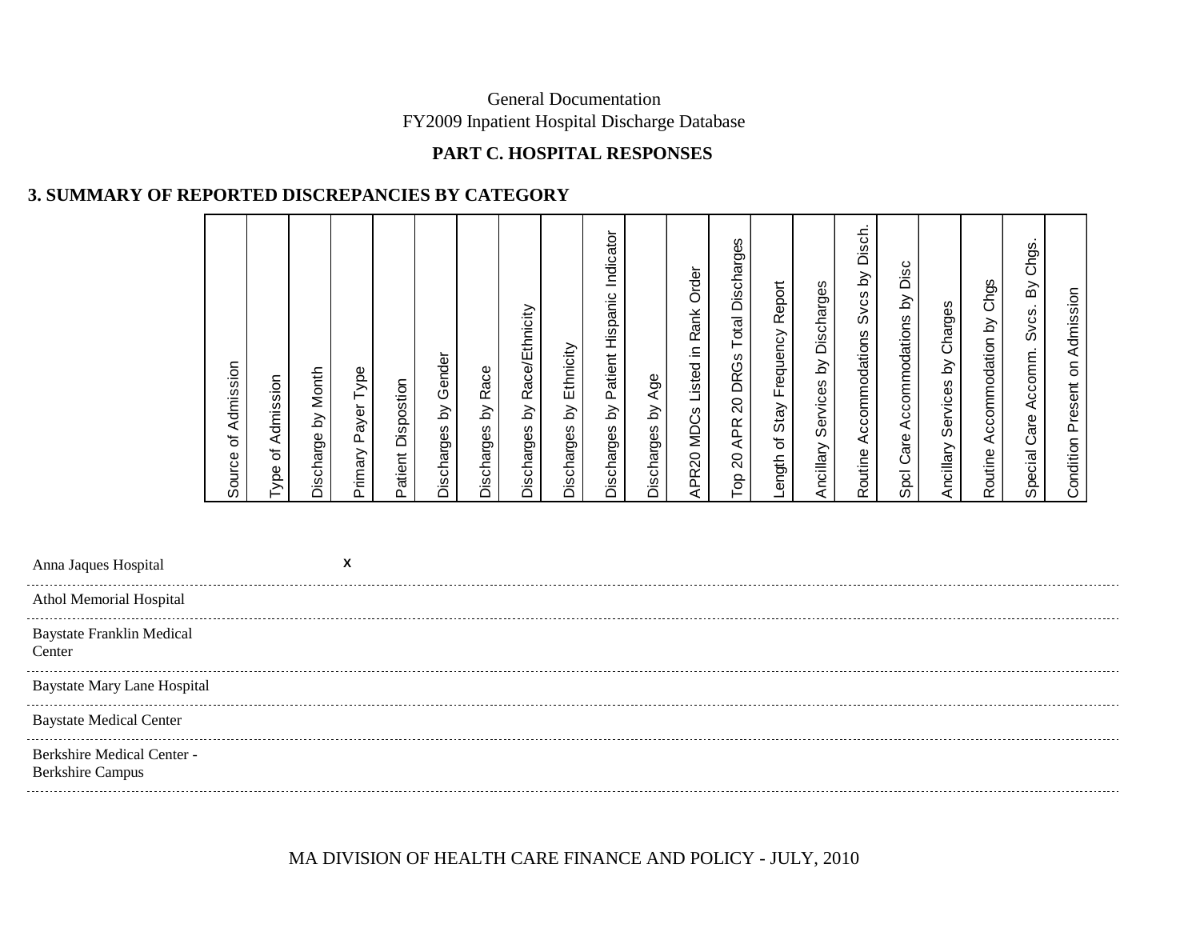## PART C. HOSPITAL RESPONSES

### 3. SUMMARY OF REPORTED DISCREPANCIES BY CATEGORY

| Hospital | Source of Admission | Type of Admission | Discharge by Month | Primary Payer Type | Patient Dispostion | Discharges by Gender | Discharges by Race | Discharges by Race/Ethnicity | Discharges by Ethnicity | Discharges by Patient Hispanic Indicator | Discharges by Age | APR20 MDCs Listed in Rank Order | Top 20 APR 20 DRGs Total Discharges | Length of Stay Frequency Report | Ancillary Services by Discharges | Routine Accommodations Svcs by Disch. | Spcl Care Accommodations by Disc | Ancillary Services by Charges | Routine Accommodation by Chgs | Special Care Accomm. Svcs. By Chgs. | Condition Present on Admission |
|---|---|---|---|---|---|---|---|---|---|---|---|---|---|---|---|---|---|---|---|---|---|
| Anna Jaques Hospital | | | | x | | | | | | | | | | | | | | | | | |
| Athol Memorial Hospital | | | | | | | | | | | | | | | | | | | | | |
| Baystate Franklin Medical Center | | | | | | | | | | | | | | | | | | | | | |
| Baystate Mary Lane Hospital | | | | | | | | | | | | | | | | | | | | | |
| Baystate Medical Center | | | | | | | | | | | | | | | | | | | | | |
| Berkshire Medical Center - Berkshire Campus | | | | | | | | | | | | | | | | | | | | | |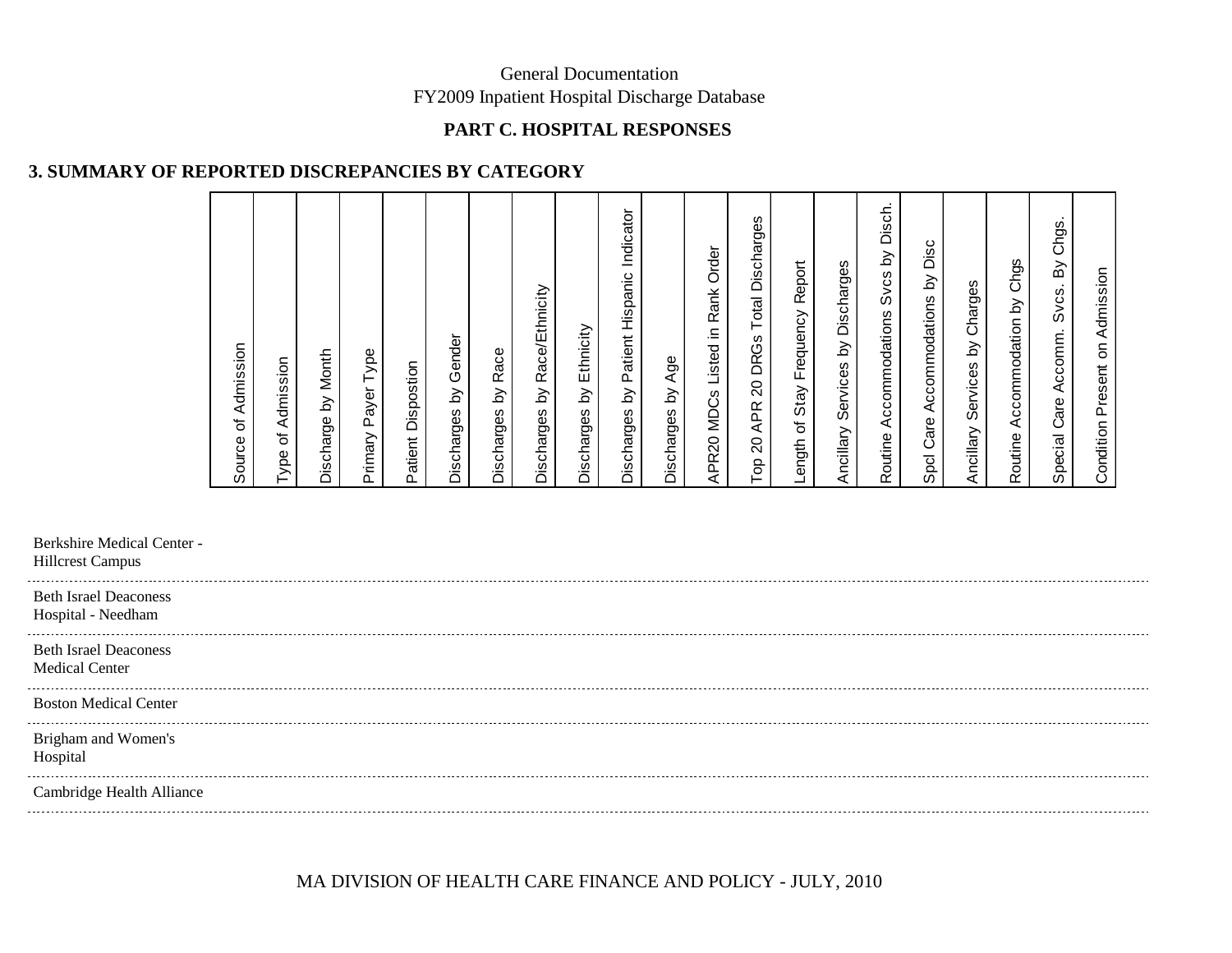General Documentation
FY2009 Inpatient Hospital Discharge Database

**PART C. HOSPITAL RESPONSES**

## 3. SUMMARY OF REPORTED DISCREPANCIES BY CATEGORY

| | Source of Admission | Type of Admission | Discharge by Month | Primary Payer Type | Patient Dispostion | Discharges by Gender | Discharges by Race | Discharges by Race/Ethnicity | Discharges by Ethnicity | Discharges by Patient Hispanic Indicator | Discharges by Age | APR20 MDCs Listed in Rank Order | Top 20 APR 20 DRGs Total Discharges | Length of Stay Frequency Report | Ancillary Services by Discharges | Routine Accommodations Svcs by Disch. | Spcl Care Accommodations by Disc | Ancillary Services by Charges | Routine Accommodation by Chgs | Special Care Accomm. Svcs. By Chgs. | Condition Present on Admission |
|---|---|---|---|---|---|---|---|---|---|---|---|---|---|---|---|---|---|---|---|---|---|
| Berkshire Medical Center - Hillcrest Campus | | | | | | | | | | | | | | | | | | | | | |
| Beth Israel Deaconess Hospital - Needham | | | | | | | | | | | | | | | | | | | | | |
| Beth Israel Deaconess Medical Center | | | | | | | | | | | | | | | | | | | | | |
| Boston Medical Center | | | | | | | | | | | | | | | | | | | | | |
| Brigham and Women's Hospital | | | | | | | | | | | | | | | | | | | | | |
| Cambridge Health Alliance | | | | | | | | | | | | | | | | | | | | | |

MA DIVISION OF HEALTH CARE FINANCE AND POLICY - JULY, 2010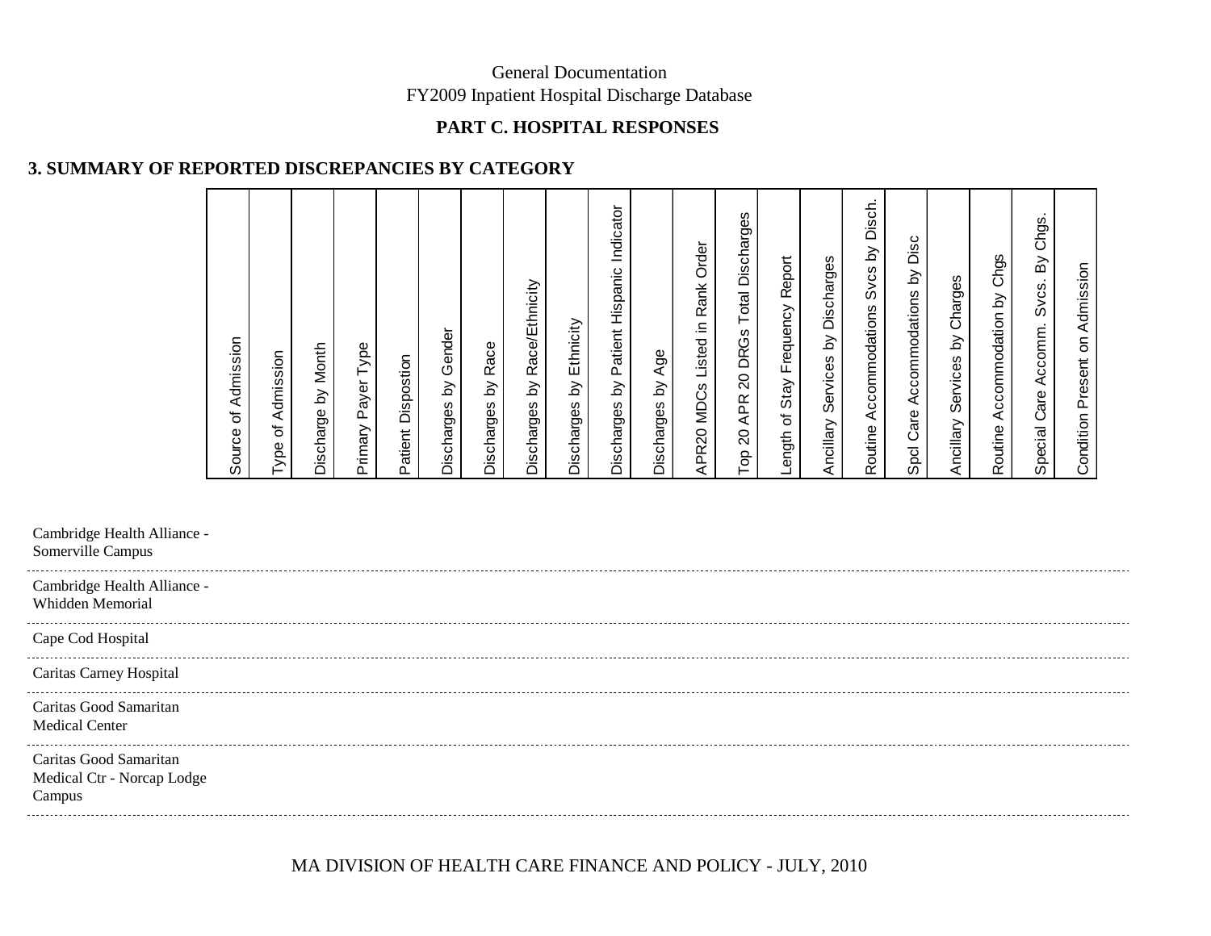General Documentation
FY2009 Inpatient Hospital Discharge Database

**PART C. HOSPITAL RESPONSES**

### 3. SUMMARY OF REPORTED DISCREPANCIES BY CATEGORY

| | Source of Admission | Type of Admission | Discharge by Month | Primary Payer Type | Patient Dispostion | Discharges by Gender | Discharges by Race | Discharges by Race/Ethnicity | Discharges by Ethnicity | Discharges by Patient Hispanic Indicator | Discharges by Age | APR20 MDCs Listed in Rank Order | Top 20 APR 20 DRGs Total Discharges | Length of Stay Frequency Report | Ancillary Services by Discharges | Routine Accommodations Svcs by Disch. | Spcl Care Accommodations by Disc | Ancillary Services by Charges | Routine Accommodation by Chgs | Special Care Accomm. Svcs. By Chgs. | Condition Present on Admission |
|---|---|---|---|---|---|---|---|---|---|---|---|---|---|---|---|---|---|---|---|---|---|
| Cambridge Health Alliance - Somerville Campus | | | | | | | | | | | | | | | | | | | | | |
| Cambridge Health Alliance - Whidden Memorial | | | | | | | | | | | | | | | | | | | | | |
| Cape Cod Hospital | | | | | | | | | | | | | | | | | | | | | |
| Caritas Carney Hospital | | | | | | | | | | | | | | | | | | | | | |
| Caritas Good Samaritan Medical Center | | | | | | | | | | | | | | | | | | | | | |
| Caritas Good Samaritan Medical Ctr - Norcap Lodge Campus | | | | | | | | | | | | | | | | | | | | | |

MA DIVISION OF HEALTH CARE FINANCE AND POLICY - JULY, 2010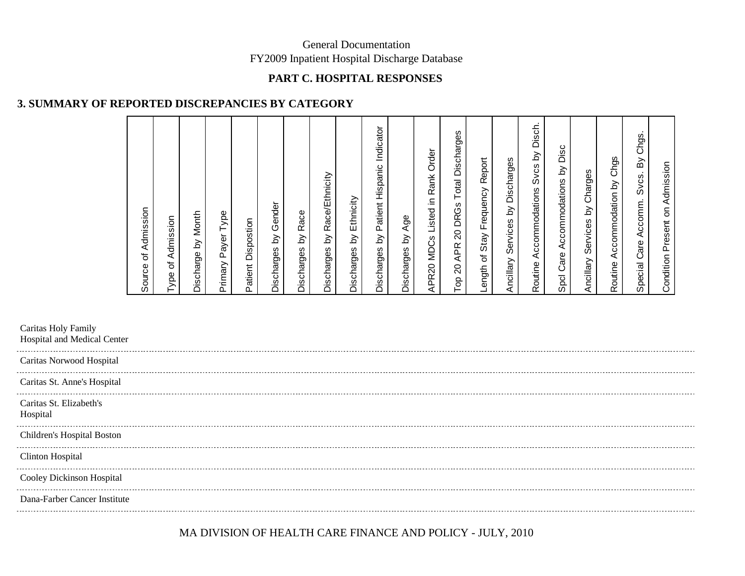General Documentation
FY2009 Inpatient Hospital Discharge Database

**PART C. HOSPITAL RESPONSES**

## 3. SUMMARY OF REPORTED DISCREPANCIES BY CATEGORY

| | Source of Admission | Type of Admission | Discharge by Month | Primary Payer Type | Patient Dispostion | Discharges by Gender | Discharges by Race | Discharges by Race/Ethnicity | Discharges by Ethnicity | Discharges by Patient Hispanic Indicator | Discharges by Age | APR20 MDCs Listed in Rank Order | Top 20 APR 20 DRGs Total Discharges | Length of Stay Frequency Report | Ancillary Services by Discharges | Routine Accommodations Svcs by Disch. | Spcl Care Accommodations by Disc | Ancillary Services by Charges | Routine Accommodation by Chgs | Special Care Accomm. Svcs. By Chgs. | Condition Present on Admission |
|---|---|---|---|---|---|---|---|---|---|---|---|---|---|---|---|---|---|---|---|---|---|
| Caritas Holy Family Hospital and Medical Center | | | | | | | | | | | | | | | | | | | | | |
| Caritas Norwood Hospital | | | | | | | | | | | | | | | | | | | | | |
| Caritas St. Anne's Hospital | | | | | | | | | | | | | | | | | | | | | |
| Caritas St. Elizabeth's Hospital | | | | | | | | | | | | | | | | | | | | | |
| Children's Hospital Boston | | | | | | | | | | | | | | | | | | | | | |
| Clinton Hospital | | | | | | | | | | | | | | | | | | | | | |
| Cooley Dickinson Hospital | | | | | | | | | | | | | | | | | | | | | |
| Dana-Farber Cancer Institute | | | | | | | | | | | | | | | | | | | | | |

MA DIVISION OF HEALTH CARE FINANCE AND POLICY - JULY, 2010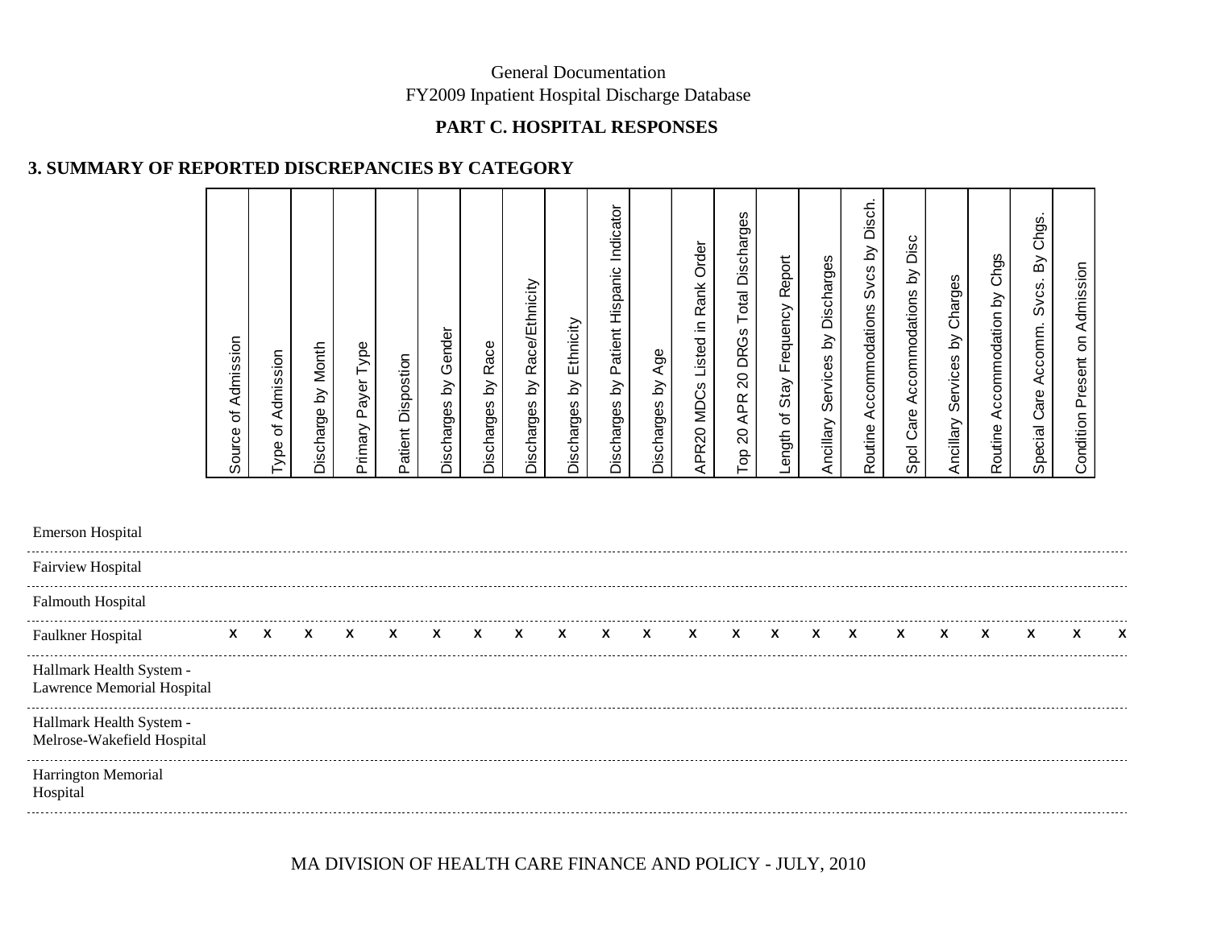General Documentation
FY2009 Inpatient Hospital Discharge Database

## PART C. HOSPITAL RESPONSES

### 3. SUMMARY OF REPORTED DISCREPANCIES BY CATEGORY

| | Source of Admission | Type of Admission | Discharge by Month | Primary Payer Type | Patient Dispostion | Discharges by Gender | Discharges by Race | Discharges by Race/Ethnicity | Discharges by Ethnicity | Discharges by Patient Hispanic Indicator | Discharges by Age | APR20 MDCs Listed in Rank Order | Top 20 APR 20 DRGs Total Discharges | Length of Stay Frequency Report | Ancillary Services by Discharges | Routine Accommodations Svcs by Disch. | Spcl Care Accommodations by Disc | Ancillary Services by Charges | Routine Accommodation by Chgs | Special Care Accomm. Svcs. By Chgs. | Condition Present on Admission | |
|---|---|---|---|---|---|---|---|---|---|---|---|---|---|---|---|---|---|---|---|---|---|---|
| Emerson Hospital | | | | | | | | | | | | | | | | | | | | | | |
| Fairview Hospital | | | | | | | | | | | | | | | | | | | | | | |
| Falmouth Hospital | | | | | | | | | | | | | | | | | | | | | | |
| Faulkner Hospital | x | x | x | x | x | x | x | x | x | x | x | x | x | x | x | x | x | x | x | x | x | x |
| Hallmark Health System - Lawrence Memorial Hospital | | | | | | | | | | | | | | | | | | | | | | |
| Hallmark Health System - Melrose-Wakefield Hospital | | | | | | | | | | | | | | | | | | | | | | |
| Harrington Memorial Hospital | | | | | | | | | | | | | | | | | | | | | | |

MA DIVISION OF HEALTH CARE FINANCE AND POLICY - JULY, 2010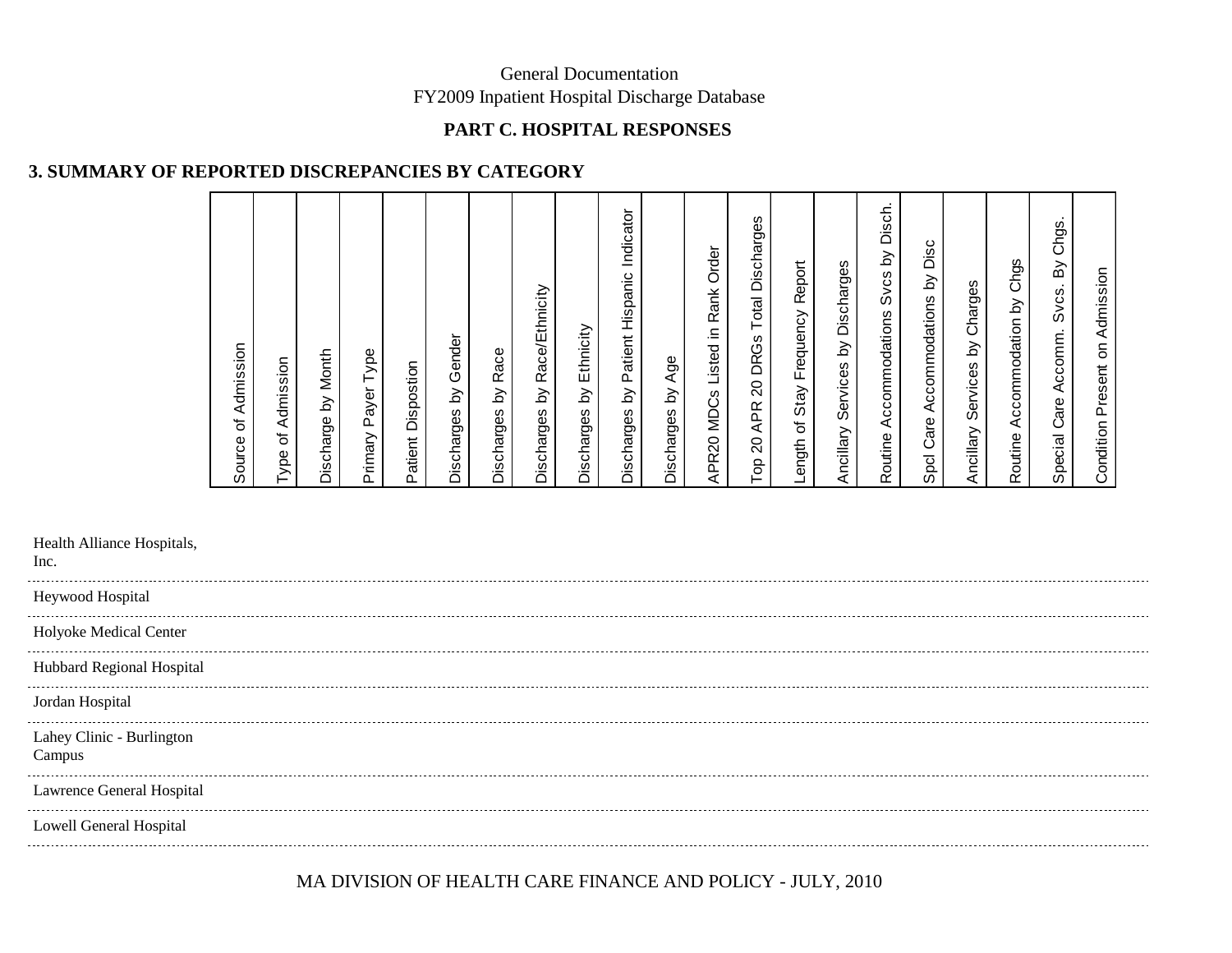General Documentation
FY2009 Inpatient Hospital Discharge Database

**PART C. HOSPITAL RESPONSES**

## 3. SUMMARY OF REPORTED DISCREPANCIES BY CATEGORY

| | Source of Admission | Type of Admission | Discharge by Month | Primary Payer Type | Patient Dispostion | Discharges by Gender | Discharges by Race | Discharges by Race/Ethnicity | Discharges by Ethnicity | Discharges by Patient Hispanic Indicator | Discharges by Age | APR20 MDCs Listed in Rank Order | Top 20 APR 20 DRGs Total Discharges | Length of Stay Frequency Report | Ancillary Services by Discharges | Routine Accommodations Svcs by Disch. | Spcl Care Accommodations by Disc | Ancillary Services by Charges | Routine Accommodation by Chgs | Special Care Accomm. Svcs. By Chgs. | Condition Present on Admission |
|---|---|---|---|---|---|---|---|---|---|---|---|---|---|---|---|---|---|---|---|---|---|
| Health Alliance Hospitals, Inc. | | | | | | | | | | | | | | | | | | | | | |
| Heywood Hospital | | | | | | | | | | | | | | | | | | | | | |
| Holyoke Medical Center | | | | | | | | | | | | | | | | | | | | | |
| Hubbard Regional Hospital | | | | | | | | | | | | | | | | | | | | | |
| Jordan Hospital | | | | | | | | | | | | | | | | | | | | | |
| Lahey Clinic - Burlington Campus | | | | | | | | | | | | | | | | | | | | | |
| Lawrence General Hospital | | | | | | | | | | | | | | | | | | | | | |
| Lowell General Hospital | | | | | | | | | | | | | | | | | | | | | |

MA DIVISION OF HEALTH CARE FINANCE AND POLICY - JULY, 2010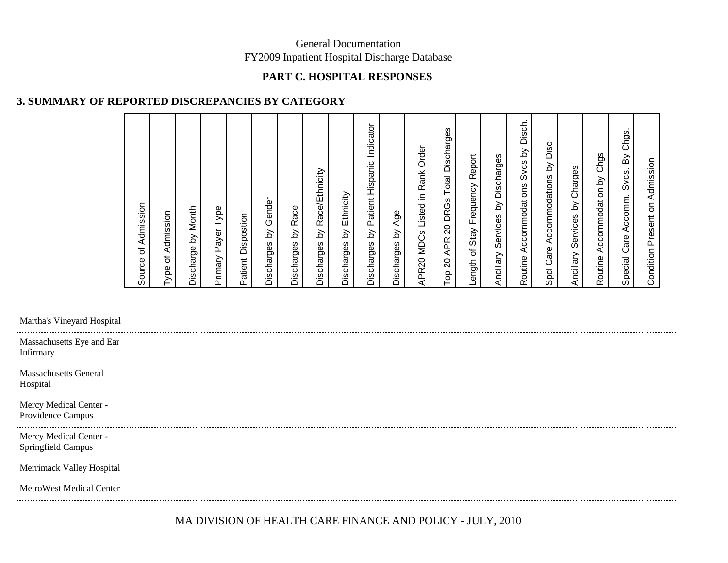General Documentation
FY2009 Inpatient Hospital Discharge Database

## PART C. HOSPITAL RESPONSES

### 3. SUMMARY OF REPORTED DISCREPANCIES BY CATEGORY

| | Source of Admission | Type of Admission | Discharge by Month | Primary Payer Type | Patient Dispostion | Discharges by Gender | Discharges by Race | Discharges by Race/Ethnicity | Discharges by Ethnicity | Discharges by Patient Hispanic Indicator | Discharges by Age | APR20 MDCs Listed in Rank Order | Top 20 APR 20 DRGs Total Discharges | Length of Stay Frequency Report | Ancillary Services by Discharges | Routine Accommodations Svcs by Disch. | Spcl Care Accommodations by Disc | Ancillary Services by Charges | Routine Accommodation by Chgs | Special Care Accomm. Svcs. By Chgs. | Condition Present on Admission |
|---|---|---|---|---|---|---|---|---|---|---|---|---|---|---|---|---|---|---|---|---|---|
| Martha's Vineyard Hospital | | | | | | | | | | | | | | | | | | | | | |
| Massachusetts Eye and Ear Infirmary | | | | | | | | | | | | | | | | | | | | | |
| Massachusetts General Hospital | | | | | | | | | | | | | | | | | | | | | |
| Mercy Medical Center - Providence Campus | | | | | | | | | | | | | | | | | | | | | |
| Mercy Medical Center - Springfield Campus | | | | | | | | | | | | | | | | | | | | | |
| Merrimack Valley Hospital | | | | | | | | | | | | | | | | | | | | | |
| MetroWest Medical Center | | | | | | | | | | | | | | | | | | | | | |

MA DIVISION OF HEALTH CARE FINANCE AND POLICY - JULY, 2010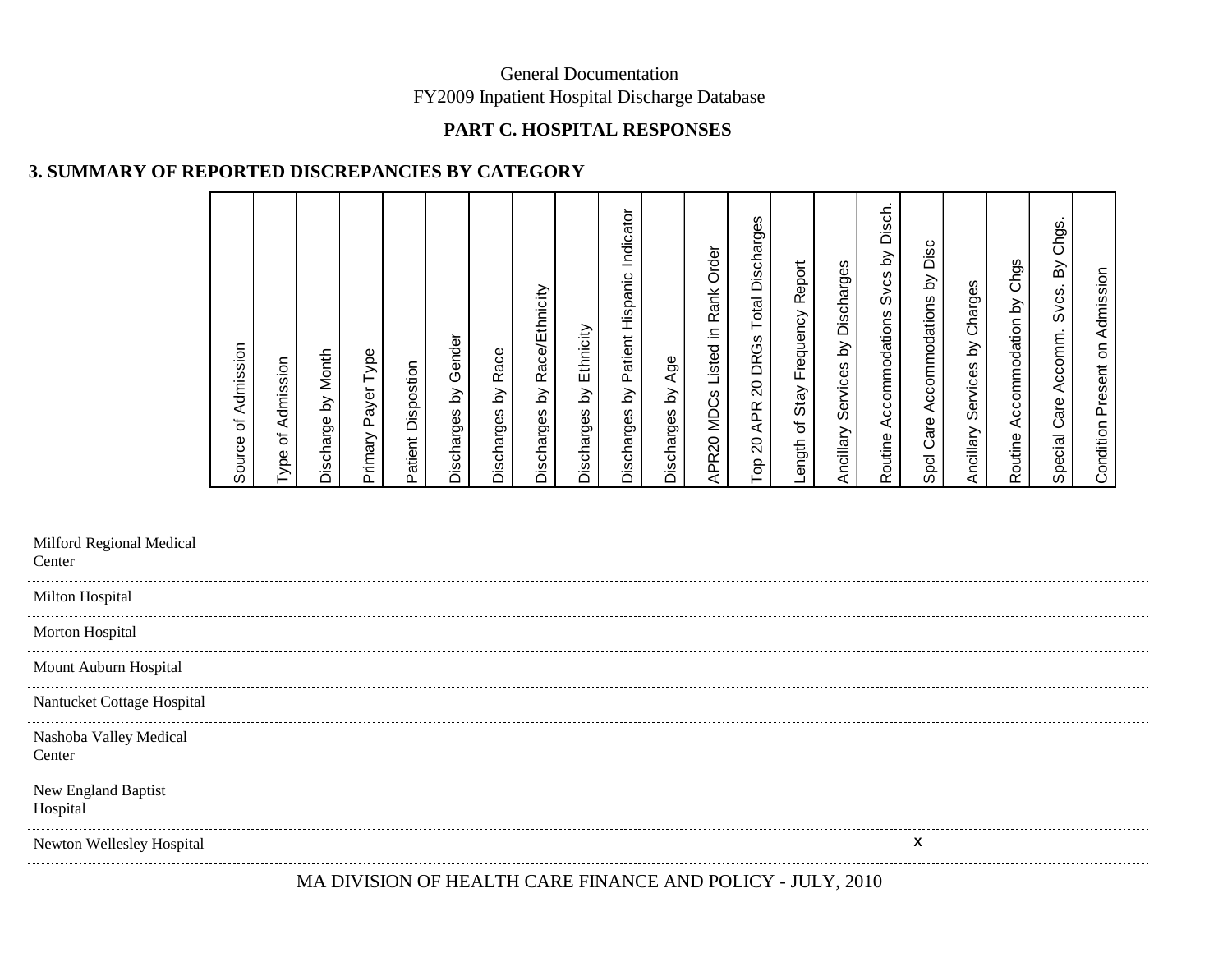General Documentation
FY2009 Inpatient Hospital Discharge Database

## PART C. HOSPITAL RESPONSES

### 3. SUMMARY OF REPORTED DISCREPANCIES BY CATEGORY

| Hospital | Source of Admission | Type of Admission | Discharge by Month | Primary Payer Type | Patient Dispostion | Discharges by Gender | Discharges by Race | Discharges by Race/Ethnicity | Discharges by Ethnicity | Discharges by Patient Hispanic Indicator | Discharges by Age | APR20 MDCs Listed in Rank Order | Top 20 APR 20 DRGs Total Discharges | Length of Stay Frequency Report | Ancillary Services by Discharges | Routine Accommodations Svcs by Disch. | Spcl Care Accommodations by Disc | Ancillary Services by Charges | Routine Accommodation by Chgs | Special Care Accomm. Svcs. By Chgs. | Condition Present on Admission |
|---|---|---|---|---|---|---|---|---|---|---|---|---|---|---|---|---|---|---|---|---|---|
| Milford Regional Medical Center | | | | | | | | | | | | | | | | | | | | | |
| Milton Hospital | | | | | | | | | | | | | | | | | | | | | |
| Morton Hospital | | | | | | | | | | | | | | | | | | | | | |
| Mount Auburn Hospital | | | | | | | | | | | | | | | | | | | | | |
| Nantucket Cottage Hospital | | | | | | | | | | | | | | | | | | | | | |
| Nashoba Valley Medical Center | | | | | | | | | | | | | | | | | | | | | |
| New England Baptist Hospital | | | | | | | | | | | | | | | | | | | | | |
| Newton Wellesley Hospital | | | | | | | | | | | | | | | | | x | | | | |

MA DIVISION OF HEALTH CARE FINANCE AND POLICY - JULY, 2010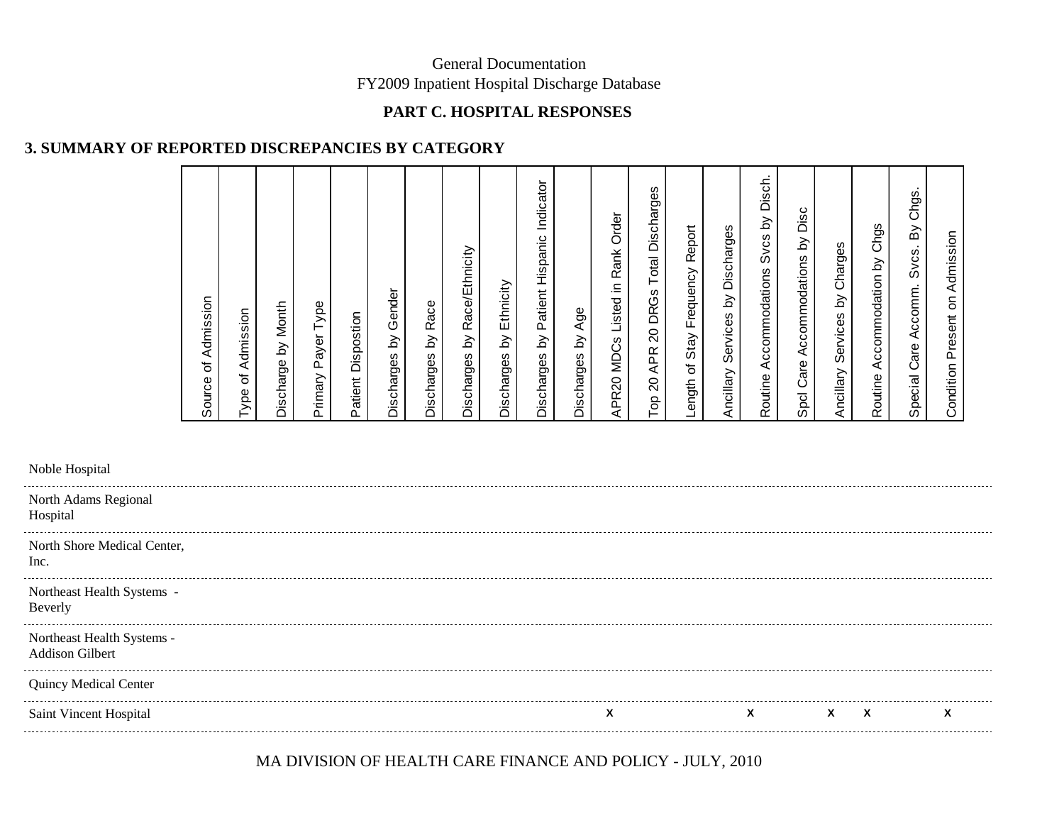General Documentation
FY2009 Inpatient Hospital Discharge Database

## PART C. HOSPITAL RESPONSES

### 3. SUMMARY OF REPORTED DISCREPANCIES BY CATEGORY

| | Source of Admission | Type of Admission | Discharge by Month | Primary Payer Type | Patient Dispostion | Discharges by Gender | Discharges by Race | Discharges by Race/Ethnicity | Discharges by Ethnicity | Discharges by Patient Hispanic Indicator | Discharges by Age | APR20 MDCs Listed in Rank Order | Top 20 APR 20 DRGs Total Discharges | Length of Stay Frequency Report | Ancillary Services by Discharges | Routine Accommodations Svcs by Disch. | Spcl Care Accommodations by Disc | Ancillary Services by Charges | Routine Accommodation by Chgs | Special Care Accomm. Svcs. By Chgs. | Condition Present on Admission |
|---|---|---|---|---|---|---|---|---|---|---|---|---|---|---|---|---|---|---|---|---|---|
| Noble Hospital | | | | | | | | | | | | | | | | | | | | | |
| North Adams Regional Hospital | | | | | | | | | | | | | | | | | | | | | |
| North Shore Medical Center, Inc. | | | | | | | | | | | | | | | | | | | | | |
| Northeast Health Systems - Beverly | | | | | | | | | | | | | | | | | | | | | |
| Northeast Health Systems - Addison Gilbert | | | | | | | | | | | | | | | | | | | | | |
| Quincy Medical Center | | | | | | | | | | | | | | | | | | | | | |
| Saint Vincent Hospital | | | | | | | | | | | | X | | | | X | | X | X | | X |

MA DIVISION OF HEALTH CARE FINANCE AND POLICY - JULY, 2010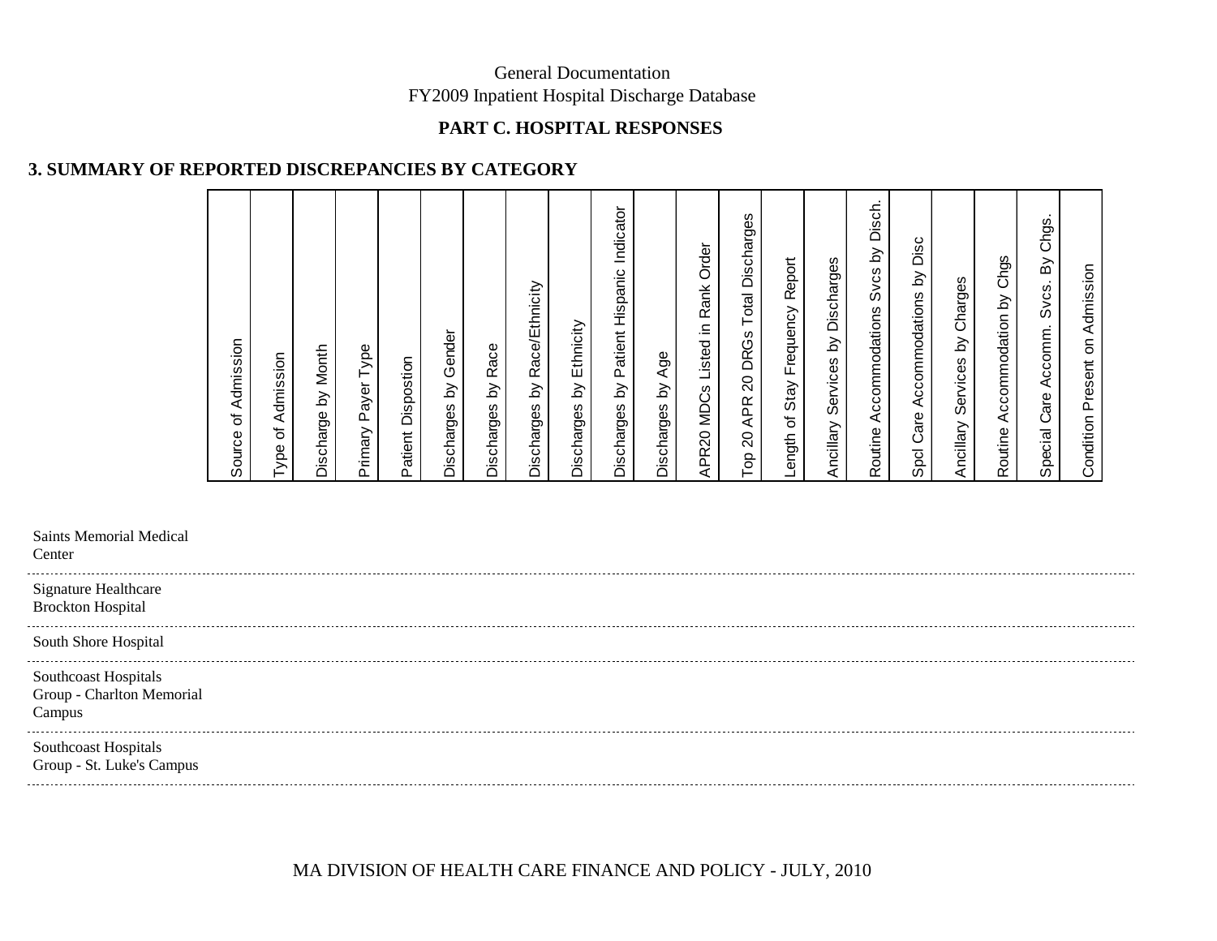General Documentation
FY2009 Inpatient Hospital Discharge Database

## PART C. HOSPITAL RESPONSES

### 3. SUMMARY OF REPORTED DISCREPANCIES BY CATEGORY

| | Source of Admission | Type of Admission | Discharge by Month | Primary Payer Type | Patient Dispostion | Discharges by Gender | Discharges by Race | Discharges by Race/Ethnicity | Discharges by Ethnicity | Discharges by Patient Hispanic Indicator | Discharges by Age | APR20 MDCs Listed in Rank Order | Top 20 APR 20 DRGs Total Discharges | Length of Stay Frequency Report | Ancillary Services by Discharges | Routine Accommodations Svcs by Disch. | Spcl Care Accommodations by Disc | Ancillary Services by Charges | Routine Accommodation by Chgs | Special Care Accomm. Svcs. By Chgs. | Condition Present on Admission |
|---|---|---|---|---|---|---|---|---|---|---|---|---|---|---|---|---|---|---|---|---|---|
| Saints Memorial Medical Center | | | | | | | | | | | | | | | | | | | | | |
| Signature Healthcare Brockton Hospital | | | | | | | | | | | | | | | | | | | | | |
| South Shore Hospital | | | | | | | | | | | | | | | | | | | | | |
| Southcoast Hospitals Group - Charlton Memorial Campus | | | | | | | | | | | | | | | | | | | | | |
| Southcoast Hospitals Group - St. Luke's Campus | | | | | | | | | | | | | | | | | | | | | |

MA DIVISION OF HEALTH CARE FINANCE AND POLICY - JULY, 2010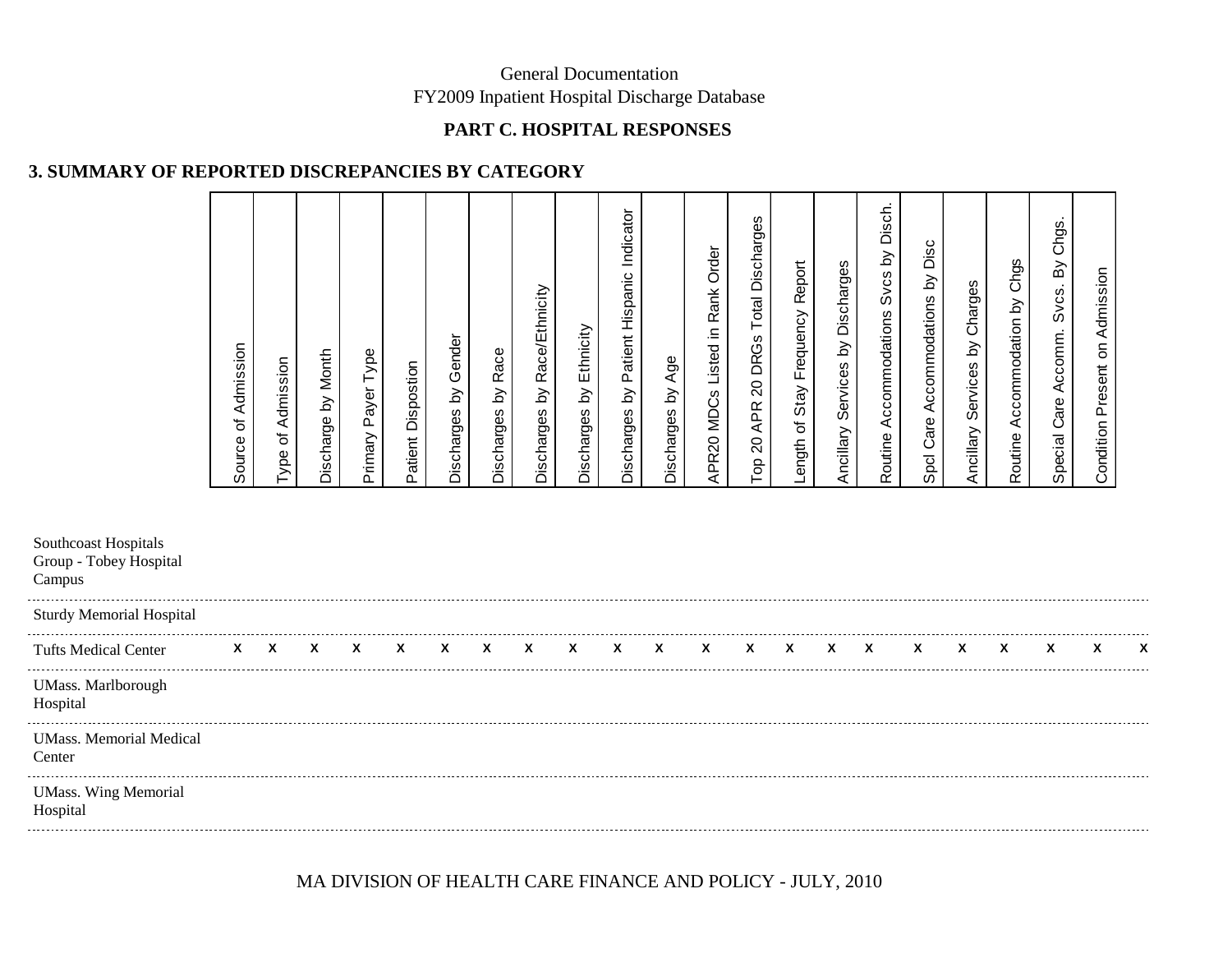General Documentation
FY2009 Inpatient Hospital Discharge Database

## PART C. HOSPITAL RESPONSES

### 3. SUMMARY OF REPORTED DISCREPANCIES BY CATEGORY

| | Source of Admission | Type of Admission | Discharge by Month | Primary Payer Type | Patient Dispostion | Discharges by Gender | Discharges by Race | Discharges by Race/Ethnicity | Discharges by Ethnicity | Discharges by Patient Hispanic Indicator | Discharges by Age | APR20 MDCs Listed in Rank Order | Top 20 APR 20 DRGs Total Discharges | Length of Stay Frequency Report | Ancillary Services by Discharges | Routine Accommodations Svcs by Disch. | Spcl Care Accommodations by Disc | Ancillary Services by Charges | Routine Accommodation by Chgs | Special Care Accomm. Svcs. By Chgs. | Condition Present on Admission | |
|---|---|---|---|---|---|---|---|---|---|---|---|---|---|---|---|---|---|---|---|---|---|---|
| Southcoast Hospitals Group - Tobey Hospital Campus | | | | | | | | | | | | | | | | | | | | | | |
| Sturdy Memorial Hospital | | | | | | | | | | | | | | | | | | | | | | |
| Tufts Medical Center | x | x | x | x | x | x | x | x | x | x | x | x | x | x | x | x | x | x | x | x | x | x |
| UMass. Marlborough Hospital | | | | | | | | | | | | | | | | | | | | | | |
| UMass. Memorial Medical Center | | | | | | | | | | | | | | | | | | | | | | |
| UMass. Wing Memorial Hospital | | | | | | | | | | | | | | | | | | | | | | |

MA DIVISION OF HEALTH CARE FINANCE AND POLICY - JULY, 2010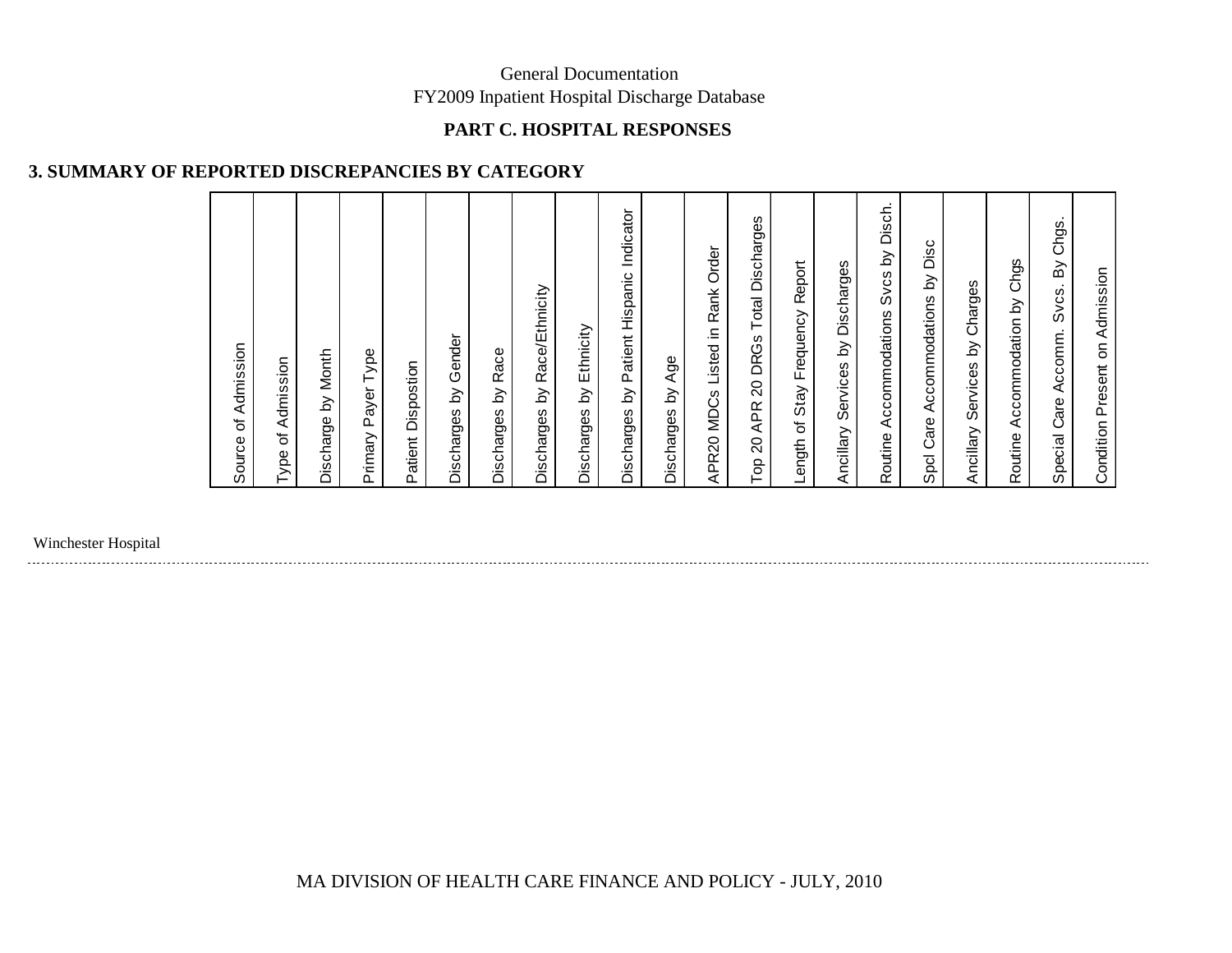General Documentation
FY2009 Inpatient Hospital Discharge Database

**PART C. HOSPITAL RESPONSES**

## 3. SUMMARY OF REPORTED DISCREPANCIES BY CATEGORY

| | Source of Admission | Type of Admission | Discharge by Month | Primary Payer Type | Patient Dispostion | Discharges by Gender | Discharges by Race | Discharges by Race/Ethnicity | Discharges by Ethnicity | Discharges by Patient Hispanic Indicator | Discharges by Age | APR20 MDCs Listed in Rank Order | Top 20 APR 20 DRGs Total Discharges | Length of Stay Frequency Report | Ancillary Services by Discharges | Routine Accommodations Svcs by Disch. | Spcl Care Accommodations by Disc | Ancillary Services by Charges | Routine Accommodation by Chgs | Special Care Accomm. Svcs. By Chgs. | Condition Present on Admission |
|---|---|---|---|---|---|---|---|---|---|---|---|---|---|---|---|---|---|---|---|---|---|
| Winchester Hospital | | | | | | | | | | | | | | | | | | | | | |

MA DIVISION OF HEALTH CARE FINANCE AND POLICY - JULY, 2010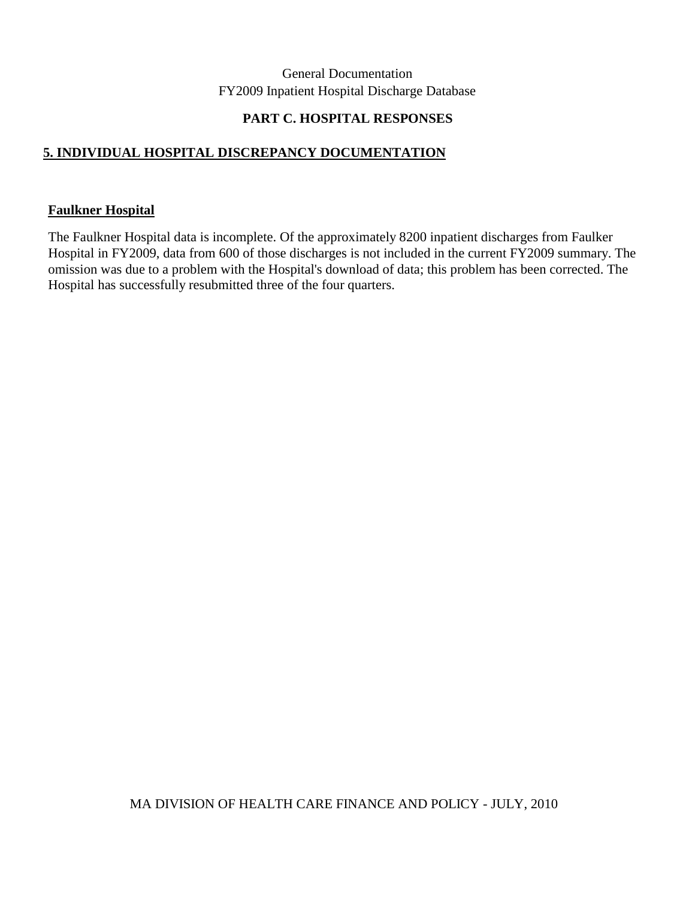General Documentation
FY2009 Inpatient Hospital Discharge Database

**PART C. HOSPITAL RESPONSES**

## 5. INDIVIDUAL HOSPITAL DISCREPANCY DOCUMENTATION

### Faulkner Hospital

The Faulkner Hospital data is incomplete. Of the approximately 8200 inpatient discharges from Faulker Hospital in FY2009, data from 600 of those discharges is not included in the current FY2009 summary. The omission was due to a problem with the Hospital's download of data; this problem has been corrected. The Hospital has successfully resubmitted three of the four quarters.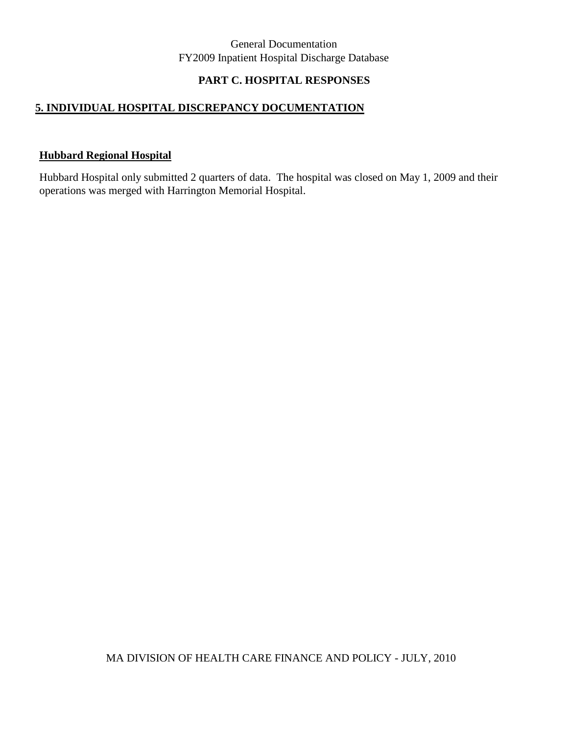# PART C. HOSPITAL RESPONSES

## 5. INDIVIDUAL HOSPITAL DISCREPANCY DOCUMENTATION

### Hubbard Regional Hospital

Hubbard Hospital only submitted 2 quarters of data. The hospital was closed on May 1, 2009 and their operations was merged with Harrington Memorial Hospital.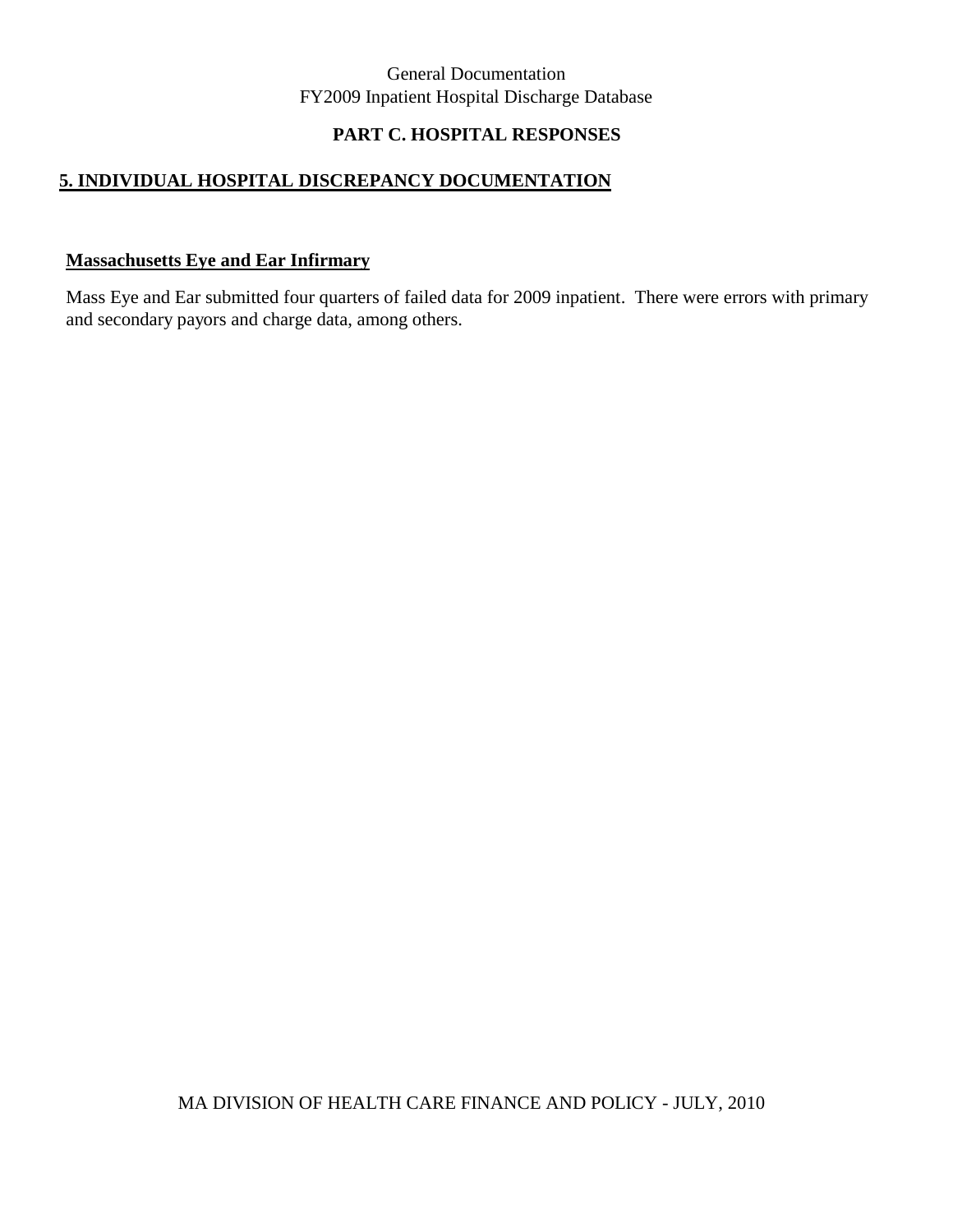## PART C. HOSPITAL RESPONSES

## 5. INDIVIDUAL HOSPITAL DISCREPANCY DOCUMENTATION

### Massachusetts Eye and Ear Infirmary

Mass Eye and Ear submitted four quarters of failed data for 2009 inpatient. There were errors with primary and secondary payors and charge data, among others.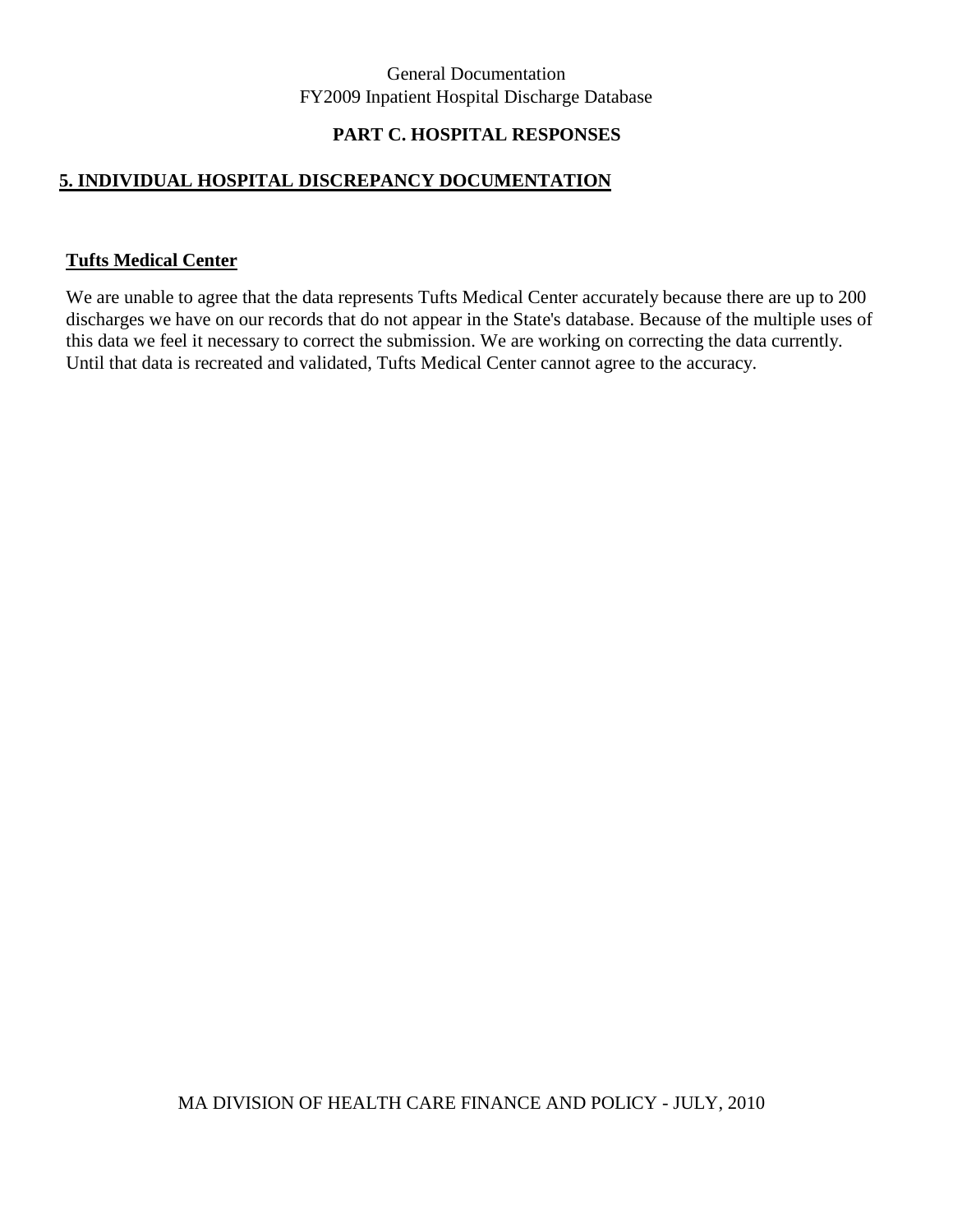General Documentation
FY2009 Inpatient Hospital Discharge Database

## PART C. HOSPITAL RESPONSES

## 5. INDIVIDUAL HOSPITAL DISCREPANCY DOCUMENTATION

### Tufts Medical Center

We are unable to agree that the data represents Tufts Medical Center accurately because there are up to 200 discharges we have on our records that do not appear in the State's database. Because of the multiple uses of this data we feel it necessary to correct the submission. We are working on correcting the data currently. Until that data is recreated and validated, Tufts Medical Center cannot agree to the accuracy.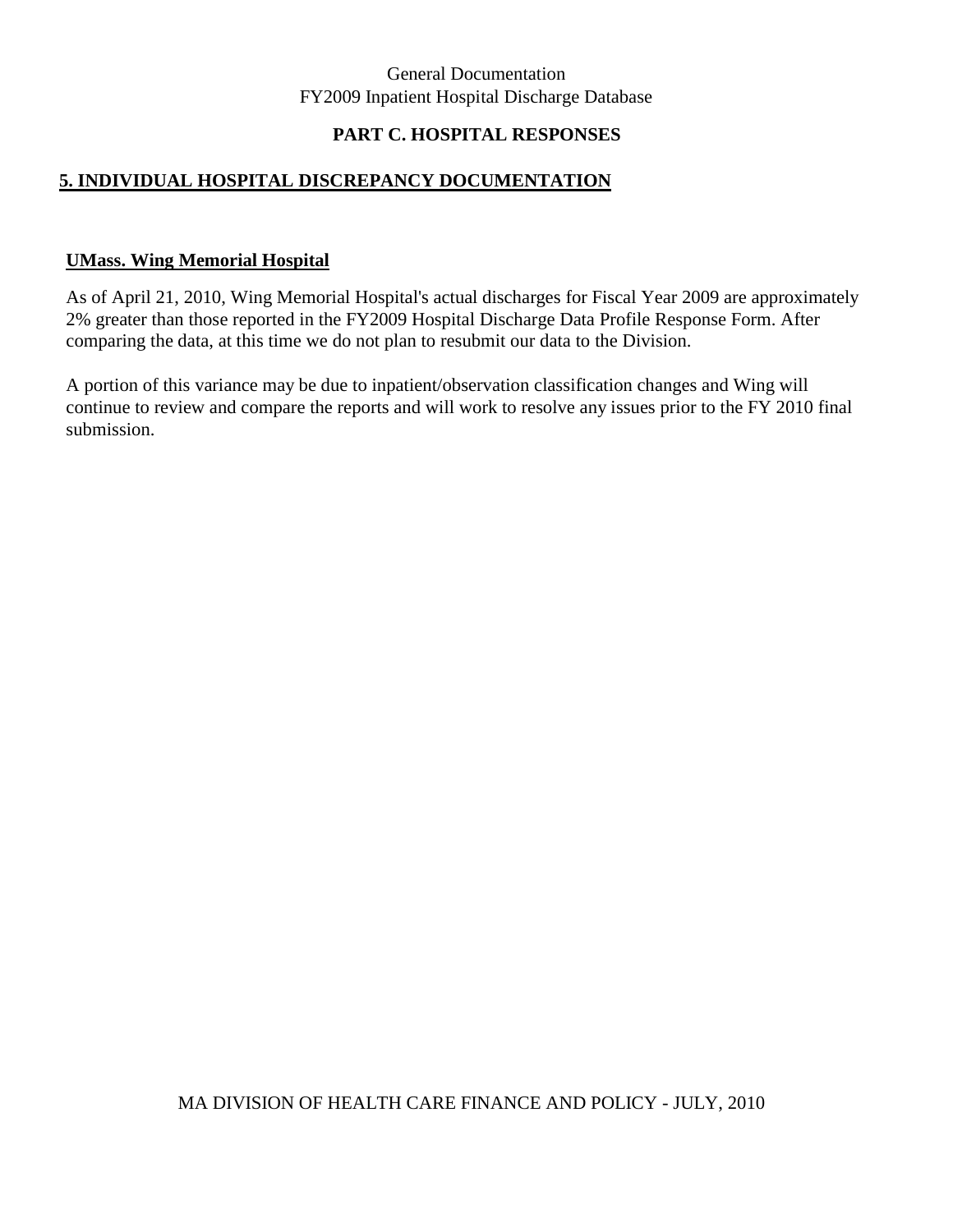General Documentation
FY2009 Inpatient Hospital Discharge Database

## PART C. HOSPITAL RESPONSES

## 5. INDIVIDUAL HOSPITAL DISCREPANCY DOCUMENTATION

### UMass. Wing Memorial Hospital

As of April 21, 2010, Wing Memorial Hospital's actual discharges for Fiscal Year 2009 are approximately 2% greater than those reported in the FY2009 Hospital Discharge Data Profile Response Form. After comparing the data, at this time we do not plan to resubmit our data to the Division.

A portion of this variance may be due to inpatient/observation classification changes and Wing will continue to review and compare the reports and will work to resolve any issues prior to the FY 2010 final submission.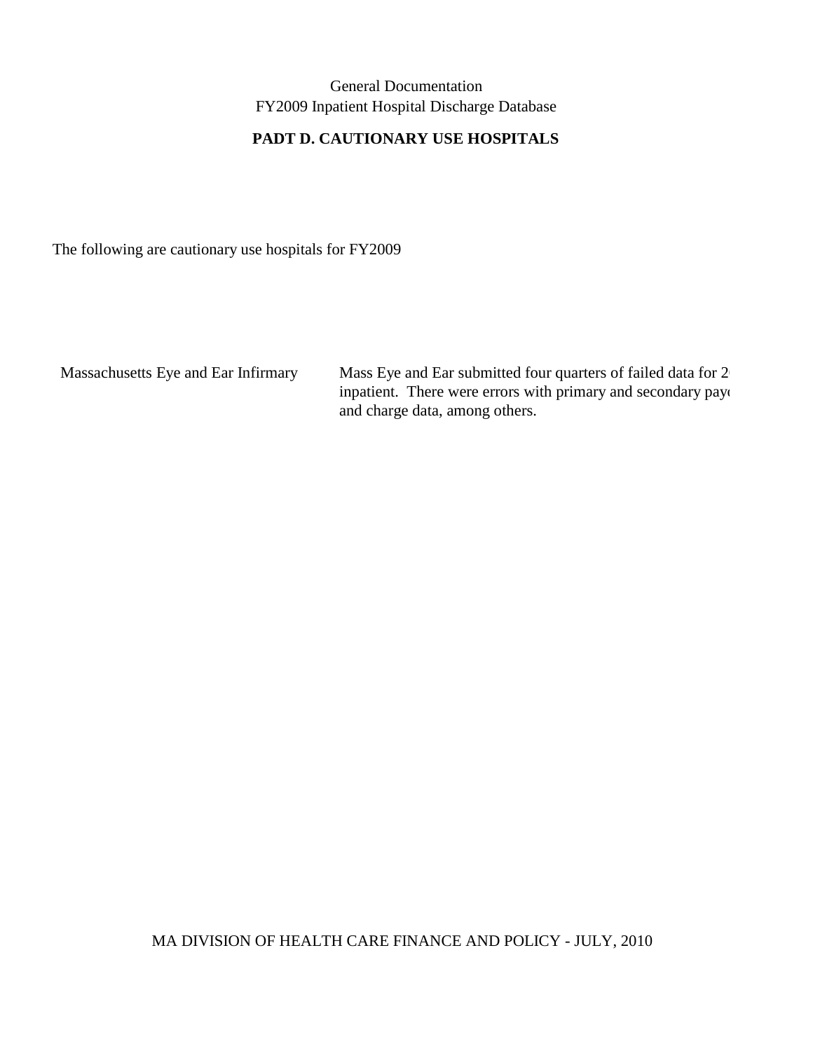General Documentation
FY2009 Inpatient Hospital Discharge Database

**PADT D. CAUTIONARY USE HOSPITALS**

The following are cautionary use hospitals for FY2009

| | |
|---|---|
| Massachusetts Eye and Ear Infirmary | Mass Eye and Ear submitted four quarters of failed data for 2 inpatient. There were errors with primary and secondary pay and charge data, among others. |

MA DIVISION OF HEALTH CARE FINANCE AND POLICY - JULY, 2010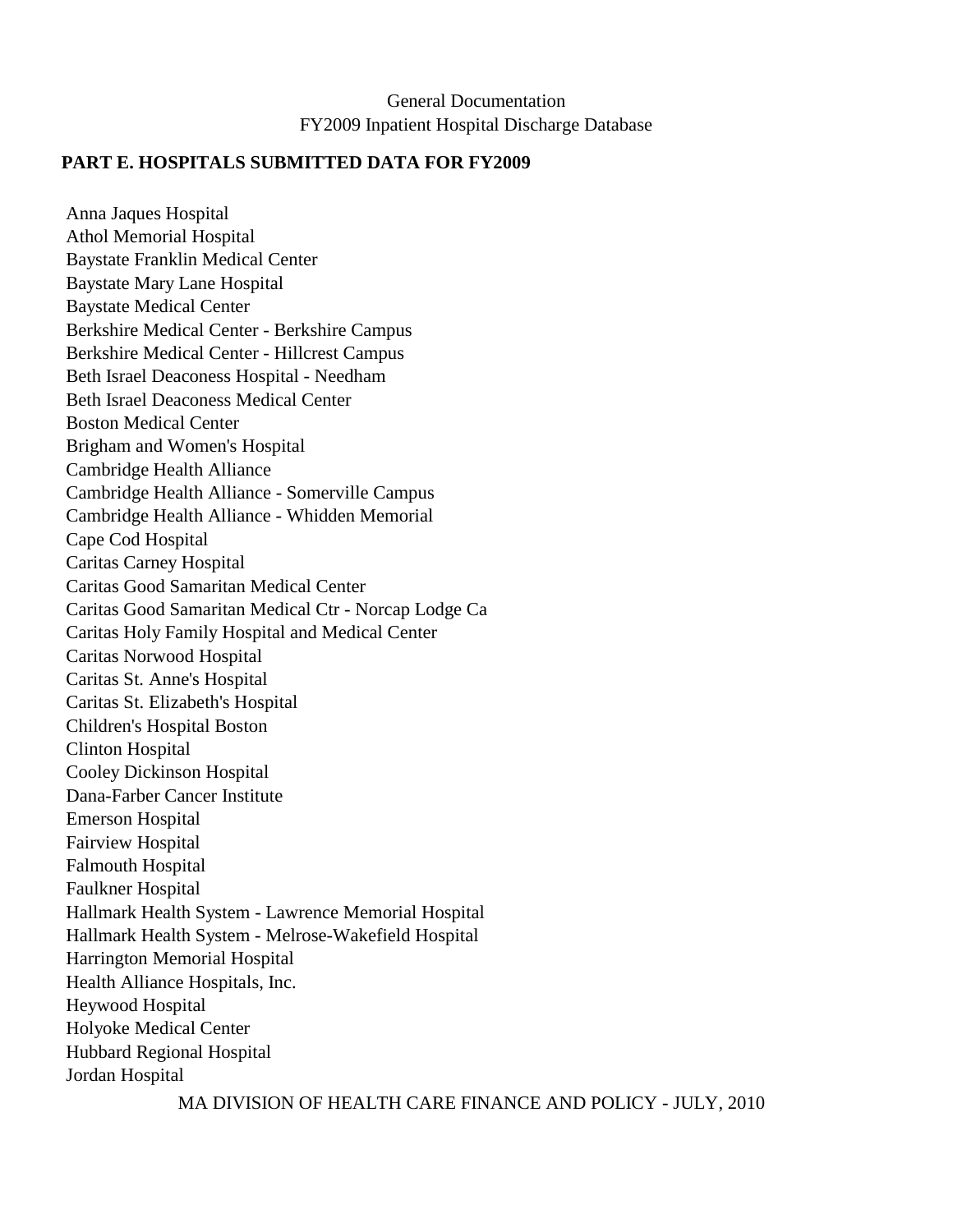## PART E. HOSPITALS SUBMITTED DATA FOR FY2009

Anna Jaques Hospital
Athol Memorial Hospital
Baystate Franklin Medical Center
Baystate Mary Lane Hospital
Baystate Medical Center
Berkshire Medical Center - Berkshire Campus
Berkshire Medical Center - Hillcrest Campus
Beth Israel Deaconess Hospital - Needham
Beth Israel Deaconess Medical Center
Boston Medical Center
Brigham and Women's Hospital
Cambridge Health Alliance
Cambridge Health Alliance - Somerville Campus
Cambridge Health Alliance - Whidden Memorial
Cape Cod Hospital
Caritas Carney Hospital
Caritas Good Samaritan Medical Center
Caritas Good Samaritan Medical Ctr - Norcap Lodge Ca
Caritas Holy Family Hospital and Medical Center
Caritas Norwood Hospital
Caritas St. Anne's Hospital
Caritas St. Elizabeth's Hospital
Children's Hospital Boston
Clinton Hospital
Cooley Dickinson Hospital
Dana-Farber Cancer Institute
Emerson Hospital
Fairview Hospital
Falmouth Hospital
Faulkner Hospital
Hallmark Health System - Lawrence Memorial Hospital
Hallmark Health System - Melrose-Wakefield Hospital
Harrington Memorial Hospital
Health Alliance Hospitals, Inc.
Heywood Hospital
Holyoke Medical Center
Hubbard Regional Hospital
Jordan Hospital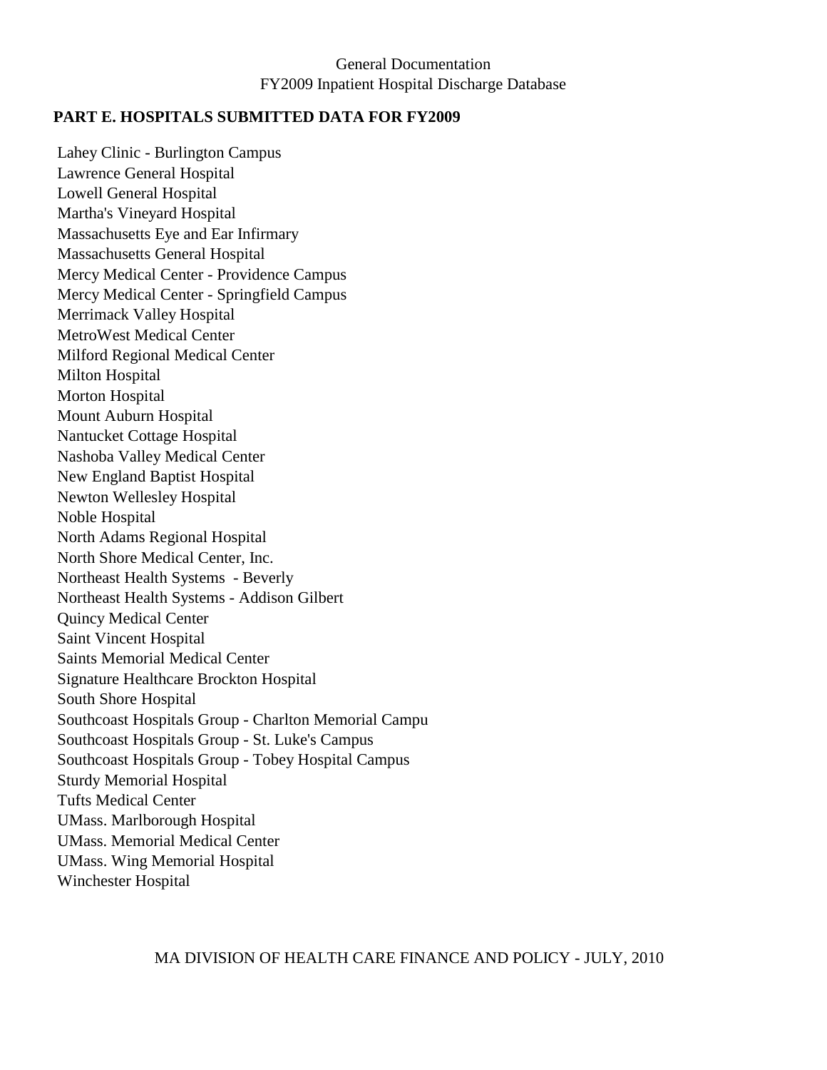## PART E. HOSPITALS SUBMITTED DATA FOR FY2009

Lahey Clinic - Burlington Campus
Lawrence General Hospital
Lowell General Hospital
Martha's Vineyard Hospital
Massachusetts Eye and Ear Infirmary
Massachusetts General Hospital
Mercy Medical Center - Providence Campus
Mercy Medical Center - Springfield Campus
Merrimack Valley Hospital
MetroWest Medical Center
Milford Regional Medical Center
Milton Hospital
Morton Hospital
Mount Auburn Hospital
Nantucket Cottage Hospital
Nashoba Valley Medical Center
New England Baptist Hospital
Newton Wellesley Hospital
Noble Hospital
North Adams Regional Hospital
North Shore Medical Center, Inc.
Northeast Health Systems - Beverly
Northeast Health Systems - Addison Gilbert
Quincy Medical Center
Saint Vincent Hospital
Saints Memorial Medical Center
Signature Healthcare Brockton Hospital
South Shore Hospital
Southcoast Hospitals Group - Charlton Memorial Campu
Southcoast Hospitals Group - St. Luke's Campus
Southcoast Hospitals Group - Tobey Hospital Campus
Sturdy Memorial Hospital
Tufts Medical Center
UMass. Marlborough Hospital
UMass. Memorial Medical Center
UMass. Wing Memorial Hospital
Winchester Hospital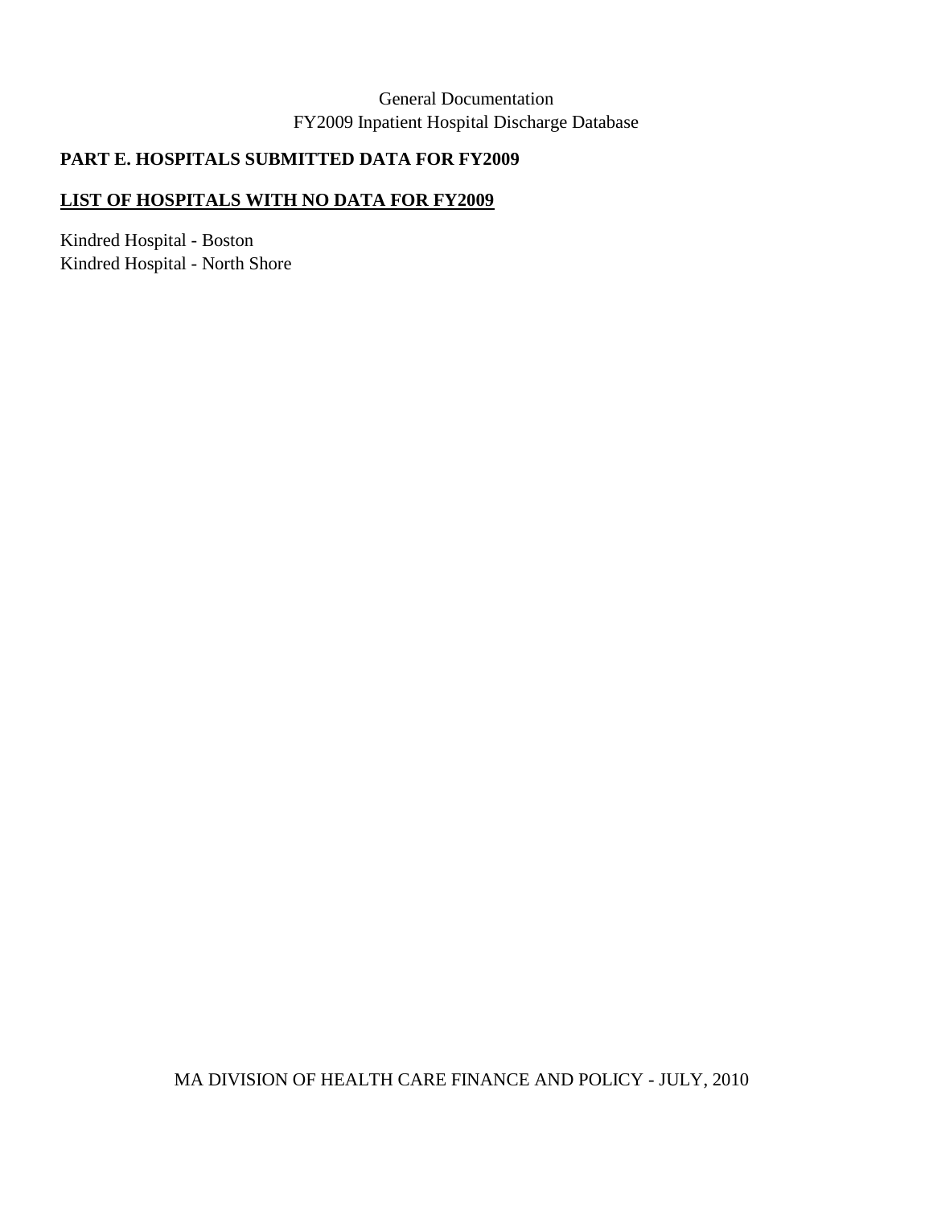## PART E. HOSPITALS SUBMITTED DATA FOR FY2009

**<u>LIST OF HOSPITALS WITH NO DATA FOR FY2009</u>**

Kindred Hospital - Boston
Kindred Hospital - North Shore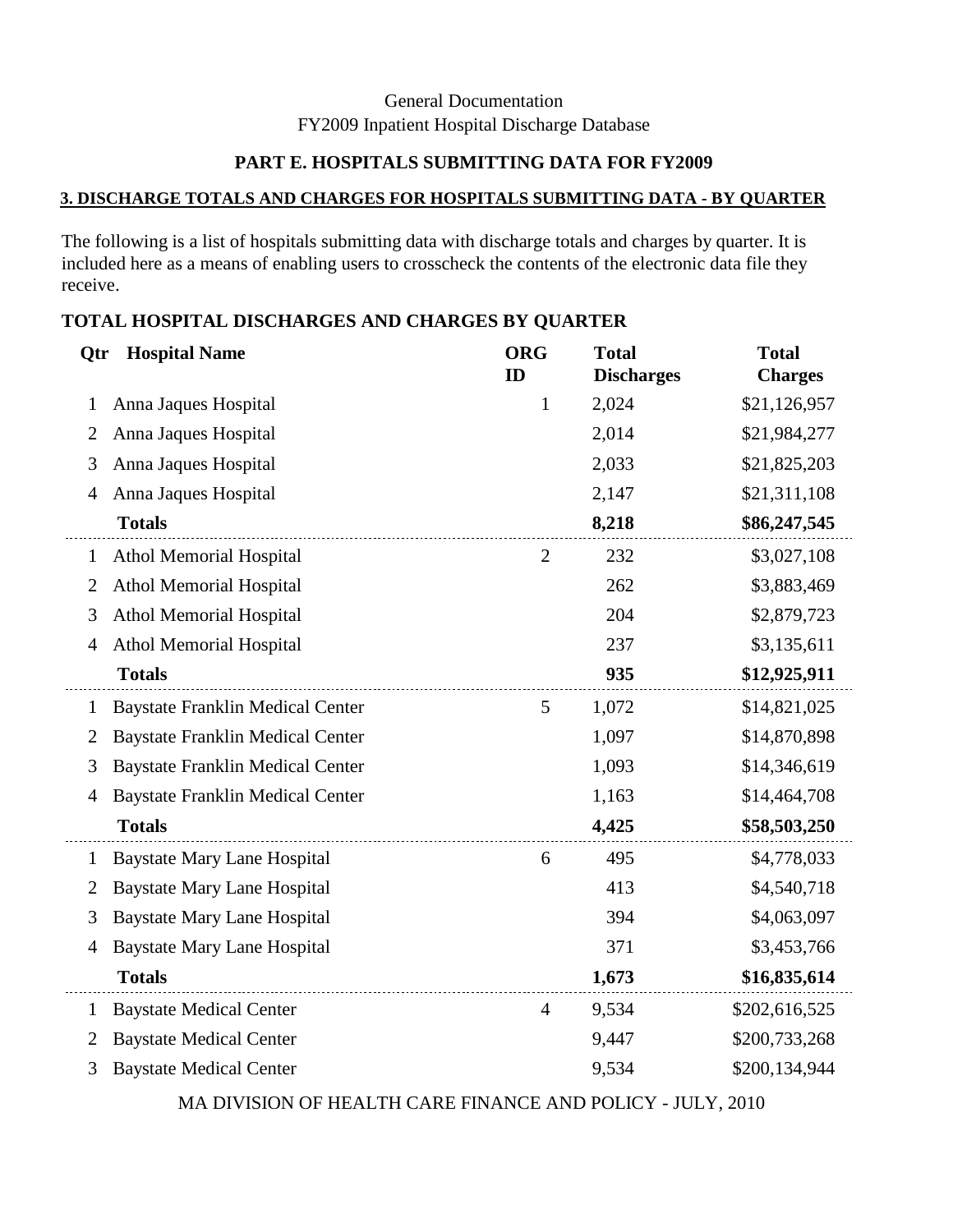General Documentation
FY2009 Inpatient Hospital Discharge Database

## PART E. HOSPITALS SUBMITTING DATA FOR FY2009

### 3. DISCHARGE TOTALS AND CHARGES FOR HOSPITALS SUBMITTING DATA - BY QUARTER

The following is a list of hospitals submitting data with discharge totals and charges by quarter. It is included here as a means of enabling users to crosscheck the contents of the electronic data file they receive.

### TOTAL HOSPITAL DISCHARGES AND CHARGES BY QUARTER

| Qtr | Hospital Name | ORG ID | Total Discharges | Total Charges |
|---|---|---|---|---|
| 1 | Anna Jaques Hospital | 1 | 2,024 | $21,126,957 |
| 2 | Anna Jaques Hospital | | 2,014 | $21,984,277 |
| 3 | Anna Jaques Hospital | | 2,033 | $21,825,203 |
| 4 | Anna Jaques Hospital | | 2,147 | $21,311,108 |
| | **Totals** | | **8,218** | **$86,247,545** |
| 1 | Athol Memorial Hospital | 2 | 232 | $3,027,108 |
| 2 | Athol Memorial Hospital | | 262 | $3,883,469 |
| 3 | Athol Memorial Hospital | | 204 | $2,879,723 |
| 4 | Athol Memorial Hospital | | 237 | $3,135,611 |
| | **Totals** | | **935** | **$12,925,911** |
| 1 | Baystate Franklin Medical Center | 5 | 1,072 | $14,821,025 |
| 2 | Baystate Franklin Medical Center | | 1,097 | $14,870,898 |
| 3 | Baystate Franklin Medical Center | | 1,093 | $14,346,619 |
| 4 | Baystate Franklin Medical Center | | 1,163 | $14,464,708 |
| | **Totals** | | **4,425** | **$58,503,250** |
| 1 | Baystate Mary Lane Hospital | 6 | 495 | $4,778,033 |
| 2 | Baystate Mary Lane Hospital | | 413 | $4,540,718 |
| 3 | Baystate Mary Lane Hospital | | 394 | $4,063,097 |
| 4 | Baystate Mary Lane Hospital | | 371 | $3,453,766 |
| | **Totals** | | **1,673** | **$16,835,614** |
| 1 | Baystate Medical Center | 4 | 9,534 | $202,616,525 |
| 2 | Baystate Medical Center | | 9,447 | $200,733,268 |
| 3 | Baystate Medical Center | | 9,534 | $200,134,944 |

MA DIVISION OF HEALTH CARE FINANCE AND POLICY - JULY, 2010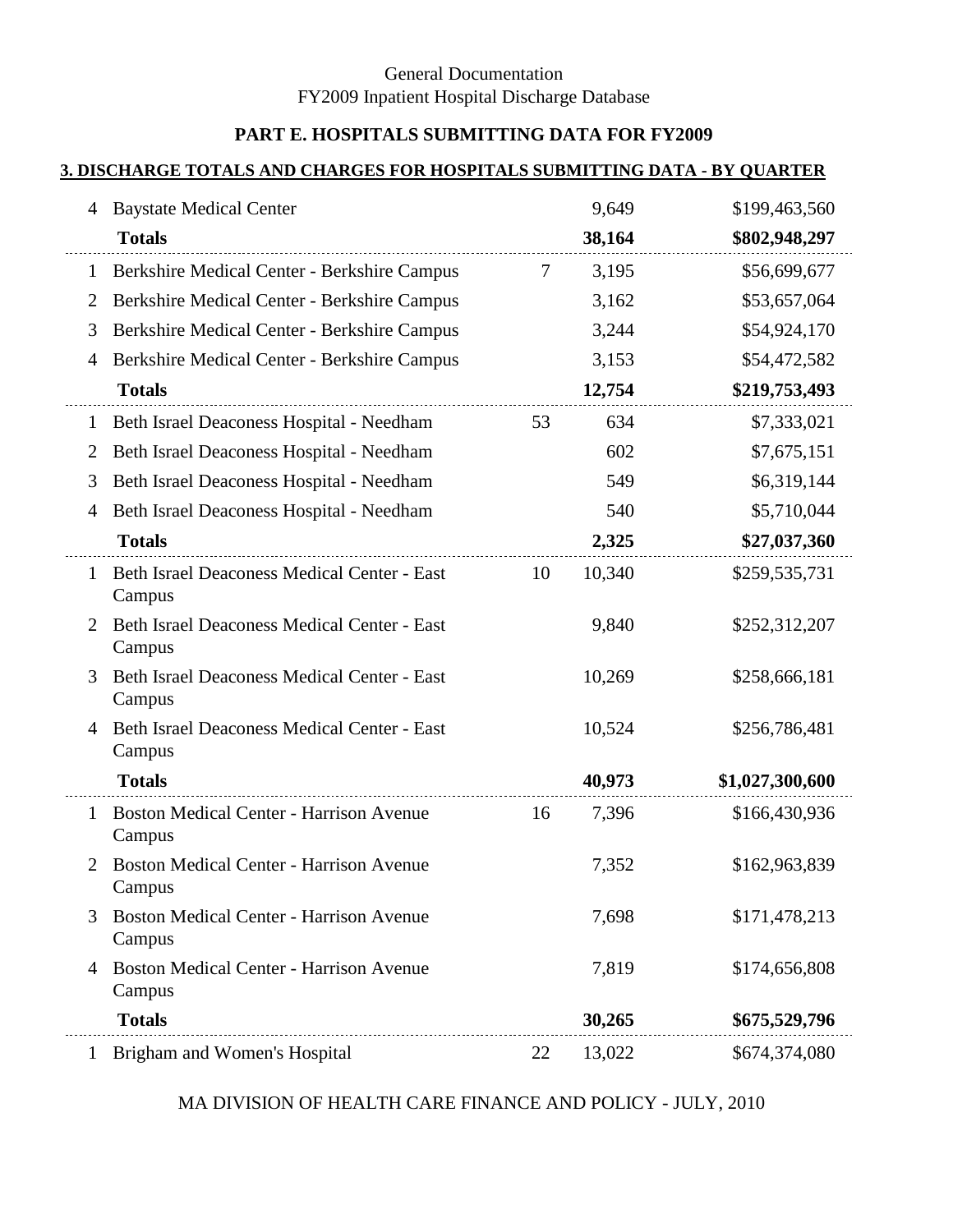General Documentation
FY2009 Inpatient Hospital Discharge Database

## PART E. HOSPITALS SUBMITTING DATA FOR FY2009

### 3. DISCHARGE TOTALS AND CHARGES FOR HOSPITALS SUBMITTING DATA - BY QUARTER

| | | | | |
|---|---|---|---|---|
| 4 | Baystate Medical Center | | 9,649 | $199,463,560 |
| | **Totals** | | **38,164** | **$802,948,297** |
| 1 | Berkshire Medical Center - Berkshire Campus | 7 | 3,195 | $56,699,677 |
| 2 | Berkshire Medical Center - Berkshire Campus | | 3,162 | $53,657,064 |
| 3 | Berkshire Medical Center - Berkshire Campus | | 3,244 | $54,924,170 |
| 4 | Berkshire Medical Center - Berkshire Campus | | 3,153 | $54,472,582 |
| | **Totals** | | **12,754** | **$219,753,493** |
| 1 | Beth Israel Deaconess Hospital - Needham | 53 | 634 | $7,333,021 |
| 2 | Beth Israel Deaconess Hospital - Needham | | 602 | $7,675,151 |
| 3 | Beth Israel Deaconess Hospital - Needham | | 549 | $6,319,144 |
| 4 | Beth Israel Deaconess Hospital - Needham | | 540 | $5,710,044 |
| | **Totals** | | **2,325** | **$27,037,360** |
| 1 | Beth Israel Deaconess Medical Center - East Campus | 10 | 10,340 | $259,535,731 |
| 2 | Beth Israel Deaconess Medical Center - East Campus | | 9,840 | $252,312,207 |
| 3 | Beth Israel Deaconess Medical Center - East Campus | | 10,269 | $258,666,181 |
| 4 | Beth Israel Deaconess Medical Center - East Campus | | 10,524 | $256,786,481 |
| | **Totals** | | **40,973** | **$1,027,300,600** |
| 1 | Boston Medical Center - Harrison Avenue Campus | 16 | 7,396 | $166,430,936 |
| 2 | Boston Medical Center - Harrison Avenue Campus | | 7,352 | $162,963,839 |
| 3 | Boston Medical Center - Harrison Avenue Campus | | 7,698 | $171,478,213 |
| 4 | Boston Medical Center - Harrison Avenue Campus | | 7,819 | $174,656,808 |
| | **Totals** | | **30,265** | **$675,529,796** |
| 1 | Brigham and Women's Hospital | 22 | 13,022 | $674,374,080 |

MA DIVISION OF HEALTH CARE FINANCE AND POLICY - JULY, 2010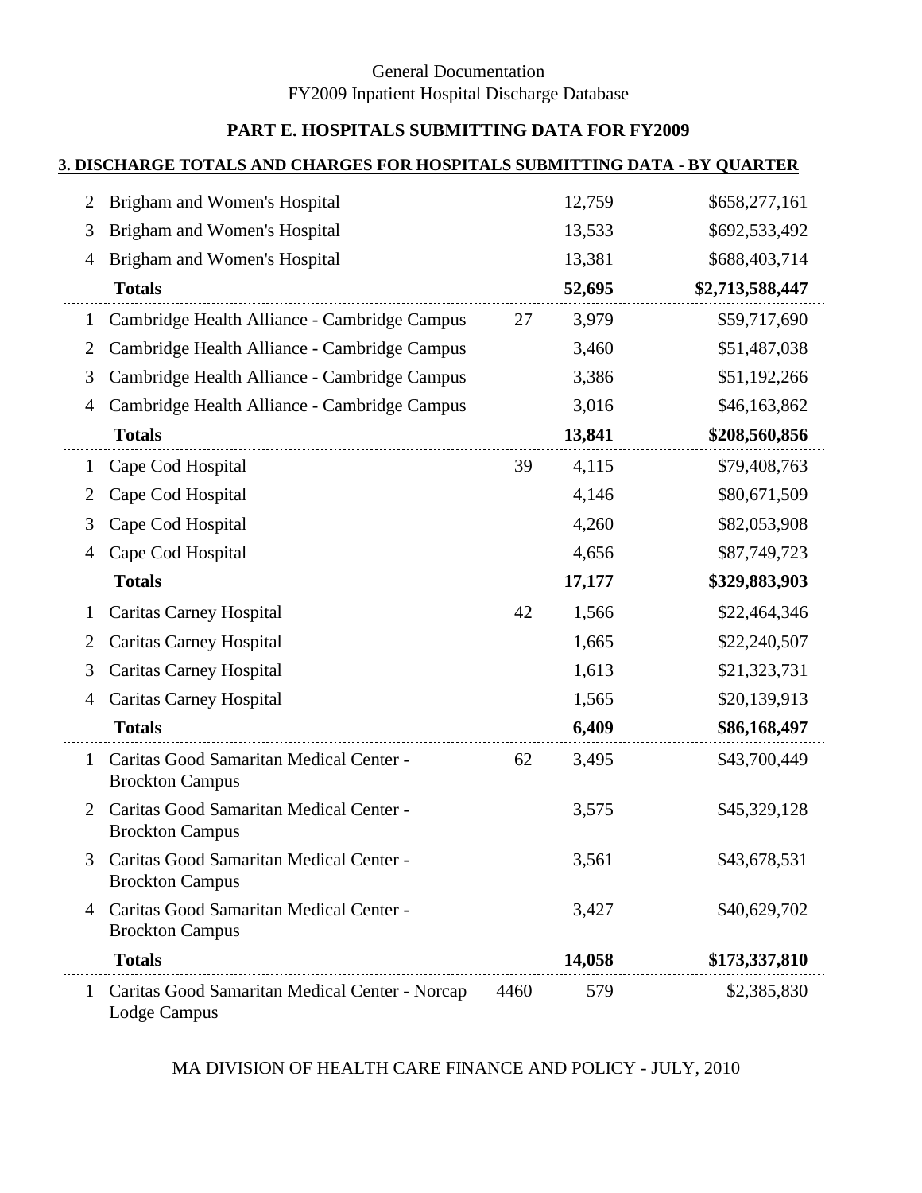General Documentation
FY2009 Inpatient Hospital Discharge Database

## PART E. HOSPITALS SUBMITTING DATA FOR FY2009

### 3. DISCHARGE TOTALS AND CHARGES FOR HOSPITALS SUBMITTING DATA - BY QUARTER

| | | | | |
|---|---|---|---|---|
| 2 | Brigham and Women's Hospital | | 12,759 | $658,277,161 |
| 3 | Brigham and Women's Hospital | | 13,533 | $692,533,492 |
| 4 | Brigham and Women's Hospital | | 13,381 | $688,403,714 |
| | **Totals** | | **52,695** | **$2,713,588,447** |
| 1 | Cambridge Health Alliance - Cambridge Campus | 27 | 3,979 | $59,717,690 |
| 2 | Cambridge Health Alliance - Cambridge Campus | | 3,460 | $51,487,038 |
| 3 | Cambridge Health Alliance - Cambridge Campus | | 3,386 | $51,192,266 |
| 4 | Cambridge Health Alliance - Cambridge Campus | | 3,016 | $46,163,862 |
| | **Totals** | | **13,841** | **$208,560,856** |
| 1 | Cape Cod Hospital | 39 | 4,115 | $79,408,763 |
| 2 | Cape Cod Hospital | | 4,146 | $80,671,509 |
| 3 | Cape Cod Hospital | | 4,260 | $82,053,908 |
| 4 | Cape Cod Hospital | | 4,656 | $87,749,723 |
| | **Totals** | | **17,177** | **$329,883,903** |
| 1 | Caritas Carney Hospital | 42 | 1,566 | $22,464,346 |
| 2 | Caritas Carney Hospital | | 1,665 | $22,240,507 |
| 3 | Caritas Carney Hospital | | 1,613 | $21,323,731 |
| 4 | Caritas Carney Hospital | | 1,565 | $20,139,913 |
| | **Totals** | | **6,409** | **$86,168,497** |
| 1 | Caritas Good Samaritan Medical Center - Brockton Campus | 62 | 3,495 | $43,700,449 |
| 2 | Caritas Good Samaritan Medical Center - Brockton Campus | | 3,575 | $45,329,128 |
| 3 | Caritas Good Samaritan Medical Center - Brockton Campus | | 3,561 | $43,678,531 |
| 4 | Caritas Good Samaritan Medical Center - Brockton Campus | | 3,427 | $40,629,702 |
| | **Totals** | | **14,058** | **$173,337,810** |
| 1 | Caritas Good Samaritan Medical Center - Norcap Lodge Campus | 4460 | 579 | $2,385,830 |

MA DIVISION OF HEALTH CARE FINANCE AND POLICY - JULY, 2010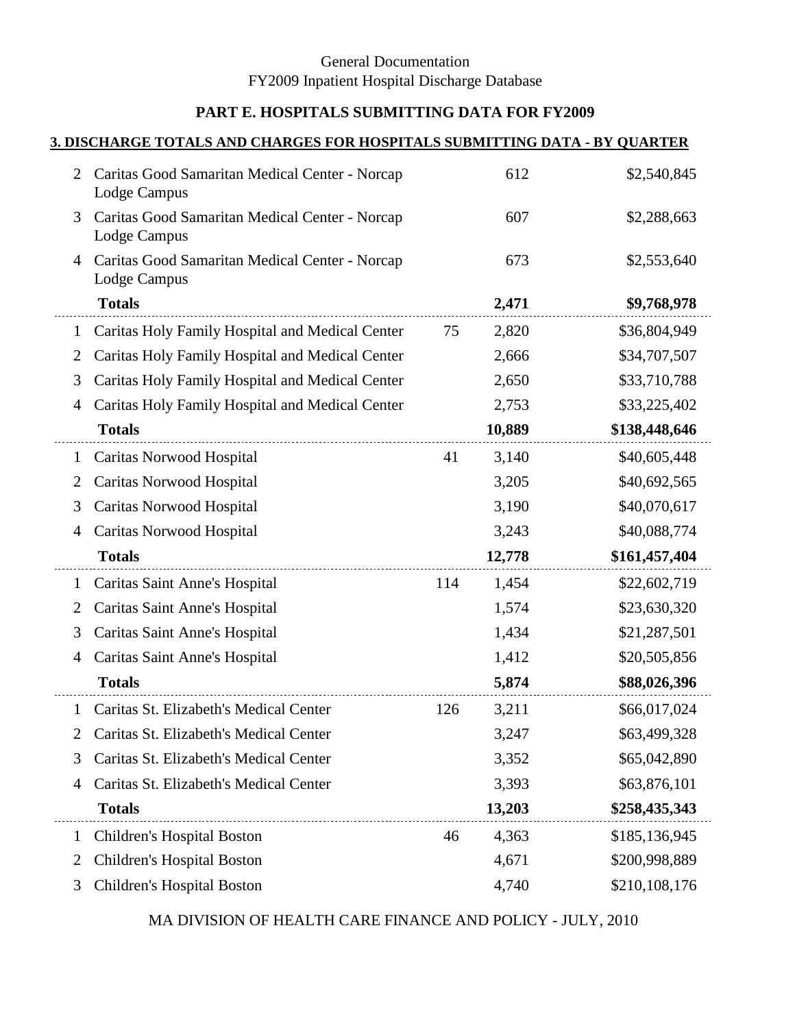General Documentation
FY2009 Inpatient Hospital Discharge Database

## PART E. HOSPITALS SUBMITTING DATA FOR FY2009

### 3. DISCHARGE TOTALS AND CHARGES FOR HOSPITALS SUBMITTING DATA - BY QUARTER

| | | | | |
|---|---|---|---|---|
| 2 | Caritas Good Samaritan Medical Center - Norcap Lodge Campus | | 612 | $2,540,845 |
| 3 | Caritas Good Samaritan Medical Center - Norcap Lodge Campus | | 607 | $2,288,663 |
| 4 | Caritas Good Samaritan Medical Center - Norcap Lodge Campus | | 673 | $2,553,640 |
| | **Totals** | | **2,471** | **$9,768,978** |
| 1 | Caritas Holy Family Hospital and Medical Center | 75 | 2,820 | $36,804,949 |
| 2 | Caritas Holy Family Hospital and Medical Center | | 2,666 | $34,707,507 |
| 3 | Caritas Holy Family Hospital and Medical Center | | 2,650 | $33,710,788 |
| 4 | Caritas Holy Family Hospital and Medical Center | | 2,753 | $33,225,402 |
| | **Totals** | | **10,889** | **$138,448,646** |
| 1 | Caritas Norwood Hospital | 41 | 3,140 | $40,605,448 |
| 2 | Caritas Norwood Hospital | | 3,205 | $40,692,565 |
| 3 | Caritas Norwood Hospital | | 3,190 | $40,070,617 |
| 4 | Caritas Norwood Hospital | | 3,243 | $40,088,774 |
| | **Totals** | | **12,778** | **$161,457,404** |
| 1 | Caritas Saint Anne's Hospital | 114 | 1,454 | $22,602,719 |
| 2 | Caritas Saint Anne's Hospital | | 1,574 | $23,630,320 |
| 3 | Caritas Saint Anne's Hospital | | 1,434 | $21,287,501 |
| 4 | Caritas Saint Anne's Hospital | | 1,412 | $20,505,856 |
| | **Totals** | | **5,874** | **$88,026,396** |
| 1 | Caritas St. Elizabeth's Medical Center | 126 | 3,211 | $66,017,024 |
| 2 | Caritas St. Elizabeth's Medical Center | | 3,247 | $63,499,328 |
| 3 | Caritas St. Elizabeth's Medical Center | | 3,352 | $65,042,890 |
| 4 | Caritas St. Elizabeth's Medical Center | | 3,393 | $63,876,101 |
| | **Totals** | | **13,203** | **$258,435,343** |
| 1 | Children's Hospital Boston | 46 | 4,363 | $185,136,945 |
| 2 | Children's Hospital Boston | | 4,671 | $200,998,889 |
| 3 | Children's Hospital Boston | | 4,740 | $210,108,176 |

MA DIVISION OF HEALTH CARE FINANCE AND POLICY - JULY, 2010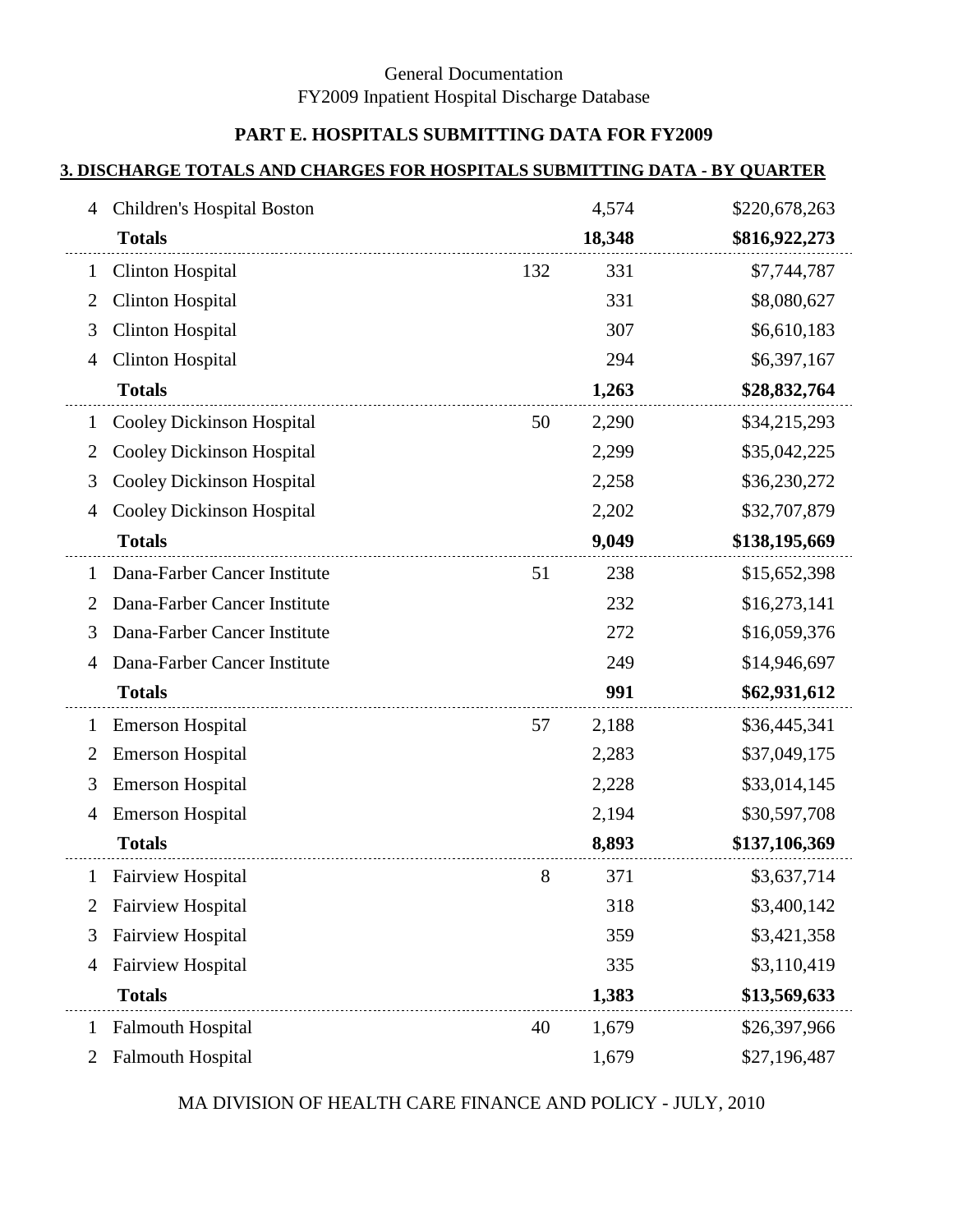General Documentation
FY2009 Inpatient Hospital Discharge Database

## PART E. HOSPITALS SUBMITTING DATA FOR FY2009

### 3. DISCHARGE TOTALS AND CHARGES FOR HOSPITALS SUBMITTING DATA - BY QUARTER

| Quarter | Hospital | ID | Discharges | Charges |
|---|---|---|---|---|
| 4 | Children's Hospital Boston | | 4,574 | $220,678,263 |
| | **Totals** | | **18,348** | **$816,922,273** |
| 1 | Clinton Hospital | 132 | 331 | $7,744,787 |
| 2 | Clinton Hospital | | 331 | $8,080,627 |
| 3 | Clinton Hospital | | 307 | $6,610,183 |
| 4 | Clinton Hospital | | 294 | $6,397,167 |
| | **Totals** | | **1,263** | **$28,832,764** |
| 1 | Cooley Dickinson Hospital | 50 | 2,290 | $34,215,293 |
| 2 | Cooley Dickinson Hospital | | 2,299 | $35,042,225 |
| 3 | Cooley Dickinson Hospital | | 2,258 | $36,230,272 |
| 4 | Cooley Dickinson Hospital | | 2,202 | $32,707,879 |
| | **Totals** | | **9,049** | **$138,195,669** |
| 1 | Dana-Farber Cancer Institute | 51 | 238 | $15,652,398 |
| 2 | Dana-Farber Cancer Institute | | 232 | $16,273,141 |
| 3 | Dana-Farber Cancer Institute | | 272 | $16,059,376 |
| 4 | Dana-Farber Cancer Institute | | 249 | $14,946,697 |
| | **Totals** | | **991** | **$62,931,612** |
| 1 | Emerson Hospital | 57 | 2,188 | $36,445,341 |
| 2 | Emerson Hospital | | 2,283 | $37,049,175 |
| 3 | Emerson Hospital | | 2,228 | $33,014,145 |
| 4 | Emerson Hospital | | 2,194 | $30,597,708 |
| | **Totals** | | **8,893** | **$137,106,369** |
| 1 | Fairview Hospital | 8 | 371 | $3,637,714 |
| 2 | Fairview Hospital | | 318 | $3,400,142 |
| 3 | Fairview Hospital | | 359 | $3,421,358 |
| 4 | Fairview Hospital | | 335 | $3,110,419 |
| | **Totals** | | **1,383** | **$13,569,633** |
| 1 | Falmouth Hospital | 40 | 1,679 | $26,397,966 |
| 2 | Falmouth Hospital | | 1,679 | $27,196,487 |

MA DIVISION OF HEALTH CARE FINANCE AND POLICY - JULY, 2010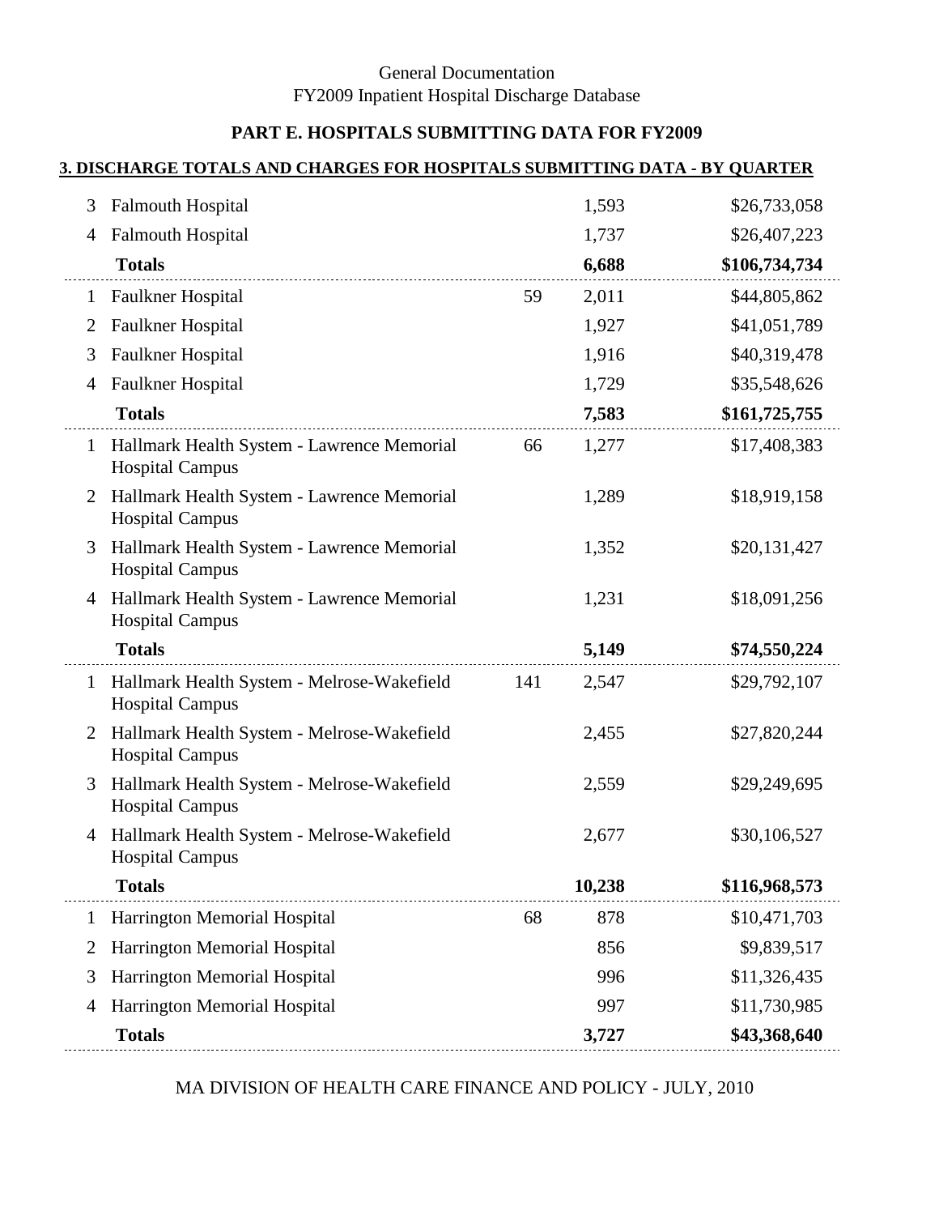General Documentation
FY2009 Inpatient Hospital Discharge Database

## PART E. HOSPITALS SUBMITTING DATA FOR FY2009

### 3. DISCHARGE TOTALS AND CHARGES FOR HOSPITALS SUBMITTING DATA - BY QUARTER

| | | | | |
|---|---|---|---|---|
| 3 | Falmouth Hospital | | 1,593 | $26,733,058 |
| 4 | Falmouth Hospital | | 1,737 | $26,407,223 |
| | **Totals** | | **6,688** | **$106,734,734** |
| 1 | Faulkner Hospital | 59 | 2,011 | $44,805,862 |
| 2 | Faulkner Hospital | | 1,927 | $41,051,789 |
| 3 | Faulkner Hospital | | 1,916 | $40,319,478 |
| 4 | Faulkner Hospital | | 1,729 | $35,548,626 |
| | **Totals** | | **7,583** | **$161,725,755** |
| 1 | Hallmark Health System - Lawrence Memorial Hospital Campus | 66 | 1,277 | $17,408,383 |
| 2 | Hallmark Health System - Lawrence Memorial Hospital Campus | | 1,289 | $18,919,158 |
| 3 | Hallmark Health System - Lawrence Memorial Hospital Campus | | 1,352 | $20,131,427 |
| 4 | Hallmark Health System - Lawrence Memorial Hospital Campus | | 1,231 | $18,091,256 |
| | **Totals** | | **5,149** | **$74,550,224** |
| 1 | Hallmark Health System - Melrose-Wakefield Hospital Campus | 141 | 2,547 | $29,792,107 |
| 2 | Hallmark Health System - Melrose-Wakefield Hospital Campus | | 2,455 | $27,820,244 |
| 3 | Hallmark Health System - Melrose-Wakefield Hospital Campus | | 2,559 | $29,249,695 |
| 4 | Hallmark Health System - Melrose-Wakefield Hospital Campus | | 2,677 | $30,106,527 |
| | **Totals** | | **10,238** | **$116,968,573** |
| 1 | Harrington Memorial Hospital | 68 | 878 | $10,471,703 |
| 2 | Harrington Memorial Hospital | | 856 | $9,839,517 |
| 3 | Harrington Memorial Hospital | | 996 | $11,326,435 |
| 4 | Harrington Memorial Hospital | | 997 | $11,730,985 |
| | **Totals** | | **3,727** | **$43,368,640** |

MA DIVISION OF HEALTH CARE FINANCE AND POLICY - JULY, 2010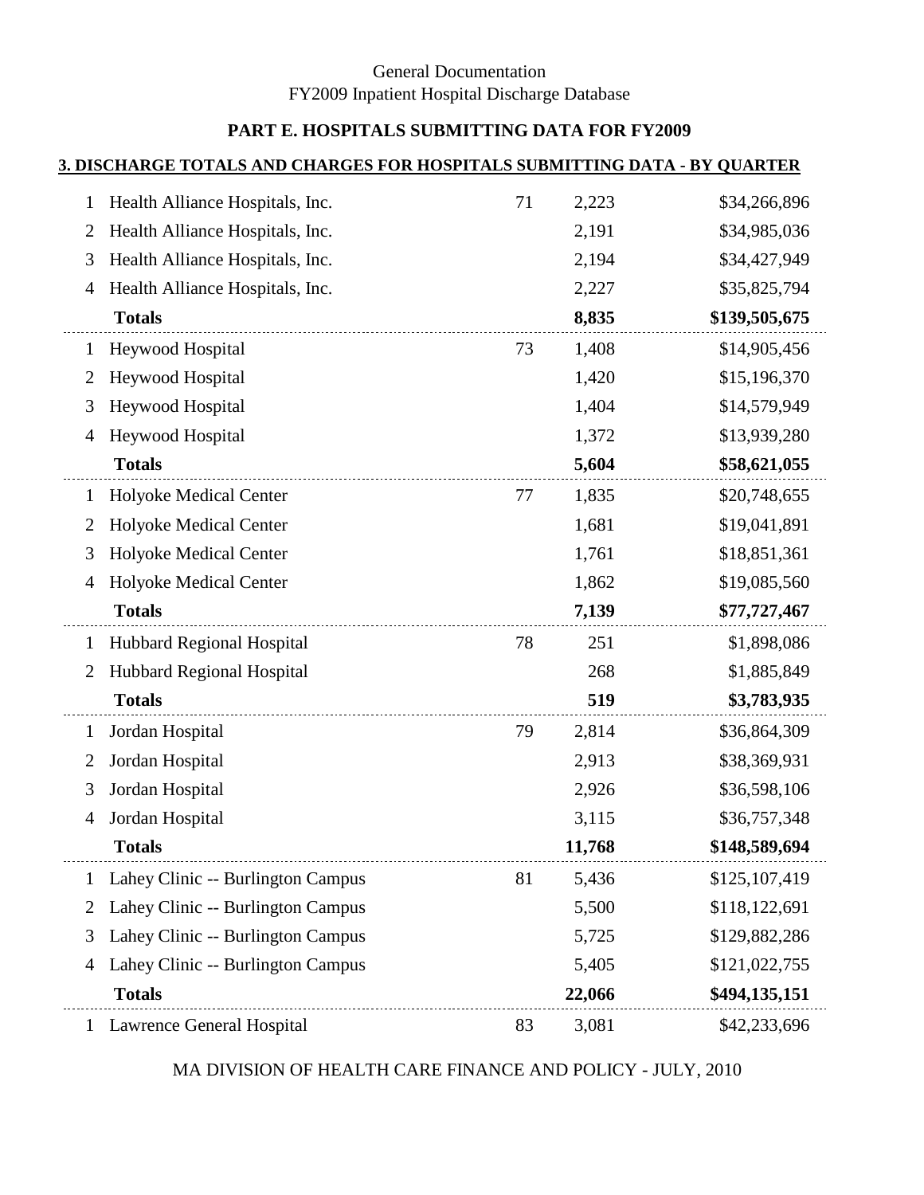General Documentation
FY2009 Inpatient Hospital Discharge Database

## PART E. HOSPITALS SUBMITTING DATA FOR FY2009

### 3. DISCHARGE TOTALS AND CHARGES FOR HOSPITALS SUBMITTING DATA - BY QUARTER

| Quarter | Hospital | ID | Discharges | Charges |
|---|---|---|---|---|
| 1 | Health Alliance Hospitals, Inc. | 71 | 2,223 | $34,266,896 |
| 2 | Health Alliance Hospitals, Inc. | | 2,191 | $34,985,036 |
| 3 | Health Alliance Hospitals, Inc. | | 2,194 | $34,427,949 |
| 4 | Health Alliance Hospitals, Inc. | | 2,227 | $35,825,794 |
| | **Totals** | | **8,835** | **$139,505,675** |
| 1 | Heywood Hospital | 73 | 1,408 | $14,905,456 |
| 2 | Heywood Hospital | | 1,420 | $15,196,370 |
| 3 | Heywood Hospital | | 1,404 | $14,579,949 |
| 4 | Heywood Hospital | | 1,372 | $13,939,280 |
| | **Totals** | | **5,604** | **$58,621,055** |
| 1 | Holyoke Medical Center | 77 | 1,835 | $20,748,655 |
| 2 | Holyoke Medical Center | | 1,681 | $19,041,891 |
| 3 | Holyoke Medical Center | | 1,761 | $18,851,361 |
| 4 | Holyoke Medical Center | | 1,862 | $19,085,560 |
| | **Totals** | | **7,139** | **$77,727,467** |
| 1 | Hubbard Regional Hospital | 78 | 251 | $1,898,086 |
| 2 | Hubbard Regional Hospital | | 268 | $1,885,849 |
| | **Totals** | | **519** | **$3,783,935** |
| 1 | Jordan Hospital | 79 | 2,814 | $36,864,309 |
| 2 | Jordan Hospital | | 2,913 | $38,369,931 |
| 3 | Jordan Hospital | | 2,926 | $36,598,106 |
| 4 | Jordan Hospital | | 3,115 | $36,757,348 |
| | **Totals** | | **11,768** | **$148,589,694** |
| 1 | Lahey Clinic -- Burlington Campus | 81 | 5,436 | $125,107,419 |
| 2 | Lahey Clinic -- Burlington Campus | | 5,500 | $118,122,691 |
| 3 | Lahey Clinic -- Burlington Campus | | 5,725 | $129,882,286 |
| 4 | Lahey Clinic -- Burlington Campus | | 5,405 | $121,022,755 |
| | **Totals** | | **22,066** | **$494,135,151** |
| 1 | Lawrence General Hospital | 83 | 3,081 | $42,233,696 |

MA DIVISION OF HEALTH CARE FINANCE AND POLICY - JULY, 2010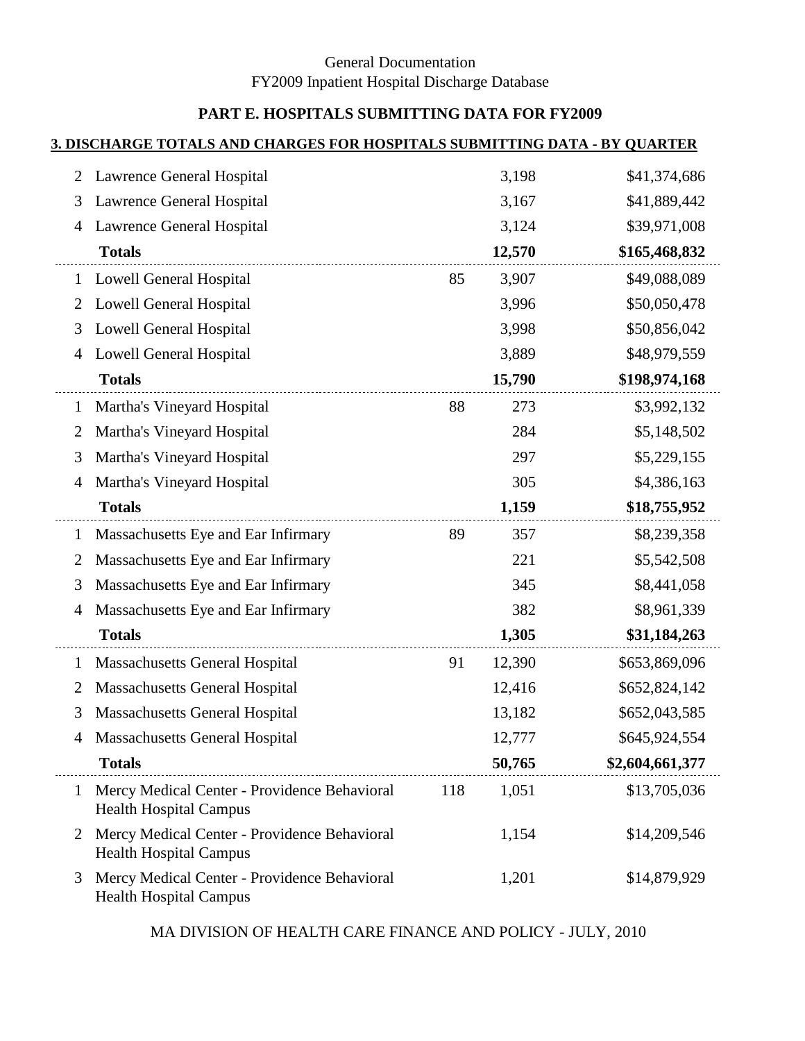General Documentation
FY2009 Inpatient Hospital Discharge Database

### PART E. HOSPITALS SUBMITTING DATA FOR FY2009

#### 3. DISCHARGE TOTALS AND CHARGES FOR HOSPITALS SUBMITTING DATA - BY QUARTER

| | | | | |
|---|---|---|---|---|
| 2 | Lawrence General Hospital | | 3,198 | $41,374,686 |
| 3 | Lawrence General Hospital | | 3,167 | $41,889,442 |
| 4 | Lawrence General Hospital | | 3,124 | $39,971,008 |
| | **Totals** | | **12,570** | **$165,468,832** |
| 1 | Lowell General Hospital | 85 | 3,907 | $49,088,089 |
| 2 | Lowell General Hospital | | 3,996 | $50,050,478 |
| 3 | Lowell General Hospital | | 3,998 | $50,856,042 |
| 4 | Lowell General Hospital | | 3,889 | $48,979,559 |
| | **Totals** | | **15,790** | **$198,974,168** |
| 1 | Martha's Vineyard Hospital | 88 | 273 | $3,992,132 |
| 2 | Martha's Vineyard Hospital | | 284 | $5,148,502 |
| 3 | Martha's Vineyard Hospital | | 297 | $5,229,155 |
| 4 | Martha's Vineyard Hospital | | 305 | $4,386,163 |
| | **Totals** | | **1,159** | **$18,755,952** |
| 1 | Massachusetts Eye and Ear Infirmary | 89 | 357 | $8,239,358 |
| 2 | Massachusetts Eye and Ear Infirmary | | 221 | $5,542,508 |
| 3 | Massachusetts Eye and Ear Infirmary | | 345 | $8,441,058 |
| 4 | Massachusetts Eye and Ear Infirmary | | 382 | $8,961,339 |
| | **Totals** | | **1,305** | **$31,184,263** |
| 1 | Massachusetts General Hospital | 91 | 12,390 | $653,869,096 |
| 2 | Massachusetts General Hospital | | 12,416 | $652,824,142 |
| 3 | Massachusetts General Hospital | | 13,182 | $652,043,585 |
| 4 | Massachusetts General Hospital | | 12,777 | $645,924,554 |
| | **Totals** | | **50,765** | **$2,604,661,377** |
| 1 | Mercy Medical Center - Providence Behavioral Health Hospital Campus | 118 | 1,051 | $13,705,036 |
| 2 | Mercy Medical Center - Providence Behavioral Health Hospital Campus | | 1,154 | $14,209,546 |
| 3 | Mercy Medical Center - Providence Behavioral Health Hospital Campus | | 1,201 | $14,879,929 |

MA DIVISION OF HEALTH CARE FINANCE AND POLICY - JULY, 2010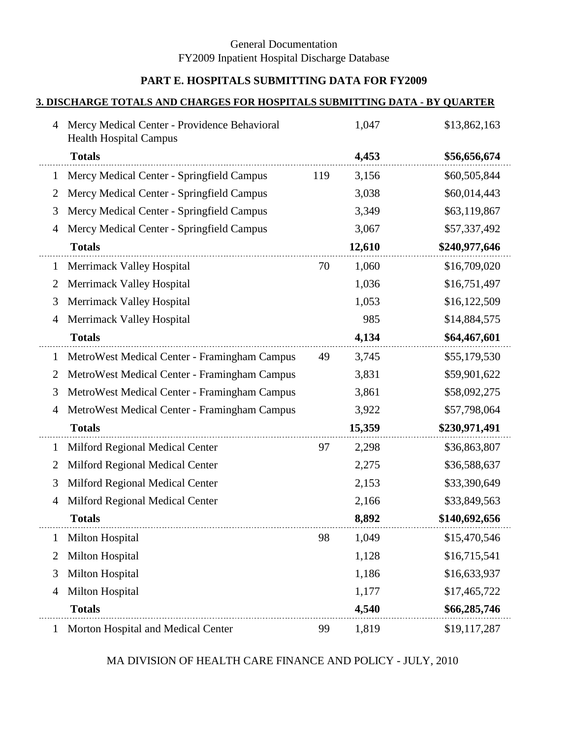General Documentation
FY2009 Inpatient Hospital Discharge Database

## PART E. HOSPITALS SUBMITTING DATA FOR FY2009

### 3. DISCHARGE TOTALS AND CHARGES FOR HOSPITALS SUBMITTING DATA - BY QUARTER

| Quarter | Hospital | ID | Discharges | Charges |
|---|---|---|---|---|
| 4 | Mercy Medical Center - Providence Behavioral Health Hospital Campus | | 1,047 | $13,862,163 |
| | **Totals** | | **4,453** | **$56,656,674** |
| 1 | Mercy Medical Center - Springfield Campus | 119 | 3,156 | $60,505,844 |
| 2 | Mercy Medical Center - Springfield Campus | | 3,038 | $60,014,443 |
| 3 | Mercy Medical Center - Springfield Campus | | 3,349 | $63,119,867 |
| 4 | Mercy Medical Center - Springfield Campus | | 3,067 | $57,337,492 |
| | **Totals** | | **12,610** | **$240,977,646** |
| 1 | Merrimack Valley Hospital | 70 | 1,060 | $16,709,020 |
| 2 | Merrimack Valley Hospital | | 1,036 | $16,751,497 |
| 3 | Merrimack Valley Hospital | | 1,053 | $16,122,509 |
| 4 | Merrimack Valley Hospital | | 985 | $14,884,575 |
| | **Totals** | | **4,134** | **$64,467,601** |
| 1 | MetroWest Medical Center - Framingham Campus | 49 | 3,745 | $55,179,530 |
| 2 | MetroWest Medical Center - Framingham Campus | | 3,831 | $59,901,622 |
| 3 | MetroWest Medical Center - Framingham Campus | | 3,861 | $58,092,275 |
| 4 | MetroWest Medical Center - Framingham Campus | | 3,922 | $57,798,064 |
| | **Totals** | | **15,359** | **$230,971,491** |
| 1 | Milford Regional Medical Center | 97 | 2,298 | $36,863,807 |
| 2 | Milford Regional Medical Center | | 2,275 | $36,588,637 |
| 3 | Milford Regional Medical Center | | 2,153 | $33,390,649 |
| 4 | Milford Regional Medical Center | | 2,166 | $33,849,563 |
| | **Totals** | | **8,892** | **$140,692,656** |
| 1 | Milton Hospital | 98 | 1,049 | $15,470,546 |
| 2 | Milton Hospital | | 1,128 | $16,715,541 |
| 3 | Milton Hospital | | 1,186 | $16,633,937 |
| 4 | Milton Hospital | | 1,177 | $17,465,722 |
| | **Totals** | | **4,540** | **$66,285,746** |
| 1 | Morton Hospital and Medical Center | 99 | 1,819 | $19,117,287 |

MA DIVISION OF HEALTH CARE FINANCE AND POLICY - JULY, 2010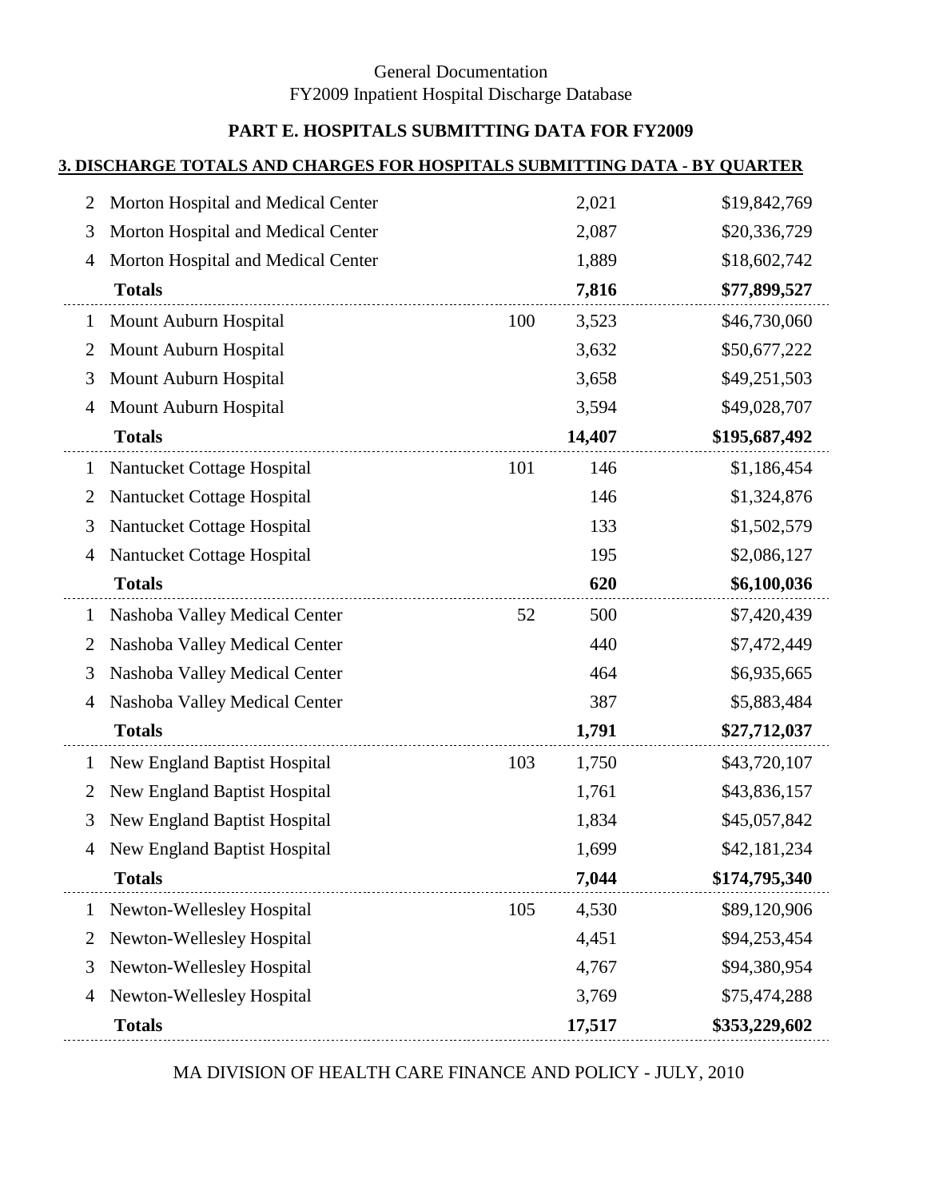General Documentation
FY2009 Inpatient Hospital Discharge Database

## PART E. HOSPITALS SUBMITTING DATA FOR FY2009

### 3. DISCHARGE TOTALS AND CHARGES FOR HOSPITALS SUBMITTING DATA - BY QUARTER

| | | | | |
|---|---|---|---|---|
| 2 | Morton Hospital and Medical Center | | 2,021 | $19,842,769 |
| 3 | Morton Hospital and Medical Center | | 2,087 | $20,336,729 |
| 4 | Morton Hospital and Medical Center | | 1,889 | $18,602,742 |
| | **Totals** | | **7,816** | **$77,899,527** |
| 1 | Mount Auburn Hospital | 100 | 3,523 | $46,730,060 |
| 2 | Mount Auburn Hospital | | 3,632 | $50,677,222 |
| 3 | Mount Auburn Hospital | | 3,658 | $49,251,503 |
| 4 | Mount Auburn Hospital | | 3,594 | $49,028,707 |
| | **Totals** | | **14,407** | **$195,687,492** |
| 1 | Nantucket Cottage Hospital | 101 | 146 | $1,186,454 |
| 2 | Nantucket Cottage Hospital | | 146 | $1,324,876 |
| 3 | Nantucket Cottage Hospital | | 133 | $1,502,579 |
| 4 | Nantucket Cottage Hospital | | 195 | $2,086,127 |
| | **Totals** | | **620** | **$6,100,036** |
| 1 | Nashoba Valley Medical Center | 52 | 500 | $7,420,439 |
| 2 | Nashoba Valley Medical Center | | 440 | $7,472,449 |
| 3 | Nashoba Valley Medical Center | | 464 | $6,935,665 |
| 4 | Nashoba Valley Medical Center | | 387 | $5,883,484 |
| | **Totals** | | **1,791** | **$27,712,037** |
| 1 | New England Baptist Hospital | 103 | 1,750 | $43,720,107 |
| 2 | New England Baptist Hospital | | 1,761 | $43,836,157 |
| 3 | New England Baptist Hospital | | 1,834 | $45,057,842 |
| 4 | New England Baptist Hospital | | 1,699 | $42,181,234 |
| | **Totals** | | **7,044** | **$174,795,340** |
| 1 | Newton-Wellesley Hospital | 105 | 4,530 | $89,120,906 |
| 2 | Newton-Wellesley Hospital | | 4,451 | $94,253,454 |
| 3 | Newton-Wellesley Hospital | | 4,767 | $94,380,954 |
| 4 | Newton-Wellesley Hospital | | 3,769 | $75,474,288 |
| | **Totals** | | **17,517** | **$353,229,602** |

MA DIVISION OF HEALTH CARE FINANCE AND POLICY - JULY, 2010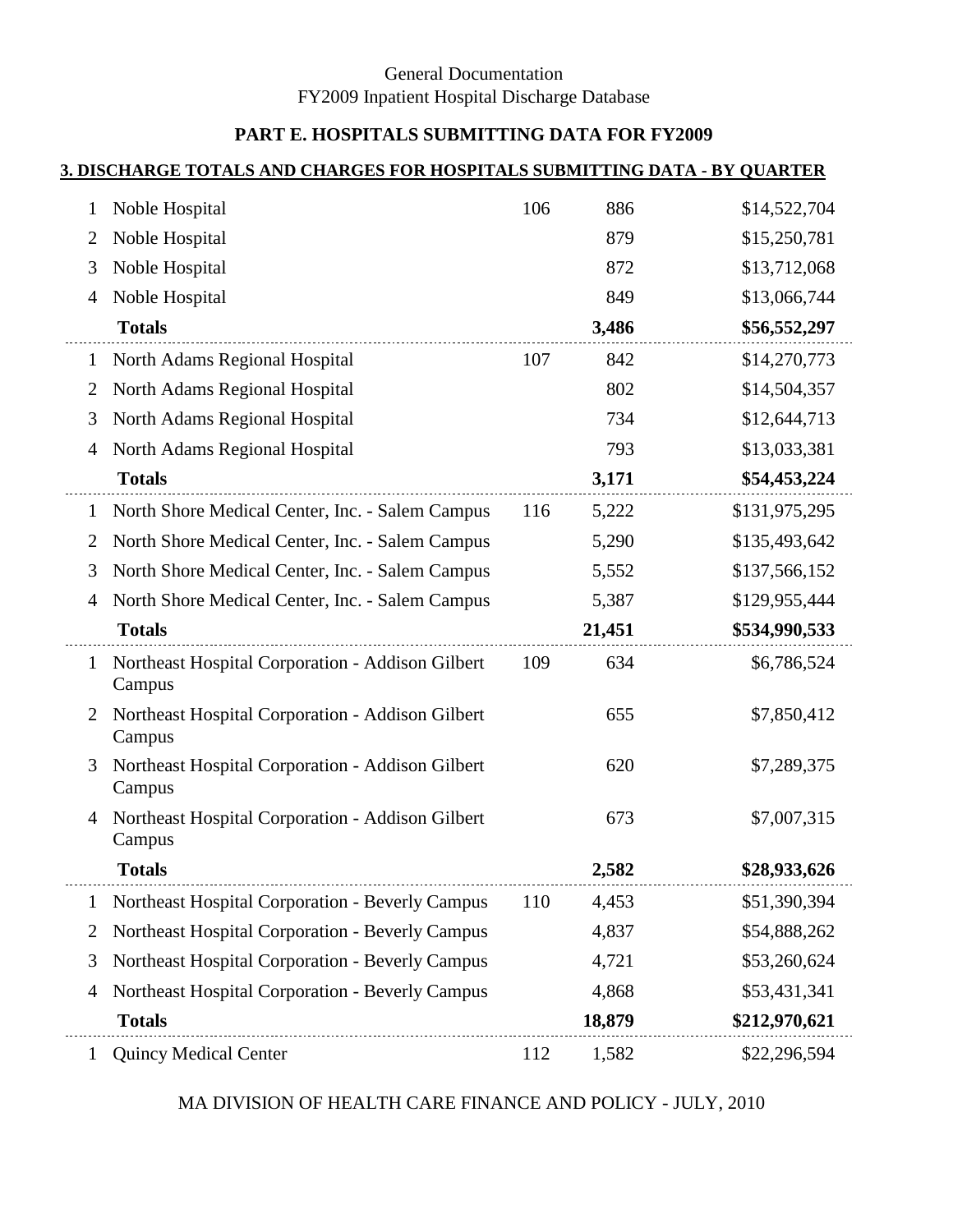General Documentation
FY2009 Inpatient Hospital Discharge Database

## PART E. HOSPITALS SUBMITTING DATA FOR FY2009

### 3. DISCHARGE TOTALS AND CHARGES FOR HOSPITALS SUBMITTING DATA - BY QUARTER

| | | | | |
|---|---|---|---|---|
| 1 | Noble Hospital | 106 | 886 | $14,522,704 |
| 2 | Noble Hospital | | 879 | $15,250,781 |
| 3 | Noble Hospital | | 872 | $13,712,068 |
| 4 | Noble Hospital | | 849 | $13,066,744 |
| | **Totals** | | **3,486** | **$56,552,297** |
| 1 | North Adams Regional Hospital | 107 | 842 | $14,270,773 |
| 2 | North Adams Regional Hospital | | 802 | $14,504,357 |
| 3 | North Adams Regional Hospital | | 734 | $12,644,713 |
| 4 | North Adams Regional Hospital | | 793 | $13,033,381 |
| | **Totals** | | **3,171** | **$54,453,224** |
| 1 | North Shore Medical Center, Inc. - Salem Campus | 116 | 5,222 | $131,975,295 |
| 2 | North Shore Medical Center, Inc. - Salem Campus | | 5,290 | $135,493,642 |
| 3 | North Shore Medical Center, Inc. - Salem Campus | | 5,552 | $137,566,152 |
| 4 | North Shore Medical Center, Inc. - Salem Campus | | 5,387 | $129,955,444 |
| | **Totals** | | **21,451** | **$534,990,533** |
| 1 | Northeast Hospital Corporation - Addison Gilbert Campus | 109 | 634 | $6,786,524 |
| 2 | Northeast Hospital Corporation - Addison Gilbert Campus | | 655 | $7,850,412 |
| 3 | Northeast Hospital Corporation - Addison Gilbert Campus | | 620 | $7,289,375 |
| 4 | Northeast Hospital Corporation - Addison Gilbert Campus | | 673 | $7,007,315 |
| | **Totals** | | **2,582** | **$28,933,626** |
| 1 | Northeast Hospital Corporation - Beverly Campus | 110 | 4,453 | $51,390,394 |
| 2 | Northeast Hospital Corporation - Beverly Campus | | 4,837 | $54,888,262 |
| 3 | Northeast Hospital Corporation - Beverly Campus | | 4,721 | $53,260,624 |
| 4 | Northeast Hospital Corporation - Beverly Campus | | 4,868 | $53,431,341 |
| | **Totals** | | **18,879** | **$212,970,621** |
| 1 | Quincy Medical Center | 112 | 1,582 | $22,296,594 |

MA DIVISION OF HEALTH CARE FINANCE AND POLICY - JULY, 2010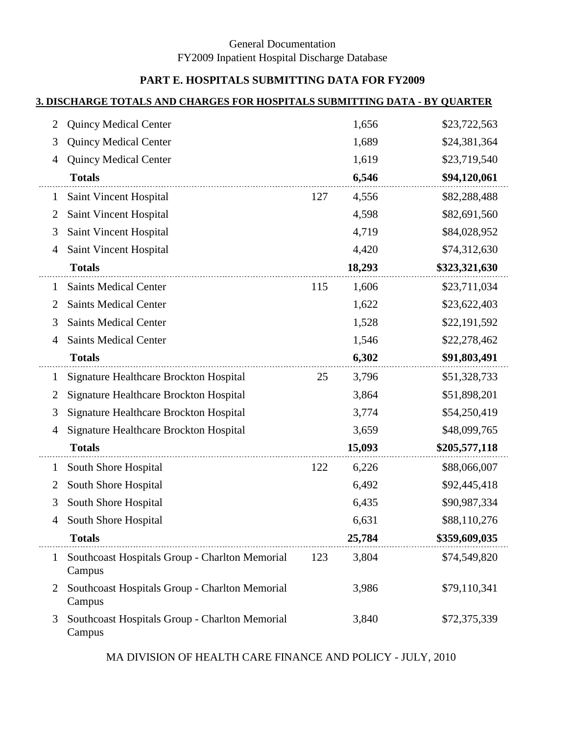General Documentation
FY2009 Inpatient Hospital Discharge Database

## PART E. HOSPITALS SUBMITTING DATA FOR FY2009

### 3. DISCHARGE TOTALS AND CHARGES FOR HOSPITALS SUBMITTING DATA - BY QUARTER

| | | | | |
|---|---|---|---|---|
| 2 | Quincy Medical Center | | 1,656 | $23,722,563 |
| 3 | Quincy Medical Center | | 1,689 | $24,381,364 |
| 4 | Quincy Medical Center | | 1,619 | $23,719,540 |
| | **Totals** | | **6,546** | **$94,120,061** |
| 1 | Saint Vincent Hospital | 127 | 4,556 | $82,288,488 |
| 2 | Saint Vincent Hospital | | 4,598 | $82,691,560 |
| 3 | Saint Vincent Hospital | | 4,719 | $84,028,952 |
| 4 | Saint Vincent Hospital | | 4,420 | $74,312,630 |
| | **Totals** | | **18,293** | **$323,321,630** |
| 1 | Saints Medical Center | 115 | 1,606 | $23,711,034 |
| 2 | Saints Medical Center | | 1,622 | $23,622,403 |
| 3 | Saints Medical Center | | 1,528 | $22,191,592 |
| 4 | Saints Medical Center | | 1,546 | $22,278,462 |
| | **Totals** | | **6,302** | **$91,803,491** |
| 1 | Signature Healthcare Brockton Hospital | 25 | 3,796 | $51,328,733 |
| 2 | Signature Healthcare Brockton Hospital | | 3,864 | $51,898,201 |
| 3 | Signature Healthcare Brockton Hospital | | 3,774 | $54,250,419 |
| 4 | Signature Healthcare Brockton Hospital | | 3,659 | $48,099,765 |
| | **Totals** | | **15,093** | **$205,577,118** |
| 1 | South Shore Hospital | 122 | 6,226 | $88,066,007 |
| 2 | South Shore Hospital | | 6,492 | $92,445,418 |
| 3 | South Shore Hospital | | 6,435 | $90,987,334 |
| 4 | South Shore Hospital | | 6,631 | $88,110,276 |
| | **Totals** | | **25,784** | **$359,609,035** |
| 1 | Southcoast Hospitals Group - Charlton Memorial Campus | 123 | 3,804 | $74,549,820 |
| 2 | Southcoast Hospitals Group - Charlton Memorial Campus | | 3,986 | $79,110,341 |
| 3 | Southcoast Hospitals Group - Charlton Memorial Campus | | 3,840 | $72,375,339 |

MA DIVISION OF HEALTH CARE FINANCE AND POLICY - JULY, 2010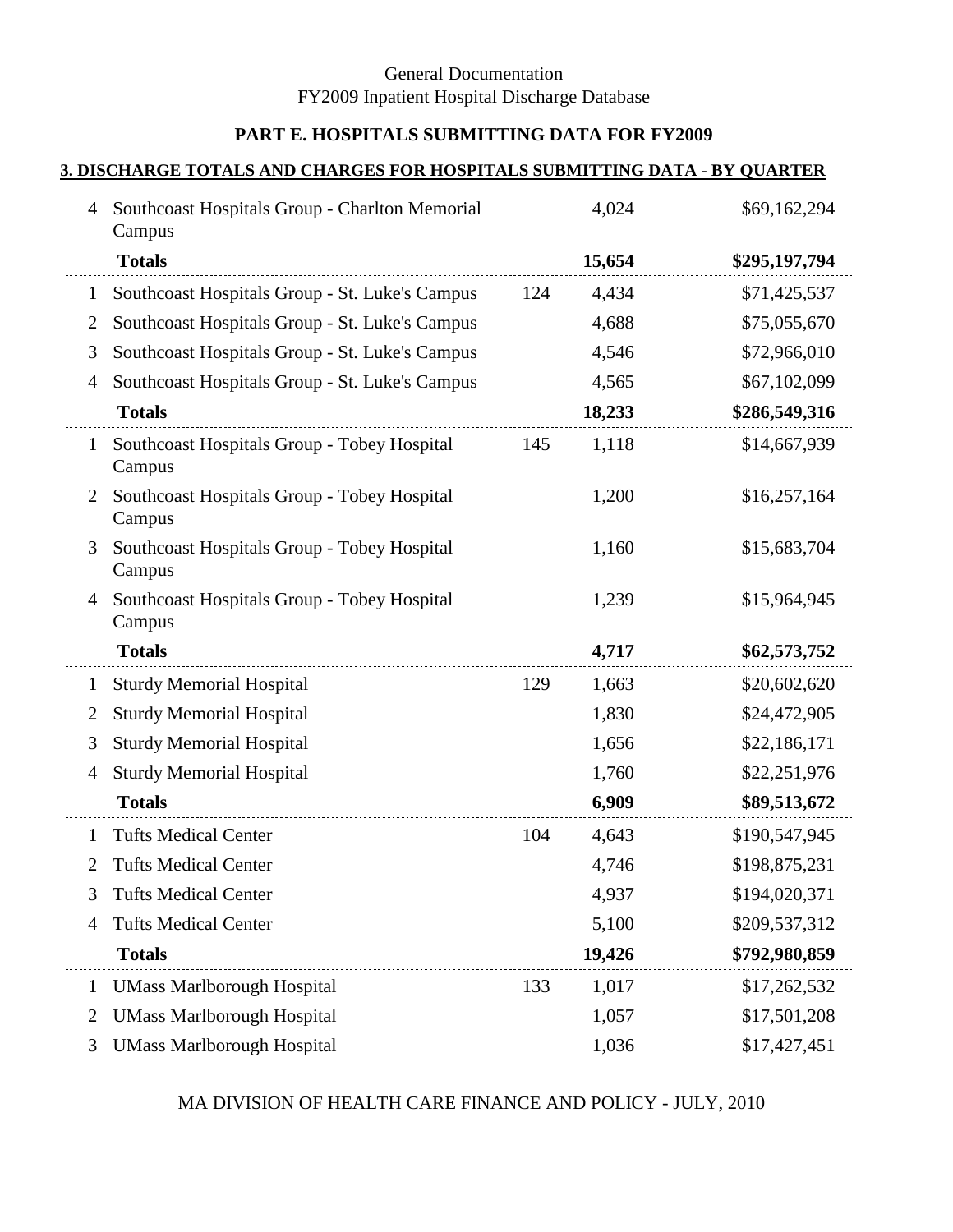General Documentation
FY2009 Inpatient Hospital Discharge Database

### PART E. HOSPITALS SUBMITTING DATA FOR FY2009

**3. DISCHARGE TOTALS AND CHARGES FOR HOSPITALS SUBMITTING DATA - BY QUARTER**

| | | | | |
|---|---|---|---|---|
| 4 | Southcoast Hospitals Group - Charlton Memorial Campus | | 4,024 | $69,162,294 |
| | **Totals** | | **15,654** | **$295,197,794** |
| 1 | Southcoast Hospitals Group - St. Luke's Campus | 124 | 4,434 | $71,425,537 |
| 2 | Southcoast Hospitals Group - St. Luke's Campus | | 4,688 | $75,055,670 |
| 3 | Southcoast Hospitals Group - St. Luke's Campus | | 4,546 | $72,966,010 |
| 4 | Southcoast Hospitals Group - St. Luke's Campus | | 4,565 | $67,102,099 |
| | **Totals** | | **18,233** | **$286,549,316** |
| 1 | Southcoast Hospitals Group - Tobey Hospital Campus | 145 | 1,118 | $14,667,939 |
| 2 | Southcoast Hospitals Group - Tobey Hospital Campus | | 1,200 | $16,257,164 |
| 3 | Southcoast Hospitals Group - Tobey Hospital Campus | | 1,160 | $15,683,704 |
| 4 | Southcoast Hospitals Group - Tobey Hospital Campus | | 1,239 | $15,964,945 |
| | **Totals** | | **4,717** | **$62,573,752** |
| 1 | Sturdy Memorial Hospital | 129 | 1,663 | $20,602,620 |
| 2 | Sturdy Memorial Hospital | | 1,830 | $24,472,905 |
| 3 | Sturdy Memorial Hospital | | 1,656 | $22,186,171 |
| 4 | Sturdy Memorial Hospital | | 1,760 | $22,251,976 |
| | **Totals** | | **6,909** | **$89,513,672** |
| 1 | Tufts Medical Center | 104 | 4,643 | $190,547,945 |
| 2 | Tufts Medical Center | | 4,746 | $198,875,231 |
| 3 | Tufts Medical Center | | 4,937 | $194,020,371 |
| 4 | Tufts Medical Center | | 5,100 | $209,537,312 |
| | **Totals** | | **19,426** | **$792,980,859** |
| 1 | UMass Marlborough Hospital | 133 | 1,017 | $17,262,532 |
| 2 | UMass Marlborough Hospital | | 1,057 | $17,501,208 |
| 3 | UMass Marlborough Hospital | | 1,036 | $17,427,451 |

MA DIVISION OF HEALTH CARE FINANCE AND POLICY - JULY, 2010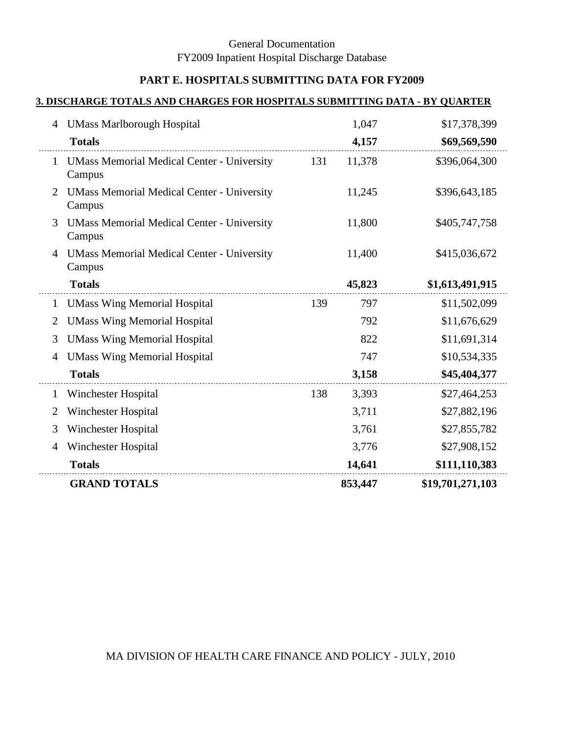General Documentation
FY2009 Inpatient Hospital Discharge Database

## PART E. HOSPITALS SUBMITTING DATA FOR FY2009

### 3. DISCHARGE TOTALS AND CHARGES FOR HOSPITALS SUBMITTING DATA - BY QUARTER

| Quarter | Hospital | ID | Discharges | Charges |
|---|---|---|---|---|
| 4 | UMass Marlborough Hospital | | 1,047 | $17,378,399 |
| | **Totals** | | **4,157** | **$69,569,590** |
| 1 | UMass Memorial Medical Center - University Campus | 131 | 11,378 | $396,064,300 |
| 2 | UMass Memorial Medical Center - University Campus | | 11,245 | $396,643,185 |
| 3 | UMass Memorial Medical Center - University Campus | | 11,800 | $405,747,758 |
| 4 | UMass Memorial Medical Center - University Campus | | 11,400 | $415,036,672 |
| | **Totals** | | **45,823** | **$1,613,491,915** |
| 1 | UMass Wing Memorial Hospital | 139 | 797 | $11,502,099 |
| 2 | UMass Wing Memorial Hospital | | 792 | $11,676,629 |
| 3 | UMass Wing Memorial Hospital | | 822 | $11,691,314 |
| 4 | UMass Wing Memorial Hospital | | 747 | $10,534,335 |
| | **Totals** | | **3,158** | **$45,404,377** |
| 1 | Winchester Hospital | 138 | 3,393 | $27,464,253 |
| 2 | Winchester Hospital | | 3,711 | $27,882,196 |
| 3 | Winchester Hospital | | 3,761 | $27,855,782 |
| 4 | Winchester Hospital | | 3,776 | $27,908,152 |
| | **Totals** | | **14,641** | **$111,110,383** |
| | **GRAND TOTALS** | | **853,447** | **$19,701,271,103** |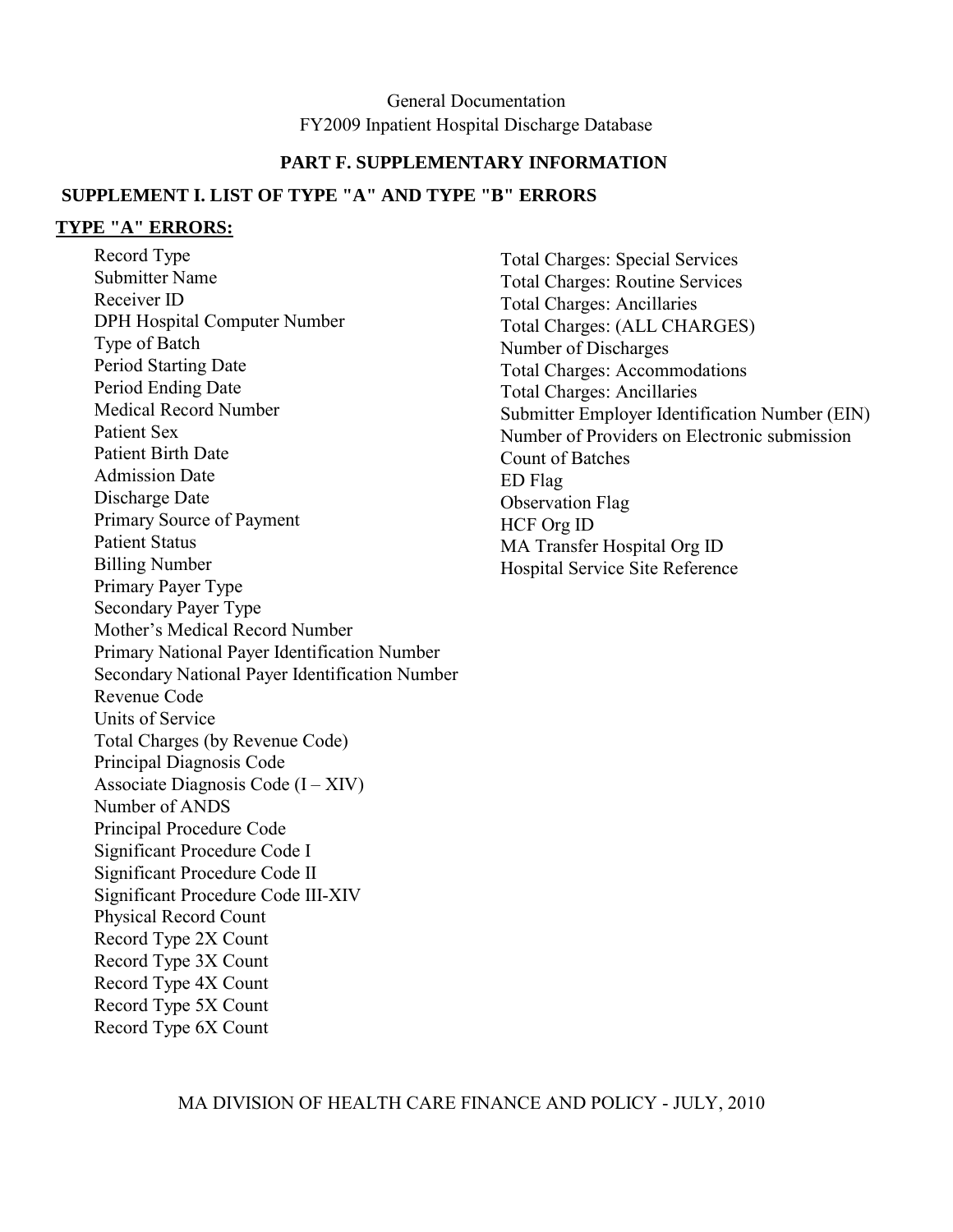General Documentation
FY2009 Inpatient Hospital Discharge Database

## PART F. SUPPLEMENTARY INFORMATION

### SUPPLEMENT I. LIST OF TYPE "A" AND TYPE "B" ERRORS

**TYPE "A" ERRORS:**

- Record Type
- Submitter Name
- Receiver ID
- DPH Hospital Computer Number
- Type of Batch
- Period Starting Date
- Period Ending Date
- Medical Record Number
- Patient Sex
- Patient Birth Date
- Admission Date
- Discharge Date
- Primary Source of Payment
- Patient Status
- Billing Number
- Primary Payer Type
- Secondary Payer Type
- Mother's Medical Record Number
- Primary National Payer Identification Number
- Secondary National Payer Identification Number
- Revenue Code
- Units of Service
- Total Charges (by Revenue Code)
- Principal Diagnosis Code
- Associate Diagnosis Code (I – XIV)
- Number of ANDS
- Principal Procedure Code
- Significant Procedure Code I
- Significant Procedure Code II
- Significant Procedure Code III-XIV
- Physical Record Count
- Record Type 2X Count
- Record Type 3X Count
- Record Type 4X Count
- Record Type 5X Count
- Record Type 6X Count
- Total Charges: Special Services
- Total Charges: Routine Services
- Total Charges: Ancillaries
- Total Charges: (ALL CHARGES)
- Number of Discharges
- Total Charges: Accommodations
- Total Charges: Ancillaries
- Submitter Employer Identification Number (EIN)
- Number of Providers on Electronic submission
- Count of Batches
- ED Flag
- Observation Flag
- HCF Org ID
- MA Transfer Hospital Org ID
- Hospital Service Site Reference

MA DIVISION OF HEALTH CARE FINANCE AND POLICY - JULY, 2010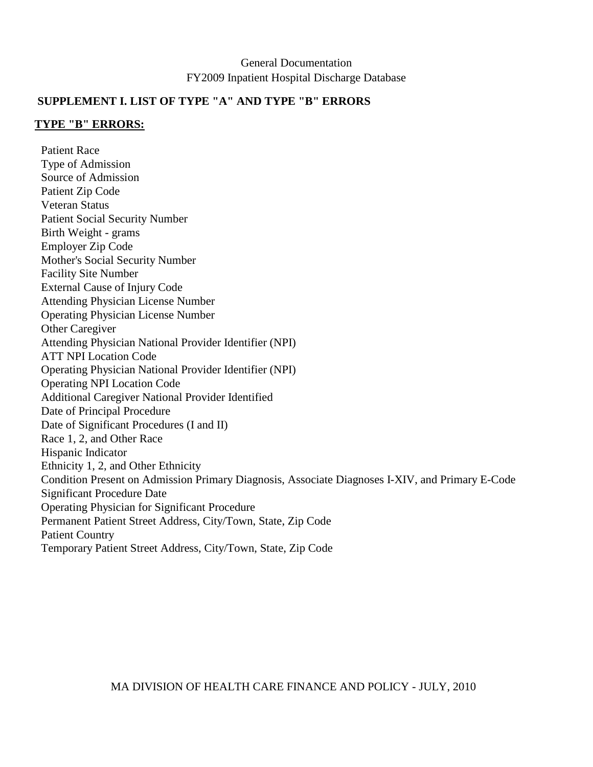## SUPPLEMENT I. LIST OF TYPE "A" AND TYPE "B" ERRORS

### TYPE "B" ERRORS:

- Patient Race
- Type of Admission
- Source of Admission
- Patient Zip Code
- Veteran Status
- Patient Social Security Number
- Birth Weight - grams
- Employer Zip Code
- Mother's Social Security Number
- Facility Site Number
- External Cause of Injury Code
- Attending Physician License Number
- Operating Physician License Number
- Other Caregiver
- Attending Physician National Provider Identifier (NPI)
- ATT NPI Location Code
- Operating Physician National Provider Identifier (NPI)
- Operating NPI Location Code
- Additional Caregiver National Provider Identified
- Date of Principal Procedure
- Date of Significant Procedures (I and II)
- Race 1, 2, and Other Race
- Hispanic Indicator
- Ethnicity 1, 2, and Other Ethnicity
- Condition Present on Admission Primary Diagnosis, Associate Diagnoses I-XIV, and Primary E-Code
- Significant Procedure Date
- Operating Physician for Significant Procedure
- Permanent Patient Street Address, City/Town, State, Zip Code
- Patient Country
- Temporary Patient Street Address, City/Town, State, Zip Code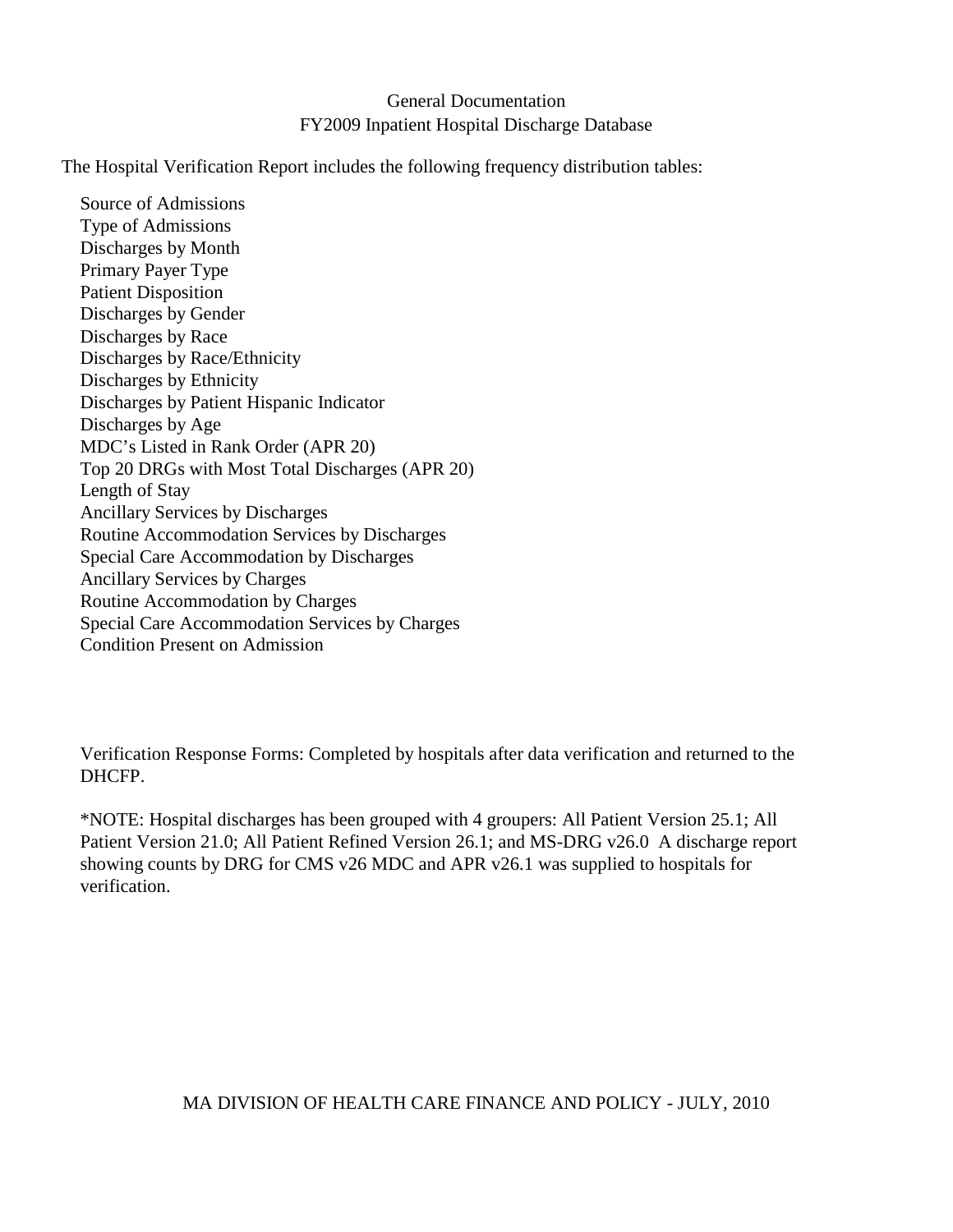# General Documentation
## FY2009 Inpatient Hospital Discharge Database

The Hospital Verification Report includes the following frequency distribution tables:

- Source of Admissions
- Type of Admissions
- Discharges by Month
- Primary Payer Type
- Patient Disposition
- Discharges by Gender
- Discharges by Race
- Discharges by Race/Ethnicity
- Discharges by Ethnicity
- Discharges by Patient Hispanic Indicator
- Discharges by Age
- MDC's Listed in Rank Order (APR 20)
- Top 20 DRGs with Most Total Discharges (APR 20)
- Length of Stay
- Ancillary Services by Discharges
- Routine Accommodation Services by Discharges
- Special Care Accommodation by Discharges
- Ancillary Services by Charges
- Routine Accommodation by Charges
- Special Care Accommodation Services by Charges
- Condition Present on Admission

Verification Response Forms: Completed by hospitals after data verification and returned to the DHCFP.

*NOTE: Hospital discharges has been grouped with 4 groupers: All Patient Version 25.1; All Patient Version 21.0; All Patient Refined Version 26.1; and MS-DRG v26.0 A discharge report showing counts by DRG for CMS v26 MDC and APR v26.1 was supplied to hospitals for verification.

MA DIVISION OF HEALTH CARE FINANCE AND POLICY - JULY, 2010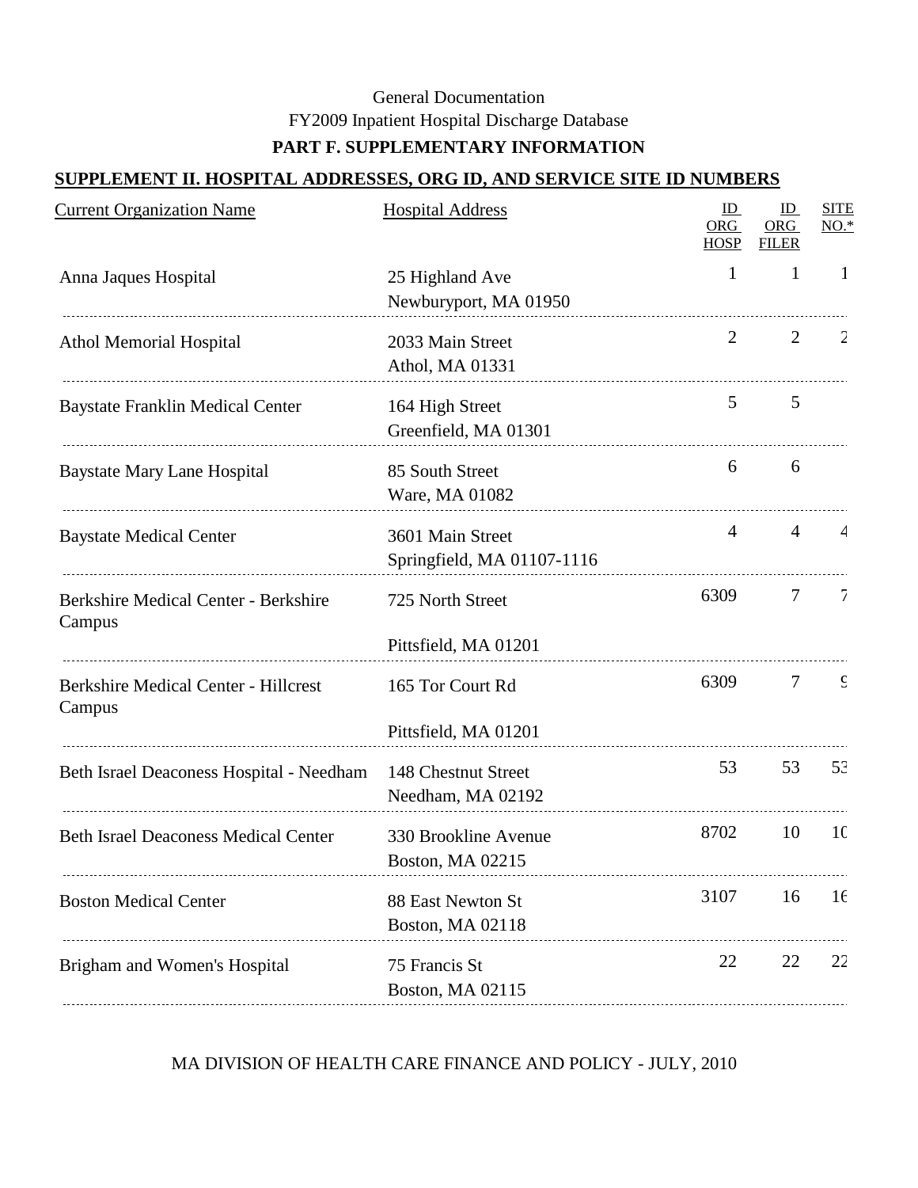General Documentation

FY2009 Inpatient Hospital Discharge Database

**PART F. SUPPLEMENTARY INFORMATION**

## SUPPLEMENT II. HOSPITAL ADDRESSES, ORG ID, AND SERVICE SITE ID NUMBERS

| Current Organization Name | Hospital Address | ID ORG HOSP | ID ORG FILER | SITE NO.* |
|---|---|---|---|---|
| Anna Jaques Hospital | 25 Highland Ave<br>Newburyport, MA 01950 | 1 | 1 | 1 |
| Athol Memorial Hospital | 2033 Main Street<br>Athol, MA 01331 | 2 | 2 | 2 |
| Baystate Franklin Medical Center | 164 High Street<br>Greenfield, MA 01301 | 5 | 5 | |
| Baystate Mary Lane Hospital | 85 South Street<br>Ware, MA 01082 | 6 | 6 | |
| Baystate Medical Center | 3601 Main Street<br>Springfield, MA 01107-1116 | 4 | 4 | 4 |
| Berkshire Medical Center - Berkshire Campus | 725 North Street<br>Pittsfield, MA 01201 | 6309 | 7 | 7 |
| Berkshire Medical Center - Hillcrest Campus | 165 Tor Court Rd<br>Pittsfield, MA 01201 | 6309 | 7 | 9 |
| Beth Israel Deaconess Hospital - Needham | 148 Chestnut Street<br>Needham, MA 02192 | 53 | 53 | 53 |
| Beth Israel Deaconess Medical Center | 330 Brookline Avenue<br>Boston, MA 02215 | 8702 | 10 | 10 |
| Boston Medical Center | 88 East Newton St<br>Boston, MA 02118 | 3107 | 16 | 16 |
| Brigham and Women's Hospital | 75 Francis St<br>Boston, MA 02115 | 22 | 22 | 22 |

MA DIVISION OF HEALTH CARE FINANCE AND POLICY - JULY, 2010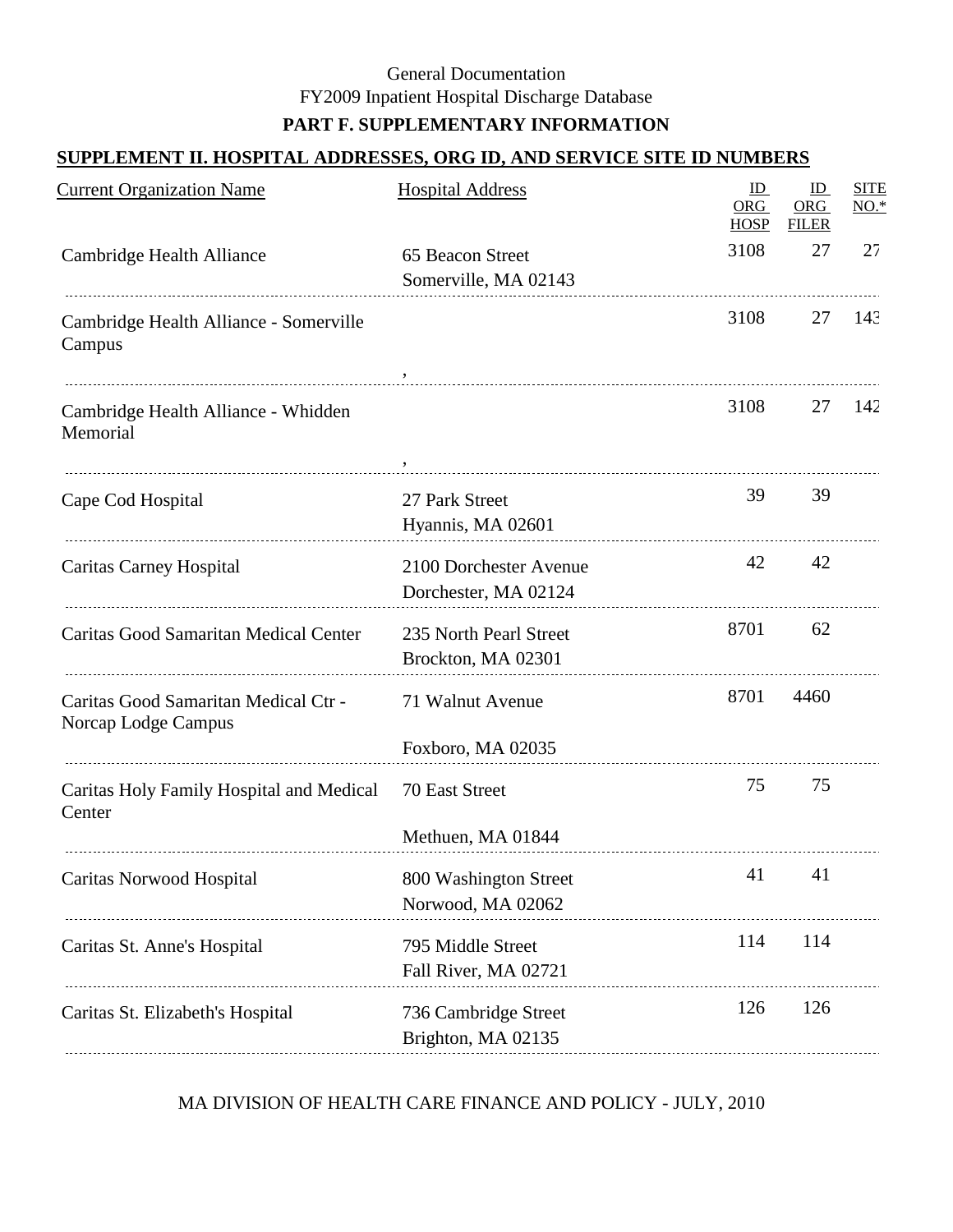General Documentation
FY2009 Inpatient Hospital Discharge Database

**PART F. SUPPLEMENTARY INFORMATION**

## SUPPLEMENT II. HOSPITAL ADDRESSES, ORG ID, AND SERVICE SITE ID NUMBERS

| Current Organization Name | Hospital Address | ID ORG HOSP | ID ORG FILER | SITE NO.* |
|---|---|---|---|---|
| Cambridge Health Alliance | 65 Beacon Street<br>Somerville, MA 02143 | 3108 | 27 | 27 |
| Cambridge Health Alliance - Somerville Campus | , | 3108 | 27 | 143 |
| Cambridge Health Alliance - Whidden Memorial | , | 3108 | 27 | 142 |
| Cape Cod Hospital | 27 Park Street<br>Hyannis, MA 02601 | 39 | 39 | |
| Caritas Carney Hospital | 2100 Dorchester Avenue<br>Dorchester, MA 02124 | 42 | 42 | |
| Caritas Good Samaritan Medical Center | 235 North Pearl Street<br>Brockton, MA 02301 | 8701 | 62 | |
| Caritas Good Samaritan Medical Ctr - Norcap Lodge Campus | 71 Walnut Avenue<br>Foxboro, MA 02035 | 8701 | 4460 | |
| Caritas Holy Family Hospital and Medical Center | 70 East Street<br>Methuen, MA 01844 | 75 | 75 | |
| Caritas Norwood Hospital | 800 Washington Street<br>Norwood, MA 02062 | 41 | 41 | |
| Caritas St. Anne's Hospital | 795 Middle Street<br>Fall River, MA 02721 | 114 | 114 | |
| Caritas St. Elizabeth's Hospital | 736 Cambridge Street<br>Brighton, MA 02135 | 126 | 126 | |

MA DIVISION OF HEALTH CARE FINANCE AND POLICY - JULY, 2010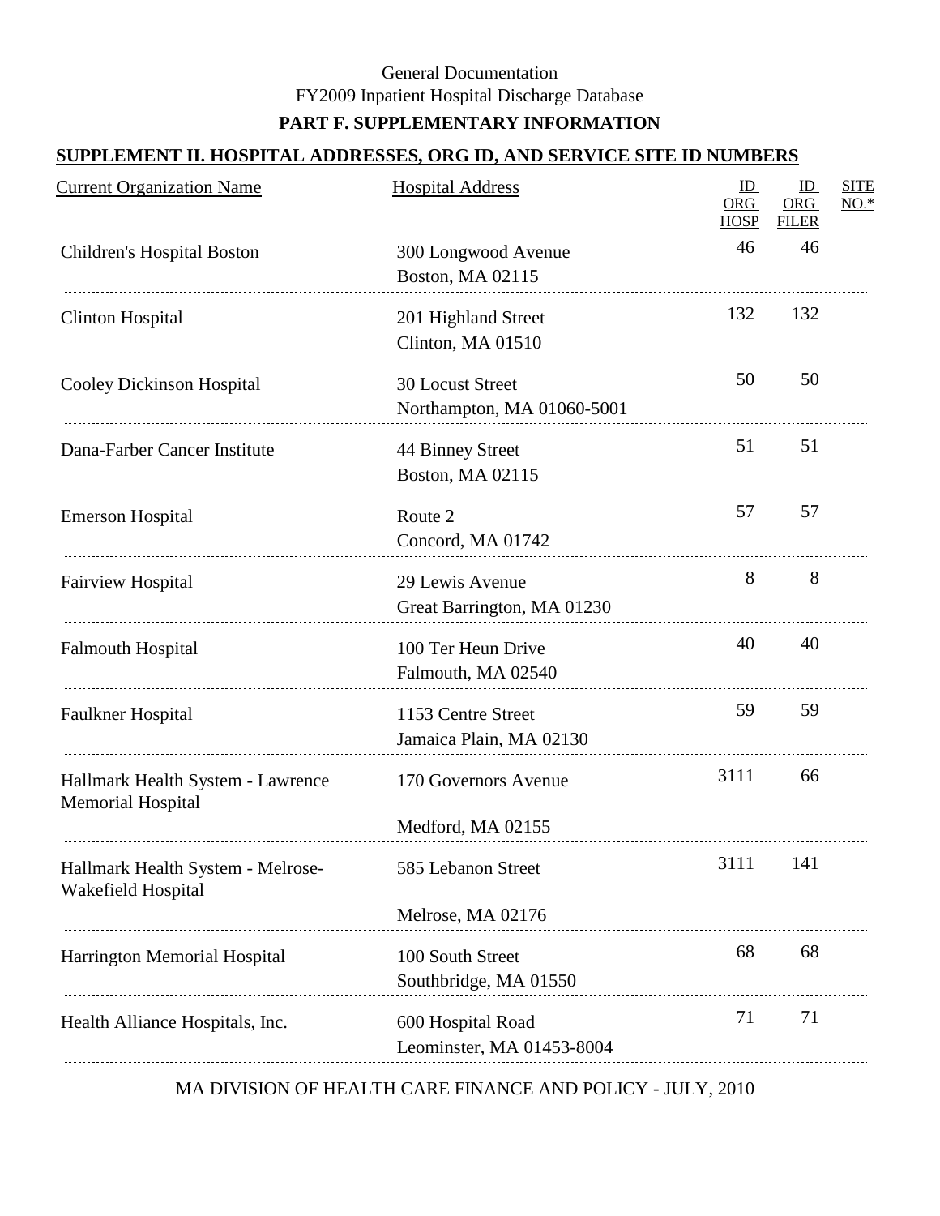General Documentation

FY2009 Inpatient Hospital Discharge Database

**PART F. SUPPLEMENTARY INFORMATION**

## SUPPLEMENT II. HOSPITAL ADDRESSES, ORG ID, AND SERVICE SITE ID NUMBERS

| Current Organization Name | Hospital Address | ID ORG HOSP | ID ORG FILER | SITE NO.* |
|---|---|---|---|---|
| Children's Hospital Boston | 300 Longwood Avenue<br>Boston, MA 02115 | 46 | 46 | |
| Clinton Hospital | 201 Highland Street<br>Clinton, MA 01510 | 132 | 132 | |
| Cooley Dickinson Hospital | 30 Locust Street<br>Northampton, MA 01060-5001 | 50 | 50 | |
| Dana-Farber Cancer Institute | 44 Binney Street<br>Boston, MA 02115 | 51 | 51 | |
| Emerson Hospital | Route 2<br>Concord, MA 01742 | 57 | 57 | |
| Fairview Hospital | 29 Lewis Avenue<br>Great Barrington, MA 01230 | 8 | 8 | |
| Falmouth Hospital | 100 Ter Heun Drive<br>Falmouth, MA 02540 | 40 | 40 | |
| Faulkner Hospital | 1153 Centre Street<br>Jamaica Plain, MA 02130 | 59 | 59 | |
| Hallmark Health System - Lawrence Memorial Hospital | 170 Governors Avenue<br>Medford, MA 02155 | 3111 | 66 | |
| Hallmark Health System - Melrose-Wakefield Hospital | 585 Lebanon Street<br>Melrose, MA 02176 | 3111 | 141 | |
| Harrington Memorial Hospital | 100 South Street<br>Southbridge, MA 01550 | 68 | 68 | |
| Health Alliance Hospitals, Inc. | 600 Hospital Road<br>Leominster, MA 01453-8004 | 71 | 71 | |

MA DIVISION OF HEALTH CARE FINANCE AND POLICY - JULY, 2010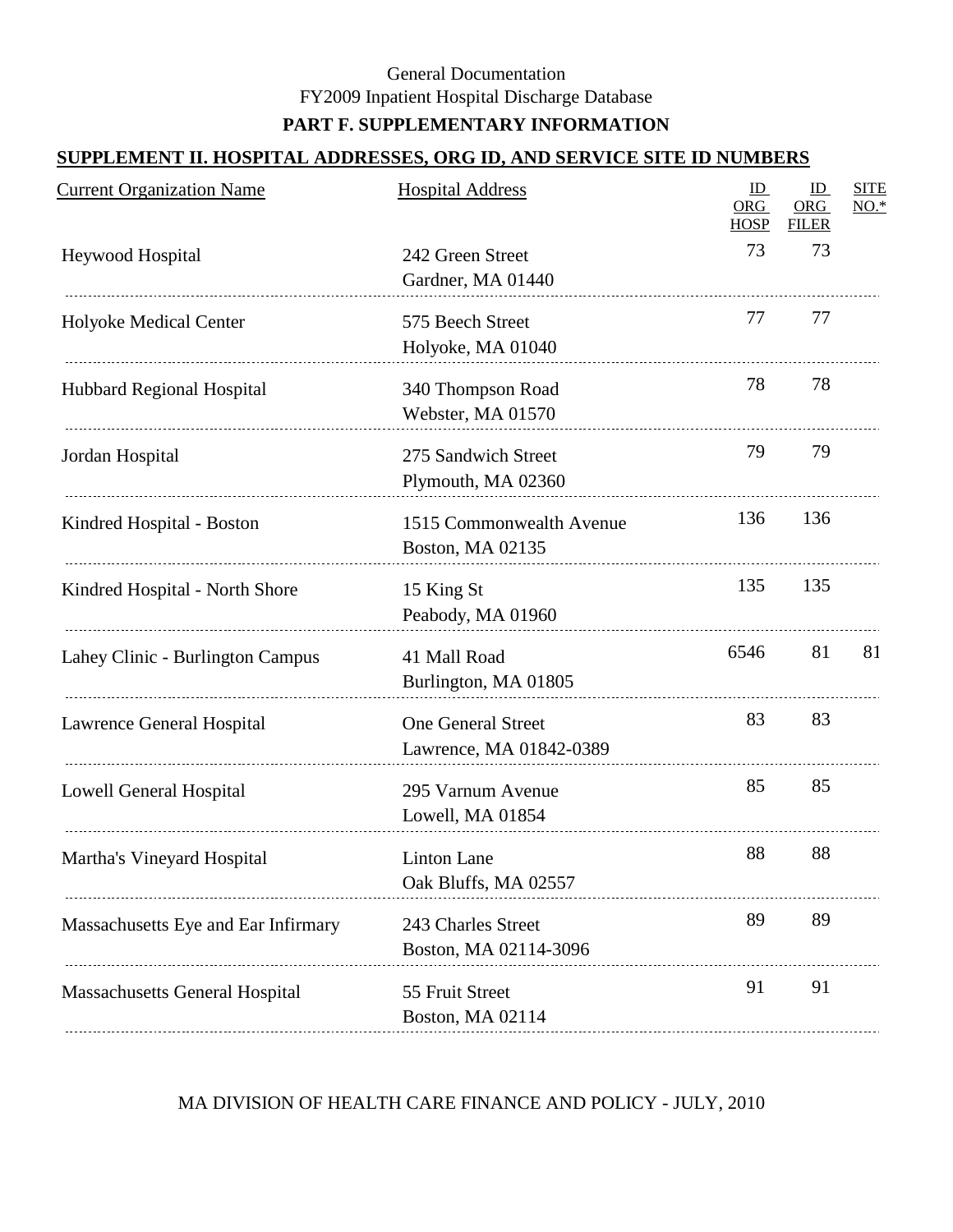General Documentation

FY2009 Inpatient Hospital Discharge Database

**PART F. SUPPLEMENTARY INFORMATION**

## SUPPLEMENT II. HOSPITAL ADDRESSES, ORG ID, AND SERVICE SITE ID NUMBERS

| Current Organization Name | Hospital Address | ID ORG HOSP | ID ORG FILER | SITE NO.* |
|---|---|---|---|---|
| Heywood Hospital | 242 Green Street<br>Gardner, MA 01440 | 73 | 73 | |
| Holyoke Medical Center | 575 Beech Street<br>Holyoke, MA 01040 | 77 | 77 | |
| Hubbard Regional Hospital | 340 Thompson Road<br>Webster, MA 01570 | 78 | 78 | |
| Jordan Hospital | 275 Sandwich Street<br>Plymouth, MA 02360 | 79 | 79 | |
| Kindred Hospital - Boston | 1515 Commonwealth Avenue<br>Boston, MA 02135 | 136 | 136 | |
| Kindred Hospital - North Shore | 15 King St<br>Peabody, MA 01960 | 135 | 135 | |
| Lahey Clinic - Burlington Campus | 41 Mall Road<br>Burlington, MA 01805 | 6546 | 81 | 81 |
| Lawrence General Hospital | One General Street<br>Lawrence, MA 01842-0389 | 83 | 83 | |
| Lowell General Hospital | 295 Varnum Avenue<br>Lowell, MA 01854 | 85 | 85 | |
| Martha's Vineyard Hospital | Linton Lane<br>Oak Bluffs, MA 02557 | 88 | 88 | |
| Massachusetts Eye and Ear Infirmary | 243 Charles Street<br>Boston, MA 02114-3096 | 89 | 89 | |
| Massachusetts General Hospital | 55 Fruit Street<br>Boston, MA 02114 | 91 | 91 | |

MA DIVISION OF HEALTH CARE FINANCE AND POLICY - JULY, 2010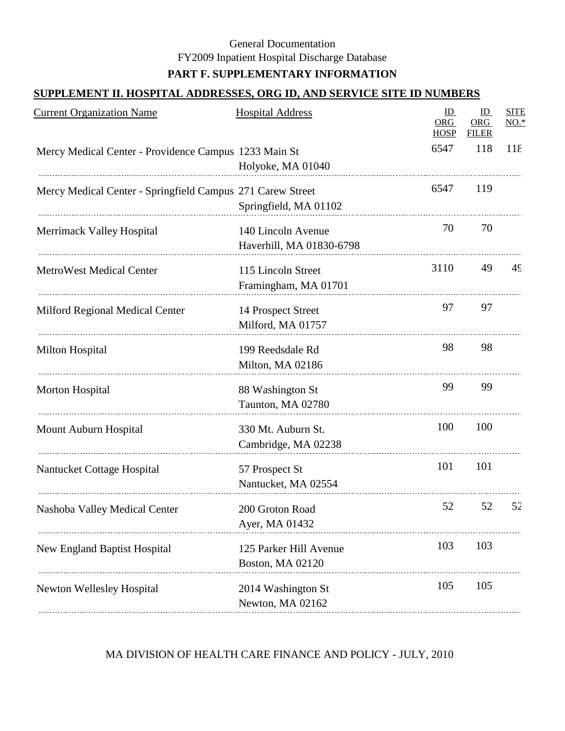General Documentation

FY2009 Inpatient Hospital Discharge Database

**PART F. SUPPLEMENTARY INFORMATION**

## SUPPLEMENT II. HOSPITAL ADDRESSES, ORG ID, AND SERVICE SITE ID NUMBERS

| Current Organization Name | Hospital Address | ID ORG HOSP | ID ORG FILER | SITE NO.* |
|---|---|---|---|---|
| Mercy Medical Center - Providence Campus | 1233 Main St<br>Holyoke, MA 01040 | 6547 | 118 | 118 |
| Mercy Medical Center - Springfield Campus | 271 Carew Street<br>Springfield, MA 01102 | 6547 | 119 | |
| Merrimack Valley Hospital | 140 Lincoln Avenue<br>Haverhill, MA 01830-6798 | 70 | 70 | |
| MetroWest Medical Center | 115 Lincoln Street<br>Framingham, MA 01701 | 3110 | 49 | 49 |
| Milford Regional Medical Center | 14 Prospect Street<br>Milford, MA 01757 | 97 | 97 | |
| Milton Hospital | 199 Reedsdale Rd<br>Milton, MA 02186 | 98 | 98 | |
| Morton Hospital | 88 Washington St<br>Taunton, MA 02780 | 99 | 99 | |
| Mount Auburn Hospital | 330 Mt. Auburn St.<br>Cambridge, MA 02238 | 100 | 100 | |
| Nantucket Cottage Hospital | 57 Prospect St<br>Nantucket, MA 02554 | 101 | 101 | |
| Nashoba Valley Medical Center | 200 Groton Road<br>Ayer, MA 01432 | 52 | 52 | 52 |
| New England Baptist Hospital | 125 Parker Hill Avenue<br>Boston, MA 02120 | 103 | 103 | |
| Newton Wellesley Hospital | 2014 Washington St<br>Newton, MA 02162 | 105 | 105 | |

MA DIVISION OF HEALTH CARE FINANCE AND POLICY - JULY, 2010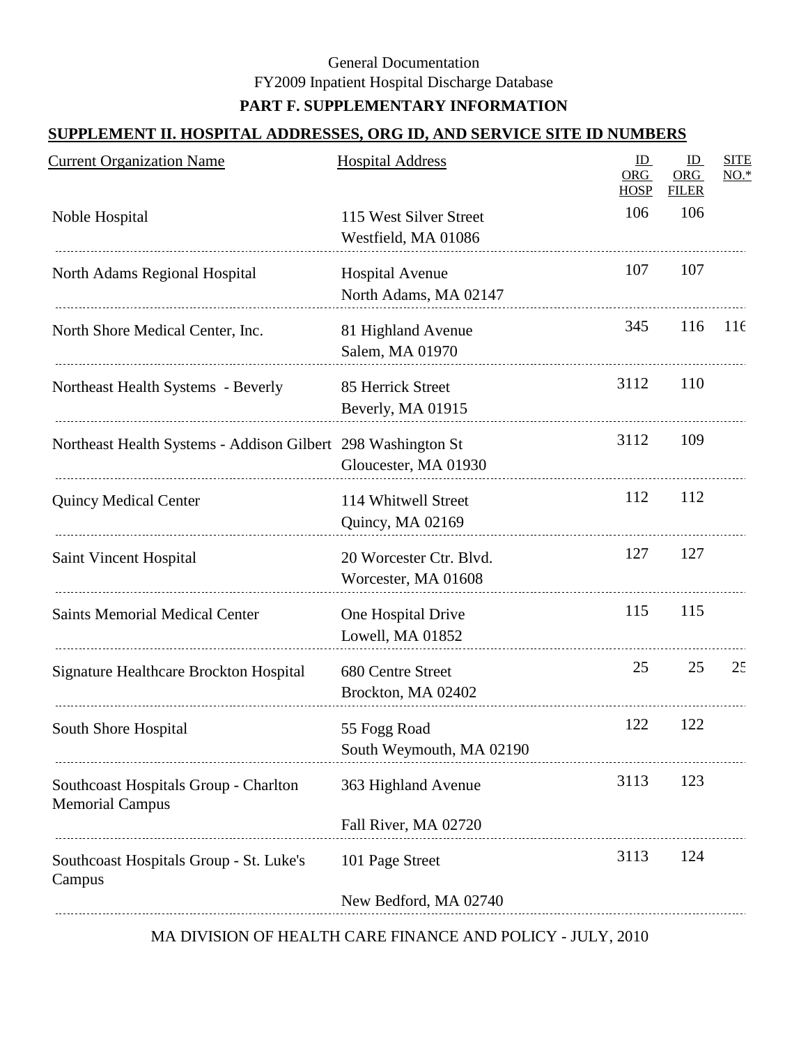General Documentation
FY2009 Inpatient Hospital Discharge Database

**PART F. SUPPLEMENTARY INFORMATION**

## SUPPLEMENT II. HOSPITAL ADDRESSES, ORG ID, AND SERVICE SITE ID NUMBERS

| Current Organization Name | Hospital Address | ID ORG HOSP | ID ORG FILER | SITE NO.* |
|---|---|---|---|---|
| Noble Hospital | 115 West Silver Street<br>Westfield, MA 01086 | 106 | 106 | |
| North Adams Regional Hospital | Hospital Avenue<br>North Adams, MA 02147 | 107 | 107 | |
| North Shore Medical Center, Inc. | 81 Highland Avenue<br>Salem, MA 01970 | 345 | 116 | 116 |
| Northeast Health Systems - Beverly | 85 Herrick Street<br>Beverly, MA 01915 | 3112 | 110 | |
| Northeast Health Systems - Addison Gilbert | 298 Washington St<br>Gloucester, MA 01930 | 3112 | 109 | |
| Quincy Medical Center | 114 Whitwell Street<br>Quincy, MA 02169 | 112 | 112 | |
| Saint Vincent Hospital | 20 Worcester Ctr. Blvd.<br>Worcester, MA 01608 | 127 | 127 | |
| Saints Memorial Medical Center | One Hospital Drive<br>Lowell, MA 01852 | 115 | 115 | |
| Signature Healthcare Brockton Hospital | 680 Centre Street<br>Brockton, MA 02402 | 25 | 25 | 25 |
| South Shore Hospital | 55 Fogg Road<br>South Weymouth, MA 02190 | 122 | 122 | |
| Southcoast Hospitals Group - Charlton Memorial Campus | 363 Highland Avenue<br>Fall River, MA 02720 | 3113 | 123 | |
| Southcoast Hospitals Group - St. Luke's Campus | 101 Page Street<br>New Bedford, MA 02740 | 3113 | 124 | |

MA DIVISION OF HEALTH CARE FINANCE AND POLICY - JULY, 2010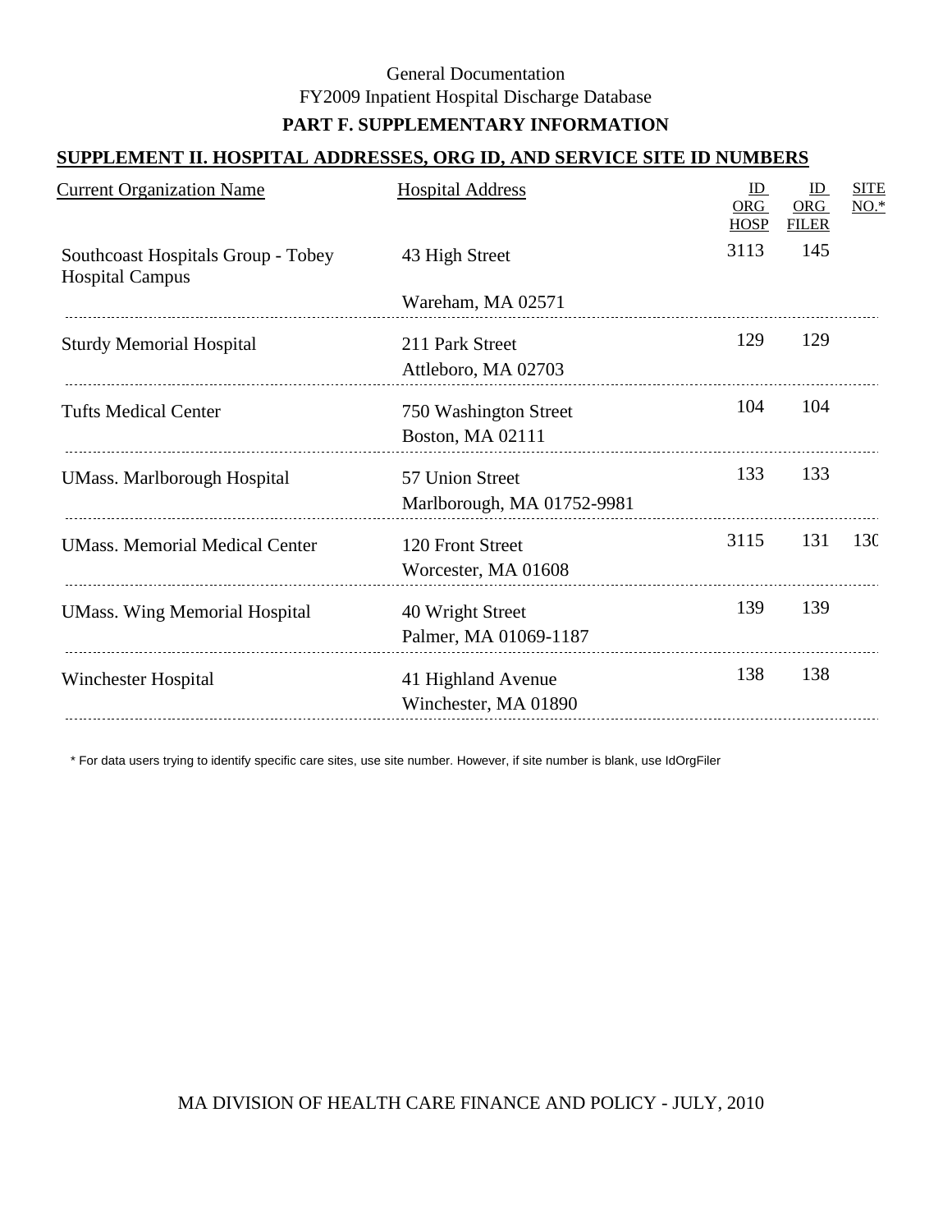General Documentation

FY2009 Inpatient Hospital Discharge Database

**PART F. SUPPLEMENTARY INFORMATION**

## SUPPLEMENT II. HOSPITAL ADDRESSES, ORG ID, AND SERVICE SITE ID NUMBERS

| Current Organization Name | Hospital Address | ID ORG HOSP | ID ORG FILER | SITE NO.* |
|---|---|---|---|---|
| Southcoast Hospitals Group - Tobey Hospital Campus | 43 High Street<br>Wareham, MA 02571 | 3113 | 145 | |
| Sturdy Memorial Hospital | 211 Park Street<br>Attleboro, MA 02703 | 129 | 129 | |
| Tufts Medical Center | 750 Washington Street<br>Boston, MA 02111 | 104 | 104 | |
| UMass. Marlborough Hospital | 57 Union Street<br>Marlborough, MA 01752-9981 | 133 | 133 | |
| UMass. Memorial Medical Center | 120 Front Street<br>Worcester, MA 01608 | 3115 | 131 | 130 |
| UMass. Wing Memorial Hospital | 40 Wright Street<br>Palmer, MA 01069-1187 | 139 | 139 | |
| Winchester Hospital | 41 Highland Avenue<br>Winchester, MA 01890 | 138 | 138 | |

\* For data users trying to identify specific care sites, use site number. However, if site number is blank, use IdOrgFiler

MA DIVISION OF HEALTH CARE FINANCE AND POLICY - JULY, 2010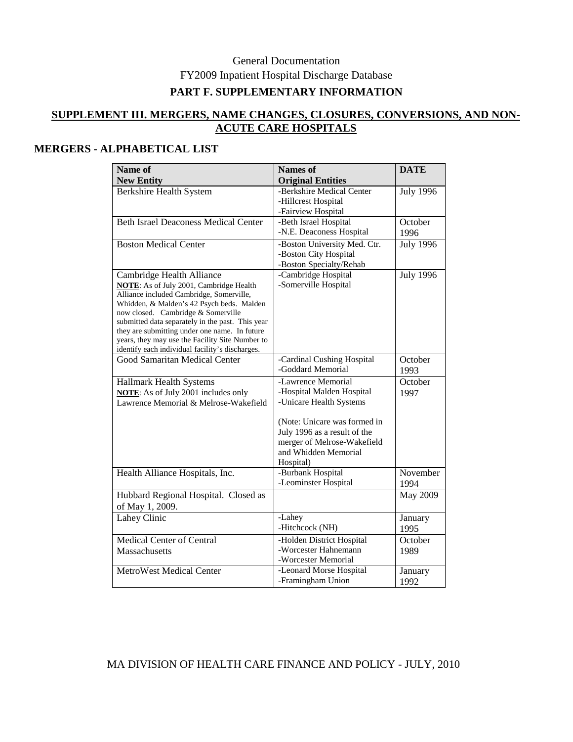General Documentation

FY2009 Inpatient Hospital Discharge Database

**PART F. SUPPLEMENTARY INFORMATION**

## SUPPLEMENT III. MERGERS, NAME CHANGES, CLOSURES, CONVERSIONS, AND NON-ACUTE CARE HOSPITALS

### MERGERS - ALPHABETICAL LIST

| Name of New Entity | Names of Original Entities | DATE |
|---|---|---|
| Berkshire Health System | -Berkshire Medical Center<br>-Hillcrest Hospital<br>-Fairview Hospital | July 1996 |
| Beth Israel Deaconess Medical Center | -Beth Israel Hospital<br>-N.E. Deaconess Hospital | October 1996 |
| Boston Medical Center | -Boston University Med. Ctr.<br>-Boston City Hospital<br>-Boston Specialty/Rehab | July 1996 |
| Cambridge Health Alliance<br>**NOTE**: As of July 2001, Cambridge Health Alliance included Cambridge, Somerville, Whidden, & Malden's 42 Psych beds. Malden now closed. Cambridge & Somerville submitted data separately in the past. This year they are submitting under one name. In future years, they may use the Facility Site Number to identify each individual facility's discharges. | -Cambridge Hospital<br>-Somerville Hospital | July 1996 |
| Good Samaritan Medical Center | -Cardinal Cushing Hospital<br>-Goddard Memorial | October 1993 |
| Hallmark Health Systems<br>**NOTE**: As of July 2001 includes only Lawrence Memorial & Melrose-Wakefield | -Lawrence Memorial<br>-Hospital Malden Hospital<br>-Unicare Health Systems<br><br>(Note: Unicare was formed in July 1996 as a result of the merger of Melrose-Wakefield and Whidden Memorial Hospital) | October 1997 |
| Health Alliance Hospitals, Inc. | -Burbank Hospital<br>-Leominster Hospital | November 1994 |
| Hubbard Regional Hospital. Closed as of May 1, 2009. | | May 2009 |
| Lahey Clinic | -Lahey<br>-Hitchcock (NH) | January 1995 |
| Medical Center of Central Massachusetts | -Holden District Hospital<br>-Worcester Hahnemann<br>-Worcester Memorial | October 1989 |
| MetroWest Medical Center | -Leonard Morse Hospital<br>-Framingham Union | January 1992 |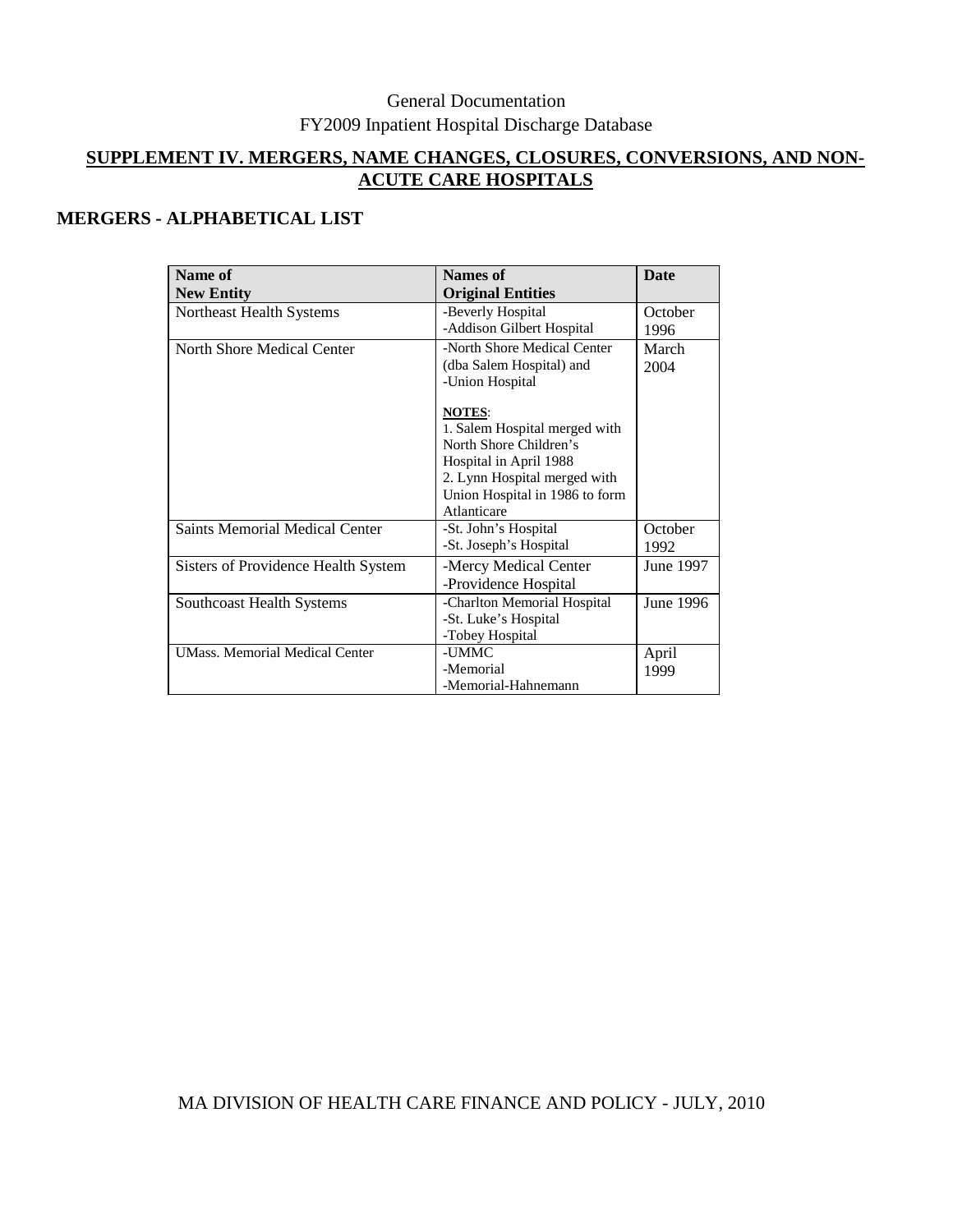General Documentation
FY2009 Inpatient Hospital Discharge Database

## SUPPLEMENT IV. MERGERS, NAME CHANGES, CLOSURES, CONVERSIONS, AND NON-ACUTE CARE HOSPITALS

### MERGERS - ALPHABETICAL LIST

| Name of New Entity | Names of Original Entities | Date |
|---|---|---|
| Northeast Health Systems | -Beverly Hospital<br>-Addison Gilbert Hospital | October 1996 |
| North Shore Medical Center | -North Shore Medical Center (dba Salem Hospital) and<br>-Union Hospital<br><br>**NOTES**:<br>1. Salem Hospital merged with North Shore Children's Hospital in April 1988<br>2. Lynn Hospital merged with Union Hospital in 1986 to form Atlanticare | March 2004 |
| Saints Memorial Medical Center | -St. John's Hospital<br>-St. Joseph's Hospital | October 1992 |
| Sisters of Providence Health System | -Mercy Medical Center<br>-Providence Hospital | June 1997 |
| Southcoast Health Systems | -Charlton Memorial Hospital<br>-St. Luke's Hospital<br>-Tobey Hospital | June 1996 |
| UMass. Memorial Medical Center | -UMMC<br>-Memorial<br>-Memorial-Hahnemann | April 1999 |

MA DIVISION OF HEALTH CARE FINANCE AND POLICY - JULY, 2010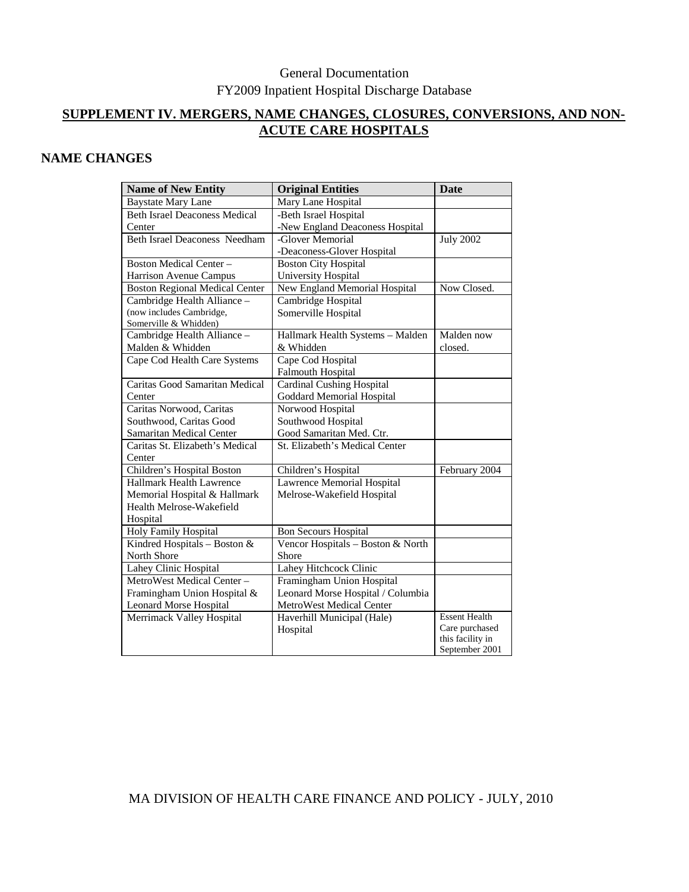General Documentation
FY2009 Inpatient Hospital Discharge Database

## SUPPLEMENT IV. MERGERS, NAME CHANGES, CLOSURES, CONVERSIONS, AND NON-ACUTE CARE HOSPITALS

### NAME CHANGES

| Name of New Entity | Original Entities | Date |
|---|---|---|
| Baystate Mary Lane | Mary Lane Hospital | |
| Beth Israel Deaconess Medical Center | -Beth Israel Hospital<br>-New England Deaconess Hospital | |
| Beth Israel Deaconess Needham | -Glover Memorial<br>-Deaconess-Glover Hospital | July 2002 |
| Boston Medical Center – Harrison Avenue Campus | Boston City Hospital<br>University Hospital | |
| Boston Regional Medical Center | New England Memorial Hospital | Now Closed. |
| Cambridge Health Alliance – (now includes Cambridge, Somerville & Whidden) | Cambridge Hospital<br>Somerville Hospital | |
| Cambridge Health Alliance – Malden & Whidden | Hallmark Health Systems – Malden & Whidden | Malden now closed. |
| Cape Cod Health Care Systems | Cape Cod Hospital<br>Falmouth Hospital | |
| Caritas Good Samaritan Medical Center | Cardinal Cushing Hospital<br>Goddard Memorial Hospital | |
| Caritas Norwood, Caritas Southwood, Caritas Good Samaritan Medical Center | Norwood Hospital<br>Southwood Hospital<br>Good Samaritan Med. Ctr. | |
| Caritas St. Elizabeth's Medical Center | St. Elizabeth's Medical Center | |
| Children's Hospital Boston | Children's Hospital | February 2004 |
| Hallmark Health Lawrence Memorial Hospital & Hallmark Health Melrose-Wakefield Hospital | Lawrence Memorial Hospital<br>Melrose-Wakefield Hospital | |
| Holy Family Hospital | Bon Secours Hospital | |
| Kindred Hospitals – Boston & North Shore | Vencor Hospitals – Boston & North Shore | |
| Lahey Clinic Hospital | Lahey Hitchcock Clinic | |
| MetroWest Medical Center – Framingham Union Hospital & Leonard Morse Hospital | Framingham Union Hospital<br>Leonard Morse Hospital / Columbia MetroWest Medical Center | |
| Merrimack Valley Hospital | Haverhill Municipal (Hale) Hospital | Essent Health Care purchased this facility in September 2001 |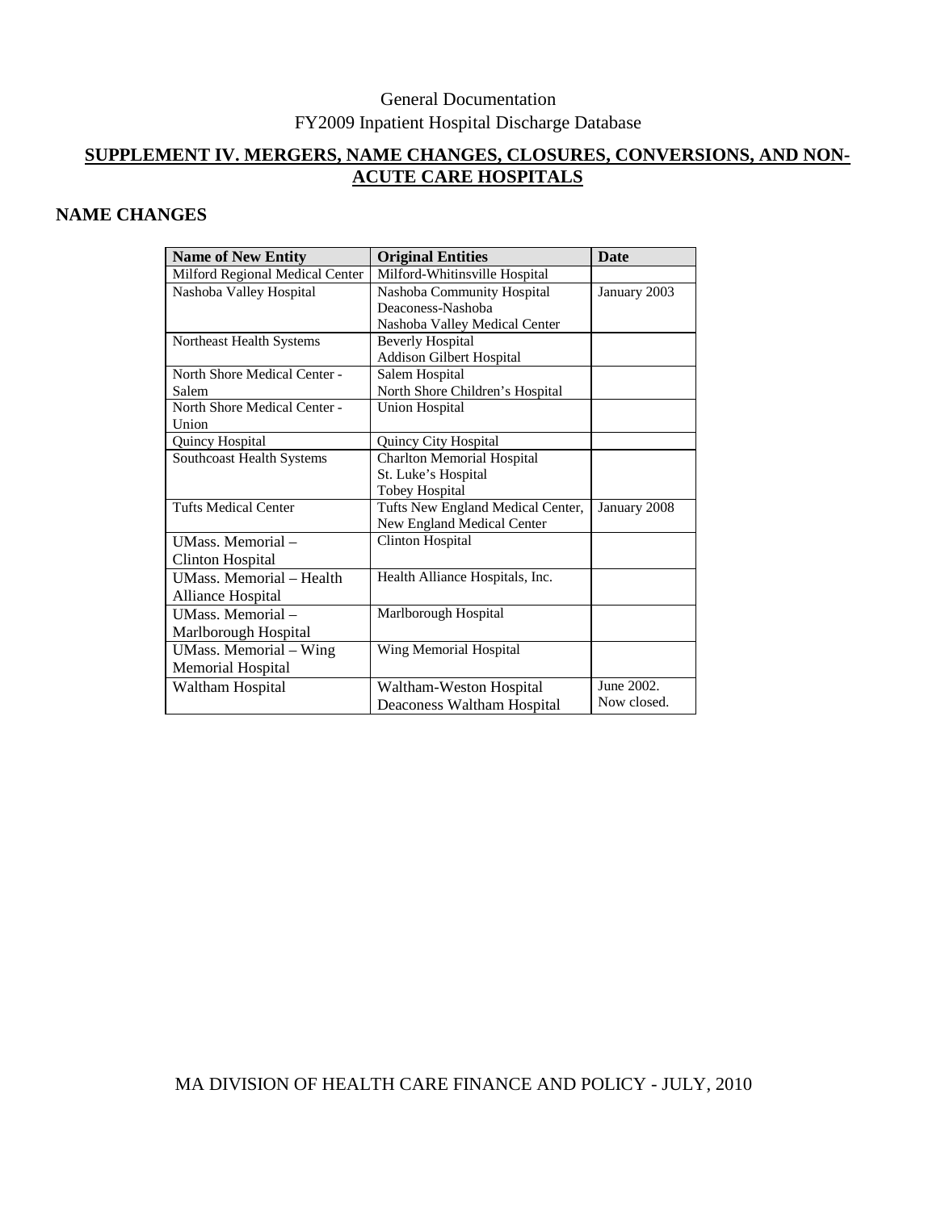General Documentation
FY2009 Inpatient Hospital Discharge Database

## SUPPLEMENT IV. MERGERS, NAME CHANGES, CLOSURES, CONVERSIONS, AND NON-ACUTE CARE HOSPITALS

### NAME CHANGES

| Name of New Entity | Original Entities | Date |
|---|---|---|
| Milford Regional Medical Center | Milford-Whitinsville Hospital | |
| Nashoba Valley Hospital | Nashoba Community Hospital<br>Deaconess-Nashoba<br>Nashoba Valley Medical Center | January 2003 |
| Northeast Health Systems | Beverly Hospital<br>Addison Gilbert Hospital | |
| North Shore Medical Center - Salem | Salem Hospital<br>North Shore Children's Hospital | |
| North Shore Medical Center - Union | Union Hospital | |
| Quincy Hospital | Quincy City Hospital | |
| Southcoast Health Systems | Charlton Memorial Hospital<br>St. Luke's Hospital<br>Tobey Hospital | |
| Tufts Medical Center | Tufts New England Medical Center,<br>New England Medical Center | January 2008 |
| UMass. Memorial – Clinton Hospital | Clinton Hospital | |
| UMass. Memorial – Health Alliance Hospital | Health Alliance Hospitals, Inc. | |
| UMass. Memorial – Marlborough Hospital | Marlborough Hospital | |
| UMass. Memorial – Wing Memorial Hospital | Wing Memorial Hospital | |
| Waltham Hospital | Waltham-Weston Hospital<br>Deaconess Waltham Hospital | June 2002.<br>Now closed. |

MA DIVISION OF HEALTH CARE FINANCE AND POLICY - JULY, 2010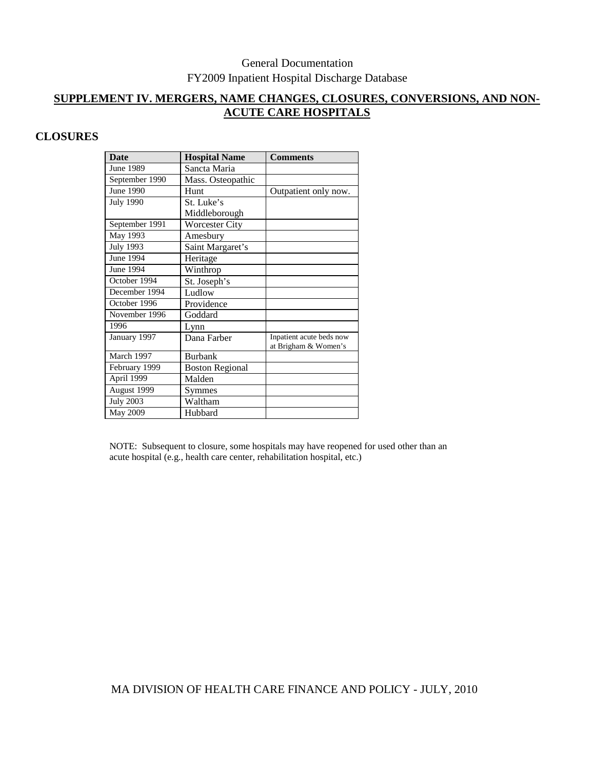General Documentation
FY2009 Inpatient Hospital Discharge Database

## SUPPLEMENT IV. MERGERS, NAME CHANGES, CLOSURES, CONVERSIONS, AND NON-ACUTE CARE HOSPITALS

### CLOSURES

| Date | Hospital Name | Comments |
|---|---|---|
| June 1989 | Sancta Maria | |
| September 1990 | Mass. Osteopathic | |
| June 1990 | Hunt | Outpatient only now. |
| July 1990 | St. Luke's Middleborough | |
| September 1991 | Worcester City | |
| May 1993 | Amesbury | |
| July 1993 | Saint Margaret's | |
| June 1994 | Heritage | |
| June 1994 | Winthrop | |
| October 1994 | St. Joseph's | |
| December 1994 | Ludlow | |
| October 1996 | Providence | |
| November 1996 | Goddard | |
| 1996 | Lynn | |
| January 1997 | Dana Farber | Inpatient acute beds now at Brigham & Women's |
| March 1997 | Burbank | |
| February 1999 | Boston Regional | |
| April 1999 | Malden | |
| August 1999 | Symmes | |
| July 2003 | Waltham | |
| May 2009 | Hubbard | |

NOTE: Subsequent to closure, some hospitals may have reopened for used other than an acute hospital (e.g., health care center, rehabilitation hospital, etc.)

MA DIVISION OF HEALTH CARE FINANCE AND POLICY - JULY, 2010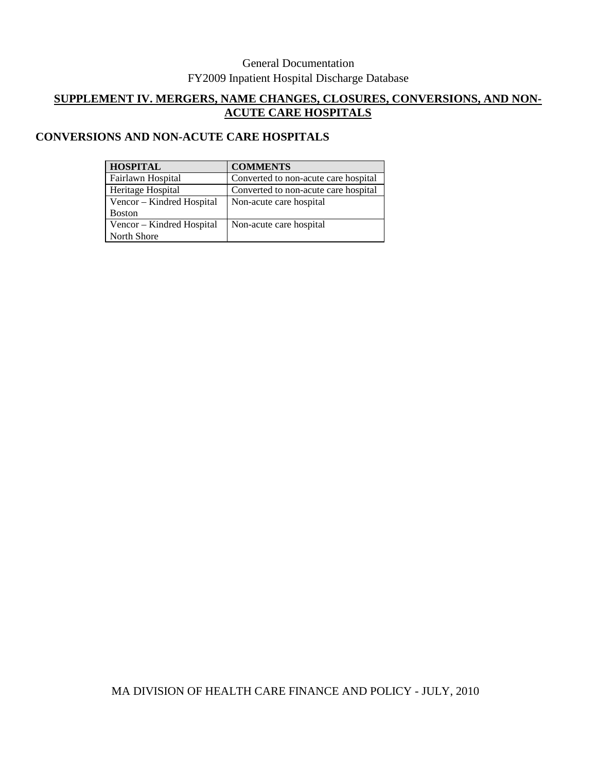## SUPPLEMENT IV. MERGERS, NAME CHANGES, CLOSURES, CONVERSIONS, AND NON-ACUTE CARE HOSPITALS

### CONVERSIONS AND NON-ACUTE CARE HOSPITALS

| HOSPITAL | COMMENTS |
|---|---|
| Fairlawn Hospital | Converted to non-acute care hospital |
| Heritage Hospital | Converted to non-acute care hospital |
| Vencor – Kindred Hospital Boston | Non-acute care hospital |
| Vencor – Kindred Hospital North Shore | Non-acute care hospital |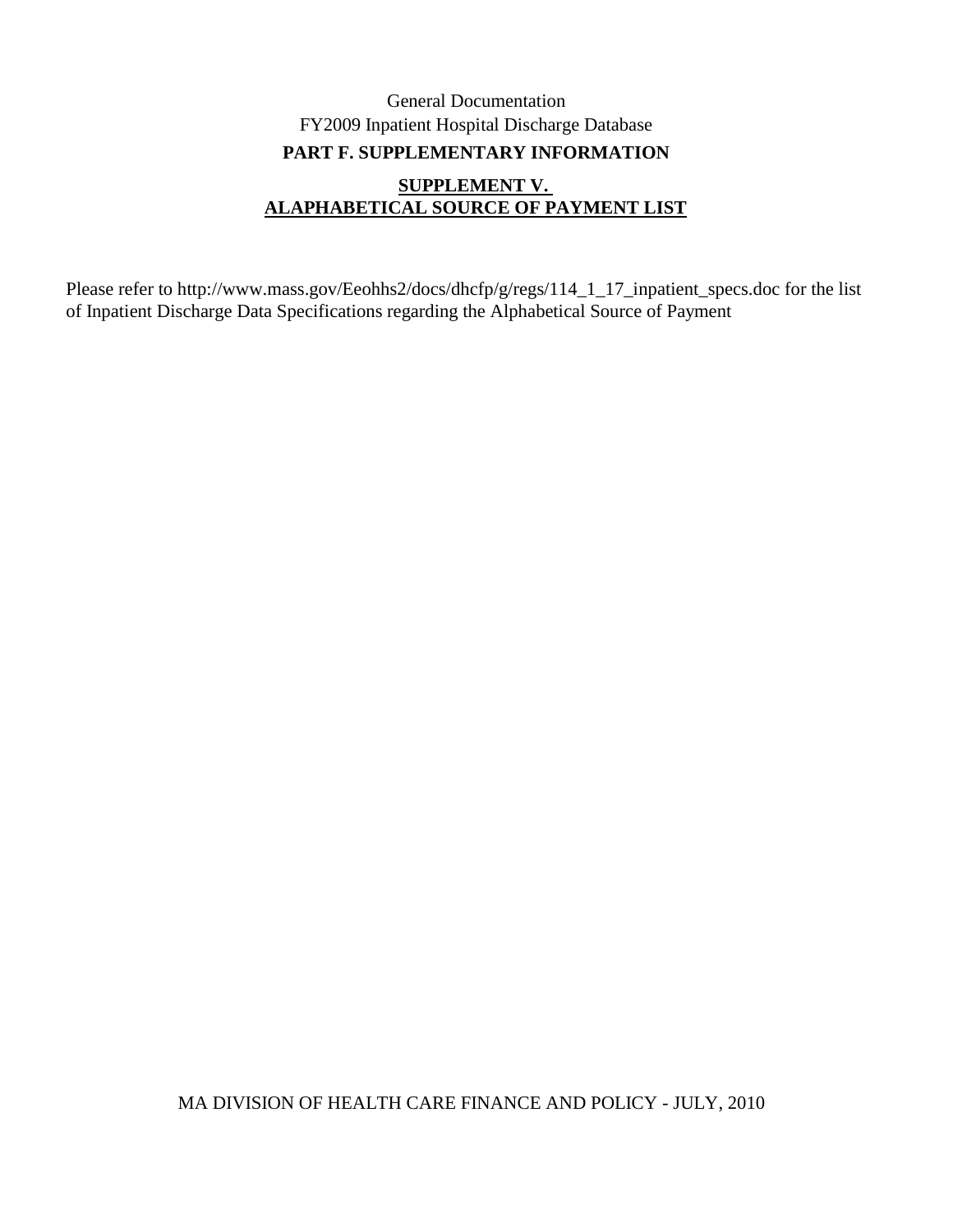General Documentation
FY2009 Inpatient Hospital Discharge Database

## PART F. SUPPLEMENTARY INFORMATION

### SUPPLEMENT V. ALAPHABETICAL SOURCE OF PAYMENT LIST

Please refer to http://www.mass.gov/Eeohhs2/docs/dhcfp/g/regs/114_1_17_inpatient_specs.doc for the list of Inpatient Discharge Data Specifications regarding the Alphabetical Source of Payment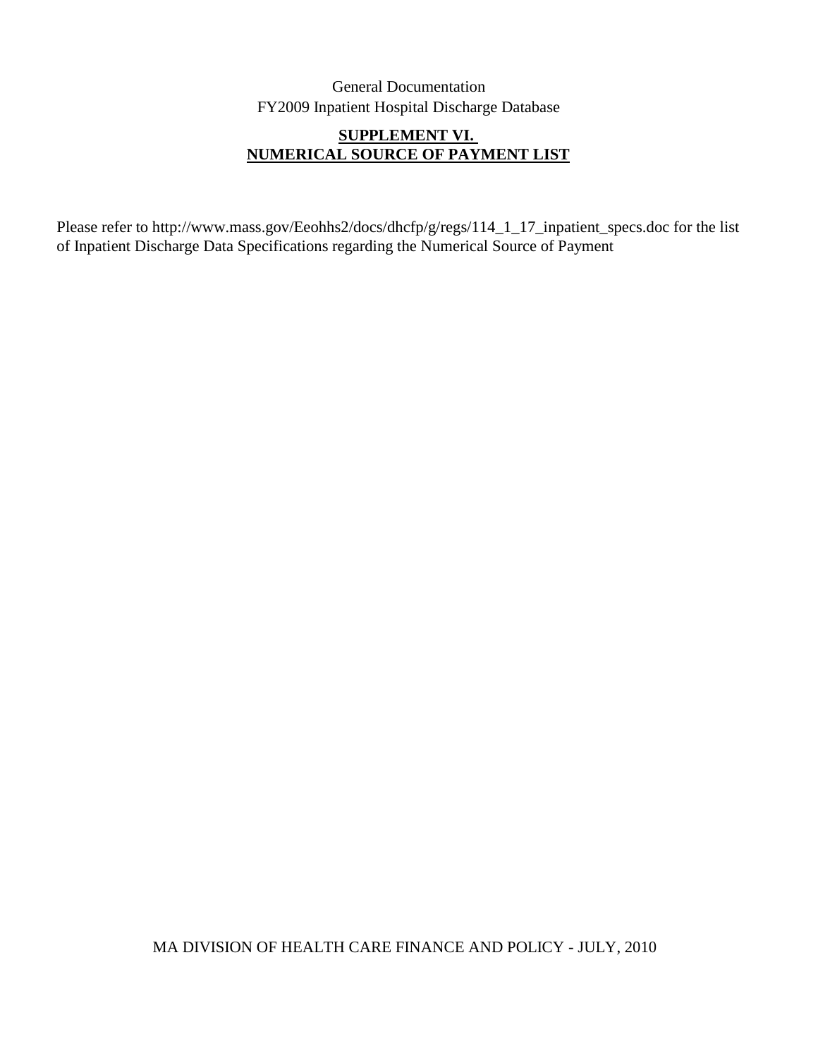## SUPPLEMENT VI.
## NUMERICAL SOURCE OF PAYMENT LIST

Please refer to http://www.mass.gov/Eeohhs2/docs/dhcfp/g/regs/114_1_17_inpatient_specs.doc for the list of Inpatient Discharge Data Specifications regarding the Numerical Source of Payment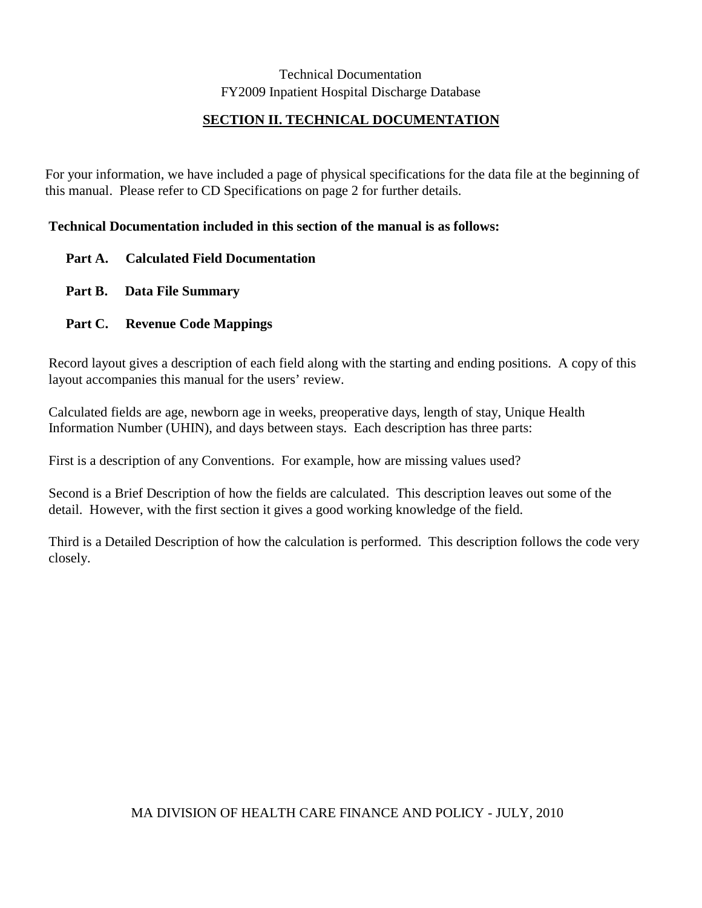Technical Documentation
FY2009 Inpatient Hospital Discharge Database

## SECTION II. TECHNICAL DOCUMENTATION

For your information, we have included a page of physical specifications for the data file at the beginning of this manual. Please refer to CD Specifications on page 2 for further details.

**Technical Documentation included in this section of the manual is as follows:**

**Part A. Calculated Field Documentation**

**Part B. Data File Summary**

**Part C. Revenue Code Mappings**

Record layout gives a description of each field along with the starting and ending positions. A copy of this layout accompanies this manual for the users' review.

Calculated fields are age, newborn age in weeks, preoperative days, length of stay, Unique Health Information Number (UHIN), and days between stays. Each description has three parts:

First is a description of any Conventions. For example, how are missing values used?

Second is a Brief Description of how the fields are calculated. This description leaves out some of the detail. However, with the first section it gives a good working knowledge of the field.

Third is a Detailed Description of how the calculation is performed. This description follows the code very closely.

MA DIVISION OF HEALTH CARE FINANCE AND POLICY - JULY, 2010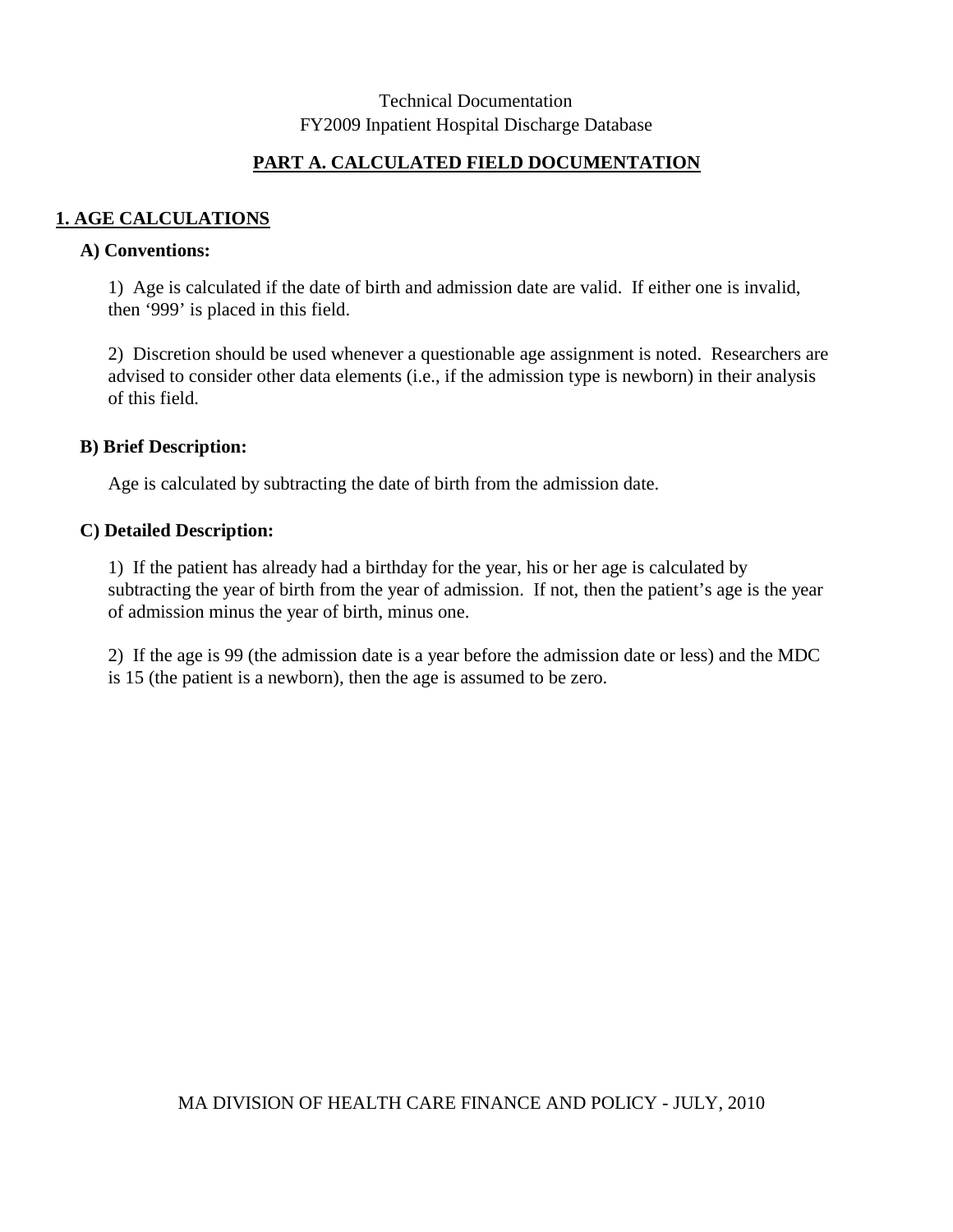Technical Documentation
FY2009 Inpatient Hospital Discharge Database

## PART A. CALCULATED FIELD DOCUMENTATION

### 1. AGE CALCULATIONS

**A) Conventions:**

1) Age is calculated if the date of birth and admission date are valid. If either one is invalid, then '999' is placed in this field.

2) Discretion should be used whenever a questionable age assignment is noted. Researchers are advised to consider other data elements (i.e., if the admission type is newborn) in their analysis of this field.

**B) Brief Description:**

Age is calculated by subtracting the date of birth from the admission date.

**C) Detailed Description:**

1) If the patient has already had a birthday for the year, his or her age is calculated by subtracting the year of birth from the year of admission. If not, then the patient's age is the year of admission minus the year of birth, minus one.

2) If the age is 99 (the admission date is a year before the admission date or less) and the MDC is 15 (the patient is a newborn), then the age is assumed to be zero.

MA DIVISION OF HEALTH CARE FINANCE AND POLICY - JULY, 2010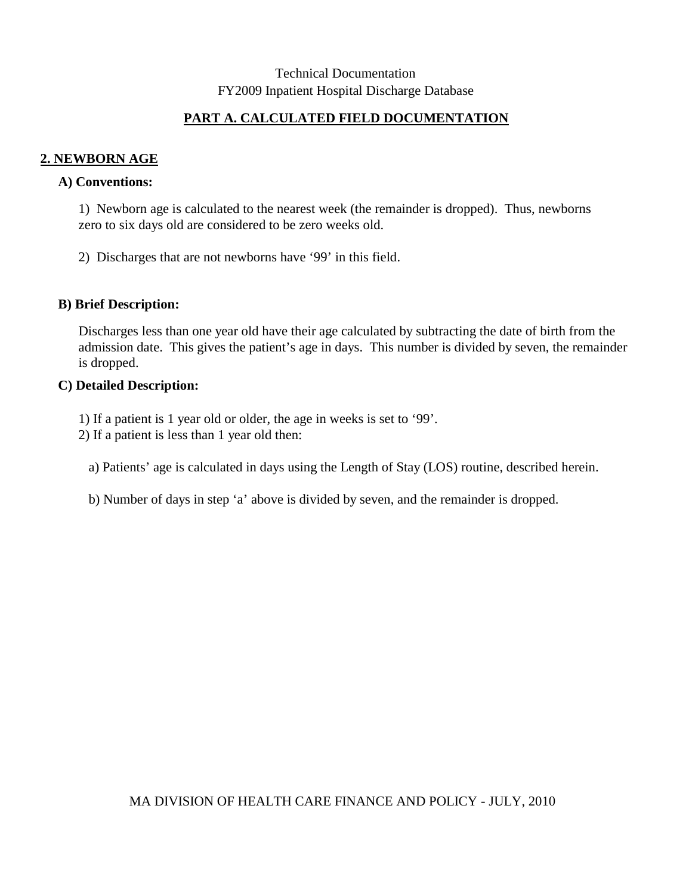Technical Documentation
FY2009 Inpatient Hospital Discharge Database

## PART A. CALCULATED FIELD DOCUMENTATION

### 2. NEWBORN AGE

**A) Conventions:**

1) Newborn age is calculated to the nearest week (the remainder is dropped). Thus, newborns zero to six days old are considered to be zero weeks old.

2) Discharges that are not newborns have ‘99’ in this field.

**B) Brief Description:**

Discharges less than one year old have their age calculated by subtracting the date of birth from the admission date. This gives the patient’s age in days. This number is divided by seven, the remainder is dropped.

**C) Detailed Description:**

1) If a patient is 1 year old or older, the age in weeks is set to ‘99’.
2) If a patient is less than 1 year old then:

a) Patients’ age is calculated in days using the Length of Stay (LOS) routine, described herein.

b) Number of days in step ‘a’ above is divided by seven, and the remainder is dropped.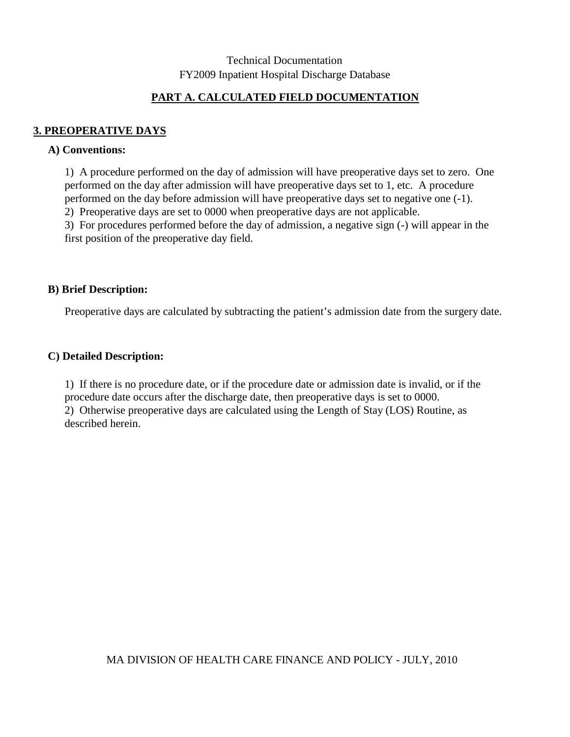## PART A. CALCULATED FIELD DOCUMENTATION

### 3. PREOPERATIVE DAYS

**A) Conventions:**

1) A procedure performed on the day of admission will have preoperative days set to zero. One performed on the day after admission will have preoperative days set to 1, etc. A procedure performed on the day before admission will have preoperative days set to negative one (-1).
2) Preoperative days are set to 0000 when preoperative days are not applicable.
3) For procedures performed before the day of admission, a negative sign (-) will appear in the first position of the preoperative day field.

**B) Brief Description:**

Preoperative days are calculated by subtracting the patient's admission date from the surgery date.

**C) Detailed Description:**

1) If there is no procedure date, or if the procedure date or admission date is invalid, or if the procedure date occurs after the discharge date, then preoperative days is set to 0000.
2) Otherwise preoperative days are calculated using the Length of Stay (LOS) Routine, as described herein.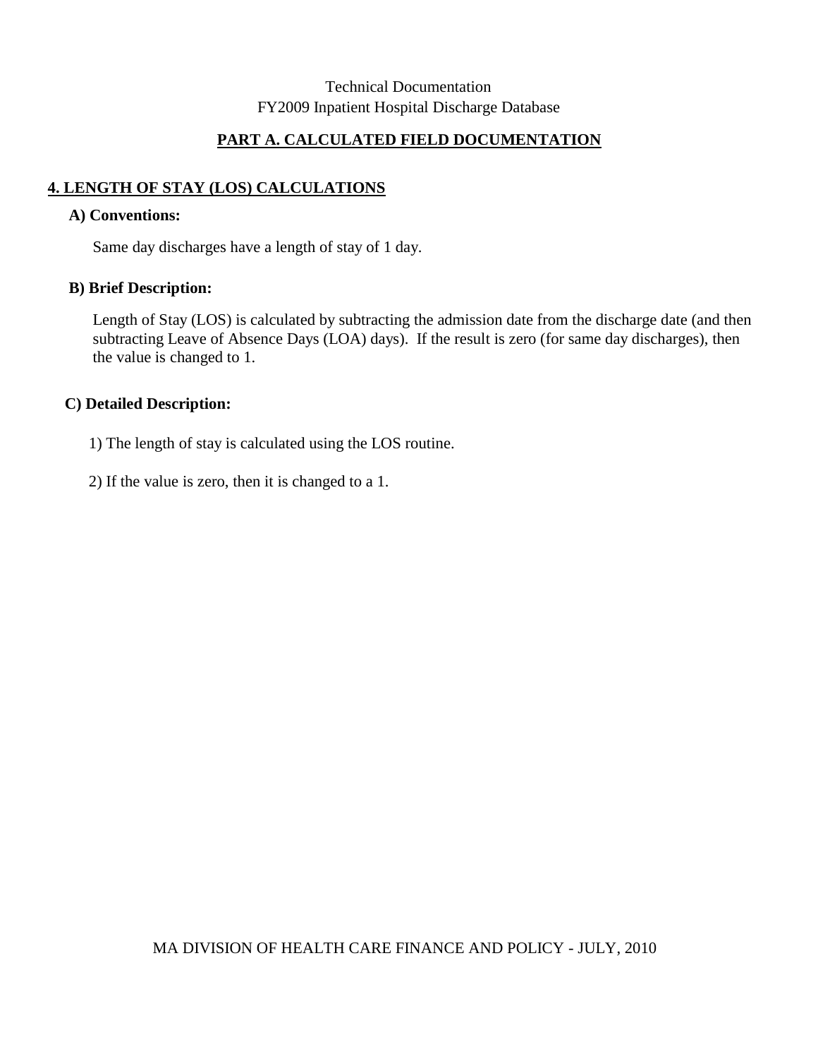Technical Documentation
FY2009 Inpatient Hospital Discharge Database

## PART A. CALCULATED FIELD DOCUMENTATION

### 4. LENGTH OF STAY (LOS) CALCULATIONS

**A) Conventions:**

Same day discharges have a length of stay of 1 day.

**B) Brief Description:**

Length of Stay (LOS) is calculated by subtracting the admission date from the discharge date (and then subtracting Leave of Absence Days (LOA) days). If the result is zero (for same day discharges), then the value is changed to 1.

**C) Detailed Description:**

1) The length of stay is calculated using the LOS routine.

2) If the value is zero, then it is changed to a 1.

MA DIVISION OF HEALTH CARE FINANCE AND POLICY - JULY, 2010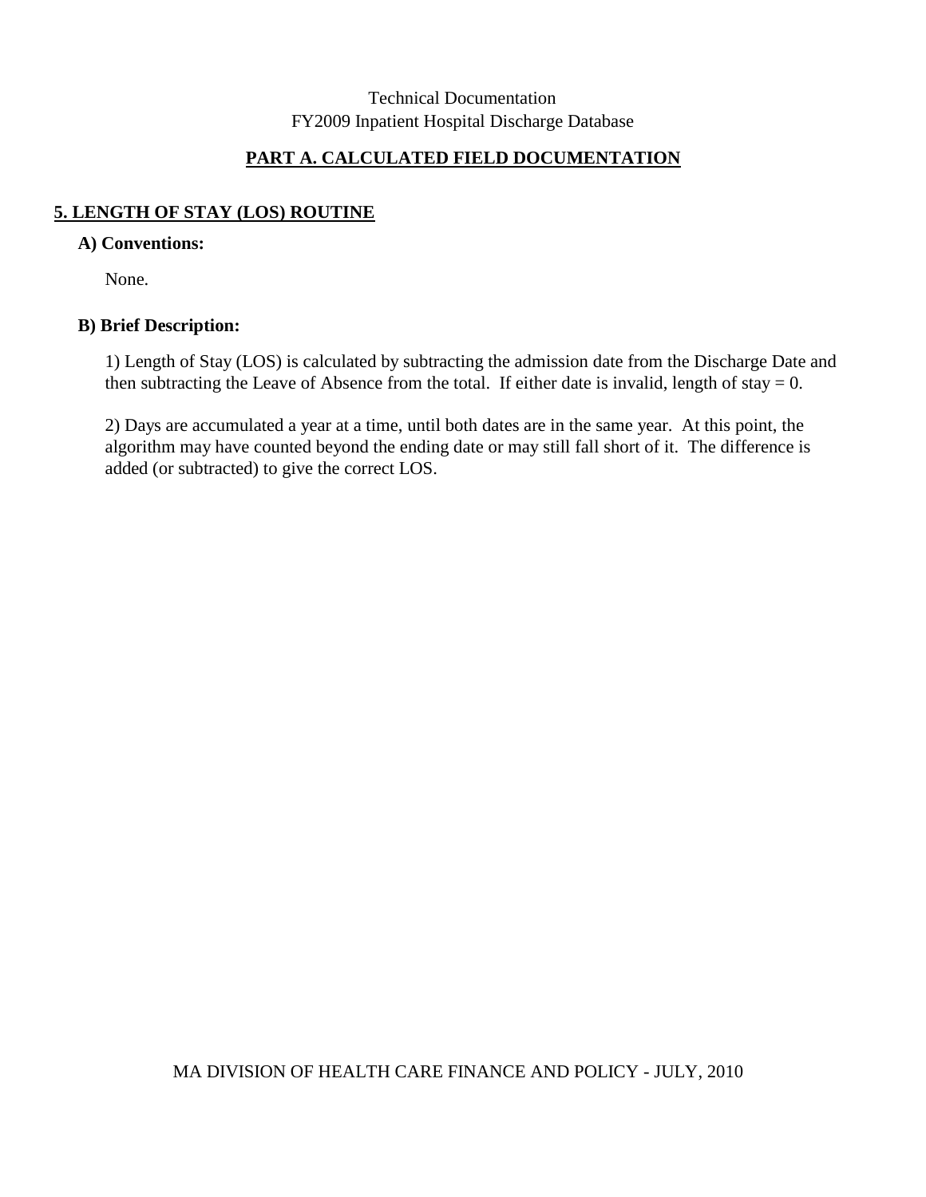Technical Documentation
FY2009 Inpatient Hospital Discharge Database

## PART A. CALCULATED FIELD DOCUMENTATION

### 5. LENGTH OF STAY (LOS) ROUTINE

**A) Conventions:**

None.

**B) Brief Description:**

1) Length of Stay (LOS) is calculated by subtracting the admission date from the Discharge Date and then subtracting the Leave of Absence from the total. If either date is invalid, length of stay = 0.

2) Days are accumulated a year at a time, until both dates are in the same year. At this point, the algorithm may have counted beyond the ending date or may still fall short of it. The difference is added (or subtracted) to give the correct LOS.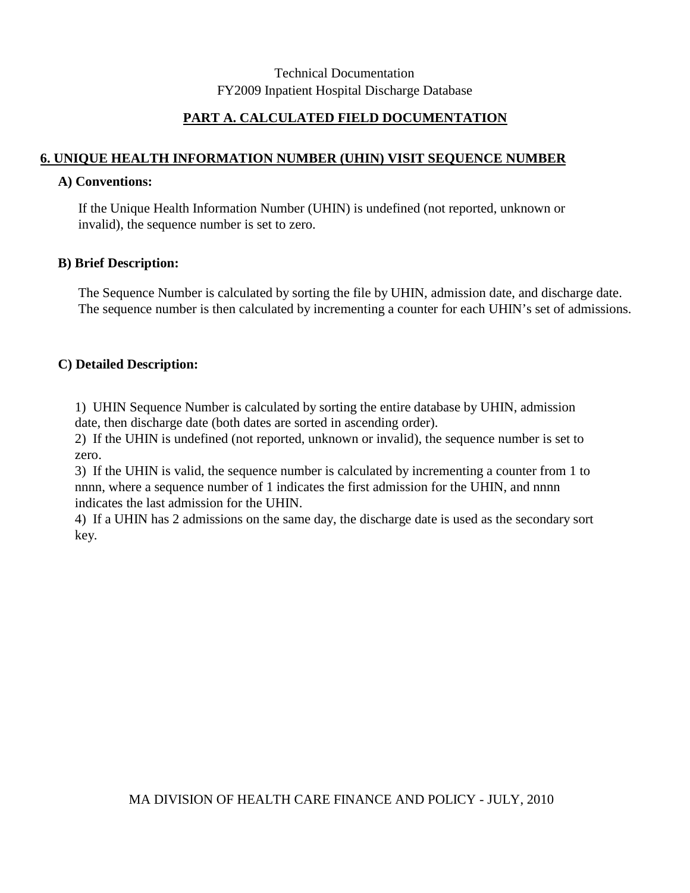Technical Documentation
FY2009 Inpatient Hospital Discharge Database

## PART A. CALCULATED FIELD DOCUMENTATION

### 6. UNIQUE HEALTH INFORMATION NUMBER (UHIN) VISIT SEQUENCE NUMBER

**A) Conventions:**

If the Unique Health Information Number (UHIN) is undefined (not reported, unknown or invalid), the sequence number is set to zero.

**B) Brief Description:**

The Sequence Number is calculated by sorting the file by UHIN, admission date, and discharge date. The sequence number is then calculated by incrementing a counter for each UHIN's set of admissions.

**C) Detailed Description:**

1) UHIN Sequence Number is calculated by sorting the entire database by UHIN, admission date, then discharge date (both dates are sorted in ascending order).
2) If the UHIN is undefined (not reported, unknown or invalid), the sequence number is set to zero.
3) If the UHIN is valid, the sequence number is calculated by incrementing a counter from 1 to nnnn, where a sequence number of 1 indicates the first admission for the UHIN, and nnnn indicates the last admission for the UHIN.
4) If a UHIN has 2 admissions on the same day, the discharge date is used as the secondary sort key.

MA DIVISION OF HEALTH CARE FINANCE AND POLICY - JULY, 2010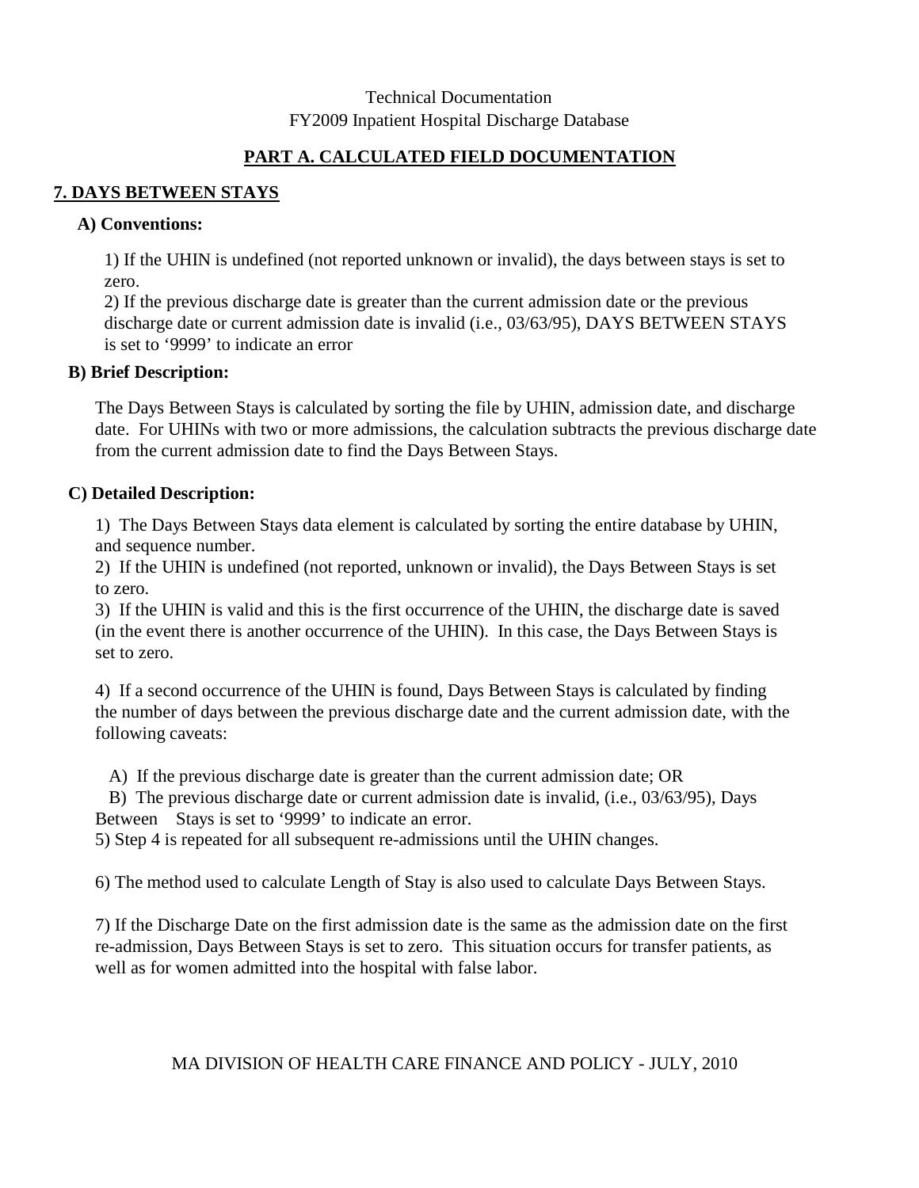Technical Documentation
FY2009 Inpatient Hospital Discharge Database

## PART A. CALCULATED FIELD DOCUMENTATION

### 7. DAYS BETWEEN STAYS

**A) Conventions:**

1) If the UHIN is undefined (not reported unknown or invalid), the days between stays is set to zero.
2) If the previous discharge date is greater than the current admission date or the previous discharge date or current admission date is invalid (i.e., 03/63/95), DAYS BETWEEN STAYS is set to '9999' to indicate an error

**B) Brief Description:**

The Days Between Stays is calculated by sorting the file by UHIN, admission date, and discharge date. For UHINs with two or more admissions, the calculation subtracts the previous discharge date from the current admission date to find the Days Between Stays.

**C) Detailed Description:**

1) The Days Between Stays data element is calculated by sorting the entire database by UHIN, and sequence number.
2) If the UHIN is undefined (not reported, unknown or invalid), the Days Between Stays is set to zero.
3) If the UHIN is valid and this is the first occurrence of the UHIN, the discharge date is saved (in the event there is another occurrence of the UHIN). In this case, the Days Between Stays is set to zero.

4) If a second occurrence of the UHIN is found, Days Between Stays is calculated by finding the number of days between the previous discharge date and the current admission date, with the following caveats:

A) If the previous discharge date is greater than the current admission date; OR
B) The previous discharge date or current admission date is invalid, (i.e., 03/63/95), Days Between Stays is set to '9999' to indicate an error.

5) Step 4 is repeated for all subsequent re-admissions until the UHIN changes.

6) The method used to calculate Length of Stay is also used to calculate Days Between Stays.

7) If the Discharge Date on the first admission date is the same as the admission date on the first re-admission, Days Between Stays is set to zero. This situation occurs for transfer patients, as well as for women admitted into the hospital with false labor.

MA DIVISION OF HEALTH CARE FINANCE AND POLICY - JULY, 2010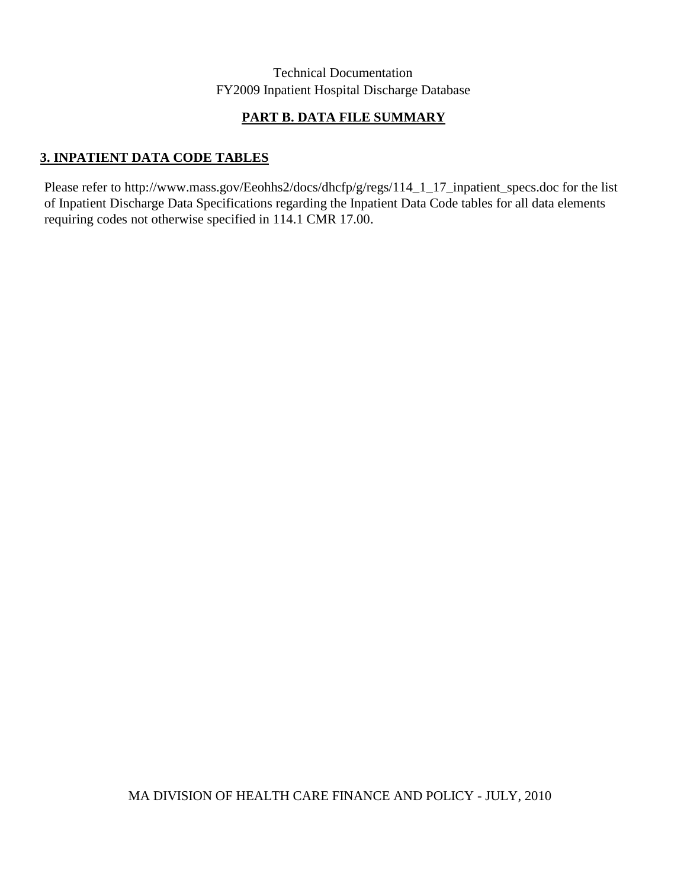## PART B. DATA FILE SUMMARY

### 3. INPATIENT DATA CODE TABLES

Please refer to http://www.mass.gov/Eeohhs2/docs/dhcfp/g/regs/114_1_17_inpatient_specs.doc for the list of Inpatient Discharge Data Specifications regarding the Inpatient Data Code tables for all data elements requiring codes not otherwise specified in 114.1 CMR 17.00.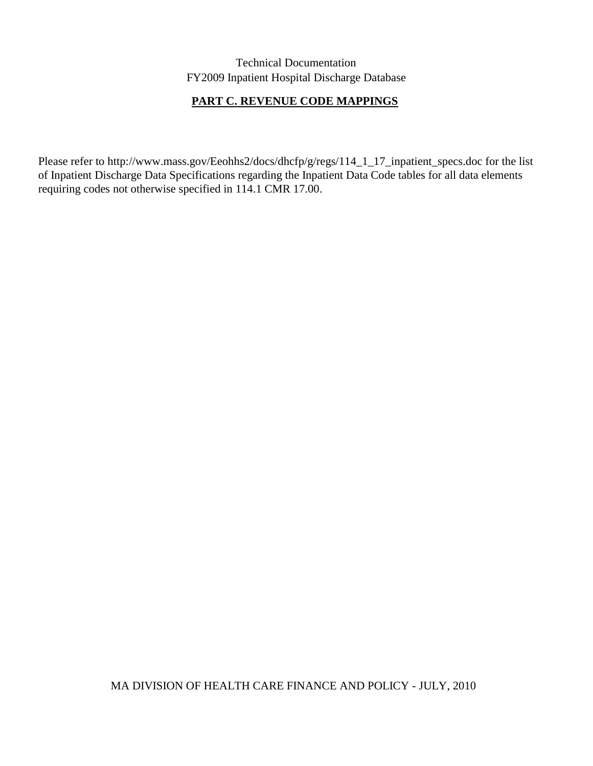Technical Documentation
FY2009 Inpatient Hospital Discharge Database

## PART C. REVENUE CODE MAPPINGS

Please refer to http://www.mass.gov/Eeohhs2/docs/dhcfp/g/regs/114_1_17_inpatient_specs.doc for the list of Inpatient Discharge Data Specifications regarding the Inpatient Data Code tables for all data elements requiring codes not otherwise specified in 114.1 CMR 17.00.